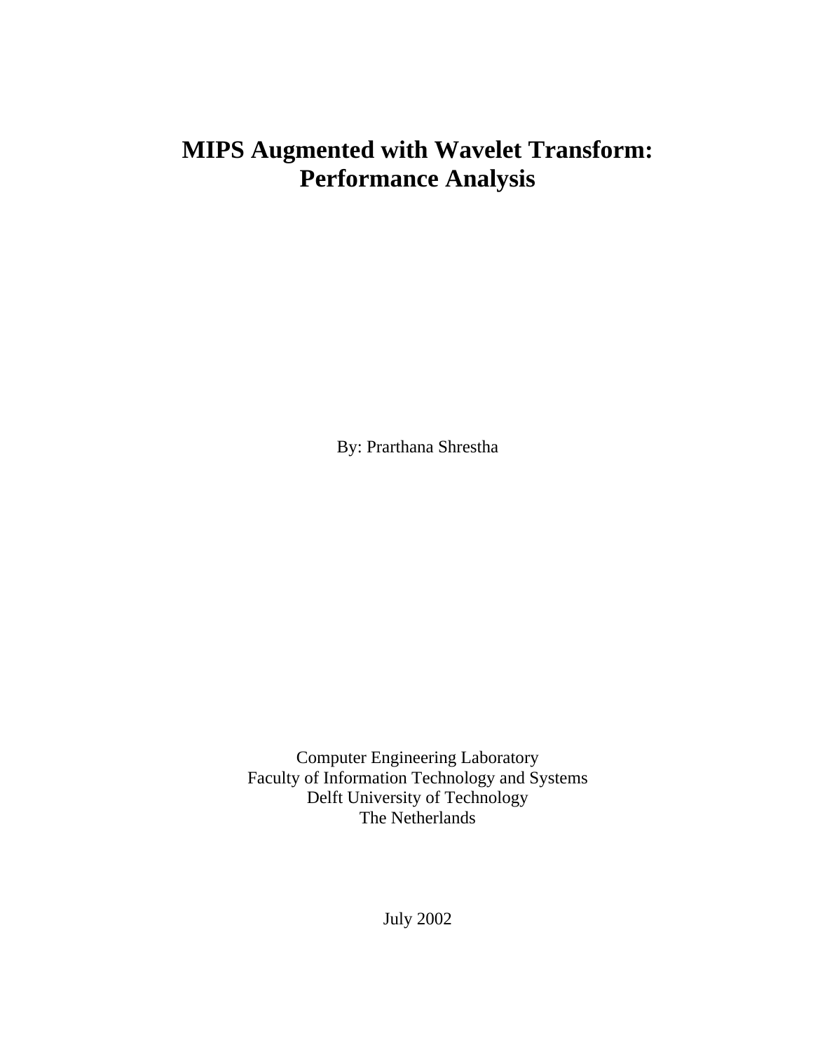# MIPS Augmented with Wavelet Transform: Performance Analysis

By: Prarthana Shrestha

Computer Engineering Laboratory
Faculty of Information Technology and Systems
Delft University of Technology
The Netherlands

July 2002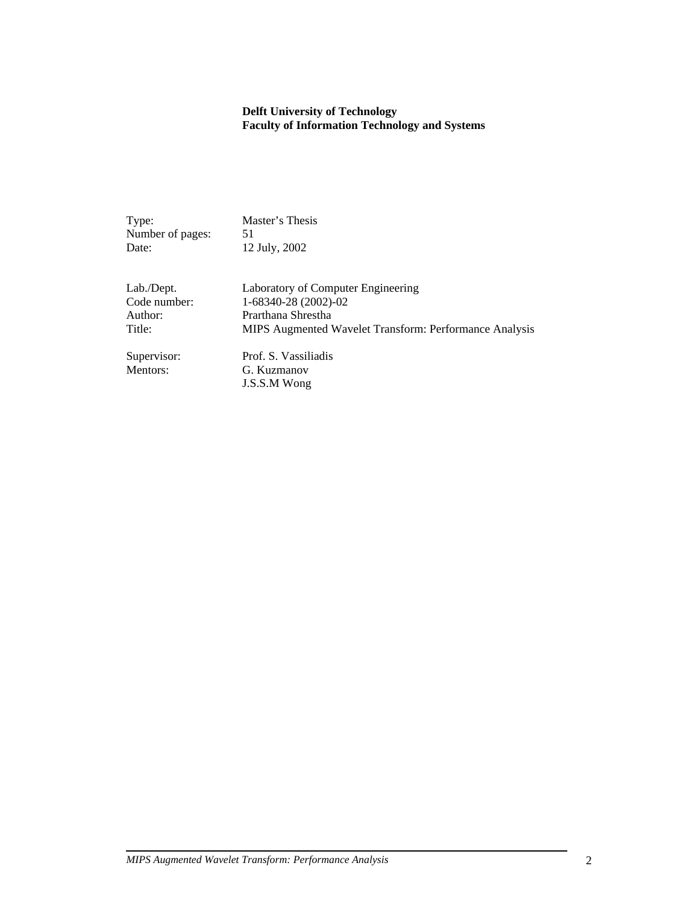**Delft University of Technology**
**Faculty of Information Technology and Systems**

| | |
|---|---|
| Type: | Master's Thesis |
| Number of pages: | 51 |
| Date: | 12 July, 2002 |
| | |
| Lab./Dept. | Laboratory of Computer Engineering |
| Code number: | 1-68340-28 (2002)-02 |
| Author: | Prarthana Shrestha |
| Title: | MIPS Augmented Wavelet Transform: Performance Analysis |
| | |
| Supervisor: | Prof. S. Vassiliadis |
| Mentors: | G. Kuzmanov |
| | J.S.S.M Wong |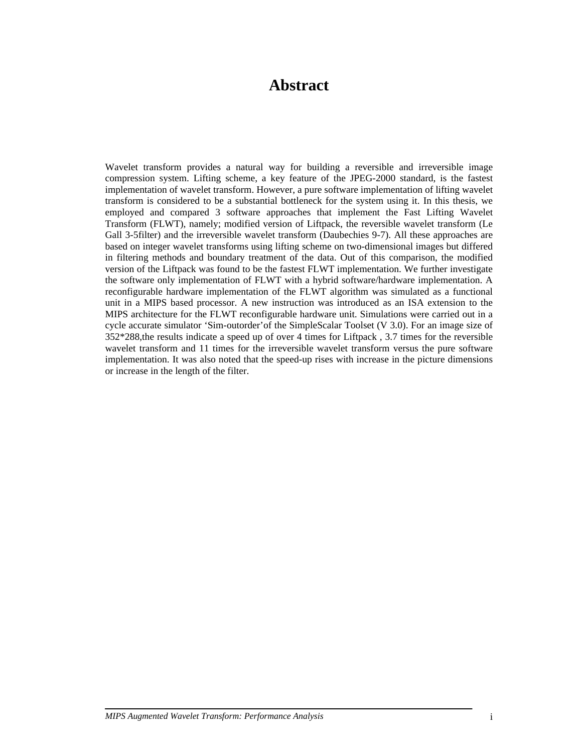# Abstract

Wavelet transform provides a natural way for building a reversible and irreversible image compression system. Lifting scheme, a key feature of the JPEG-2000 standard, is the fastest implementation of wavelet transform. However, a pure software implementation of lifting wavelet transform is considered to be a substantial bottleneck for the system using it. In this thesis, we employed and compared 3 software approaches that implement the Fast Lifting Wavelet Transform (FLWT), namely; modified version of Liftpack, the reversible wavelet transform (Le Gall 3-5filter) and the irreversible wavelet transform (Daubechies 9-7). All these approaches are based on integer wavelet transforms using lifting scheme on two-dimensional images but differed in filtering methods and boundary treatment of the data. Out of this comparison, the modified version of the Liftpack was found to be the fastest FLWT implementation. We further investigate the software only implementation of FLWT with a hybrid software/hardware implementation. A reconfigurable hardware implementation of the FLWT algorithm was simulated as a functional unit in a MIPS based processor. A new instruction was introduced as an ISA extension to the MIPS architecture for the FLWT reconfigurable hardware unit. Simulations were carried out in a cycle accurate simulator 'Sim-outorder'of the SimpleScalar Toolset (V 3.0). For an image size of 352*288,the results indicate a speed up of over 4 times for Liftpack , 3.7 times for the reversible wavelet transform and 11 times for the irreversible wavelet transform versus the pure software implementation. It was also noted that the speed-up rises with increase in the picture dimensions or increase in the length of the filter.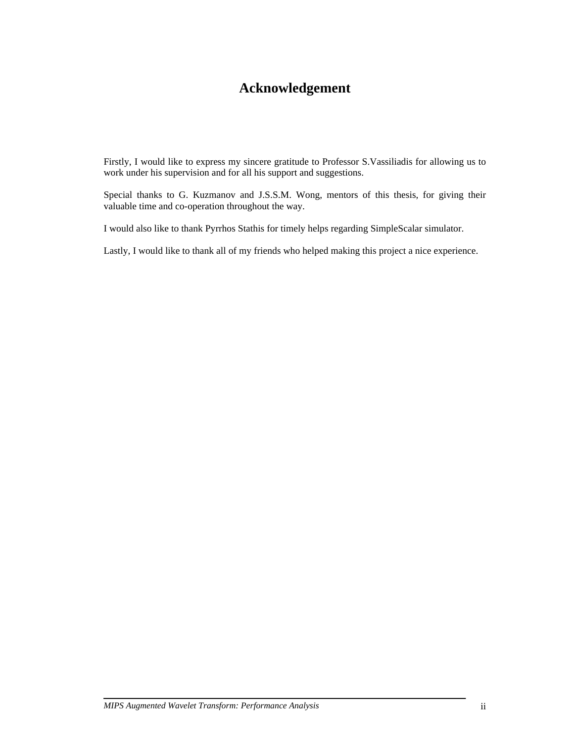# Acknowledgement

Firstly, I would like to express my sincere gratitude to Professor S.Vassiliadis for allowing us to work under his supervision and for all his support and suggestions.

Special thanks to G. Kuzmanov and J.S.S.M. Wong, mentors of this thesis, for giving their valuable time and co-operation throughout the way.

I would also like to thank Pyrrhos Stathis for timely helps regarding SimpleScalar simulator.

Lastly, I would like to thank all of my friends who helped making this project a nice experience.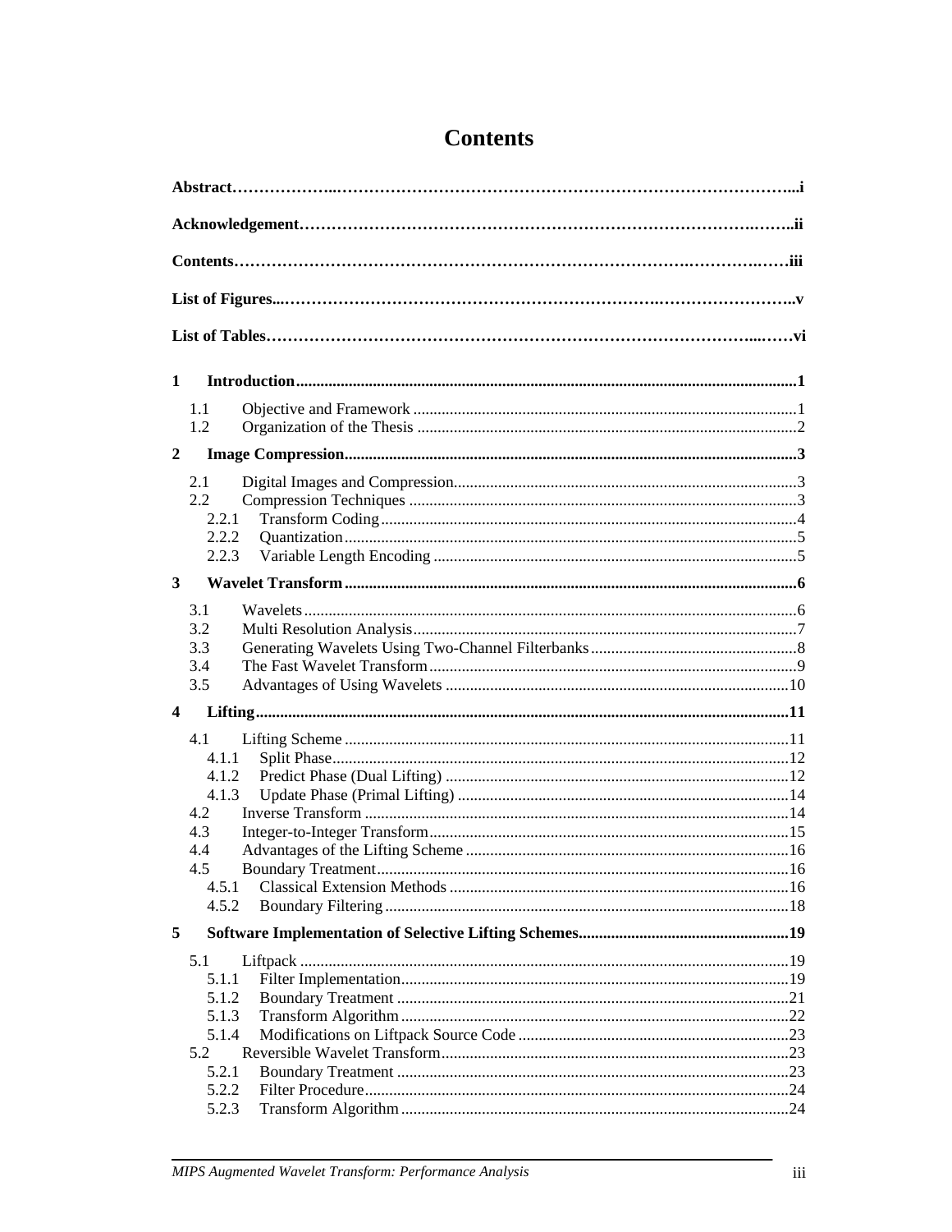# Contents

**Abstract……………………………………………………………………………………………i**

**Acknowledgement…………………………………………………………………………………ii**

**Contents……………………………………………………………………………………………iii**

**List of Figures……………………………………………………………………………………v**

**List of Tables……………………………………………………………………………………vi**

**1 Introduction........................................................................................................................1**

1.1 Objective and Framework ..........................................................................................1
1.2 Organization of the Thesis .........................................................................................2

**2 Image Compression...........................................................................................................3**

2.1 Digital Images and Compression................................................................................3
2.2 Compression Techniques ...........................................................................................3
2.2.1 Transform Coding.....................................................................................................4
2.2.2 Quantization..............................................................................................................5
2.2.3 Variable Length Encoding ........................................................................................5

**3 Wavelet Transform............................................................................................................6**

3.1 Wavelets......................................................................................................................6
3.2 Multi Resolution Analysis...........................................................................................7
3.3 Generating Wavelets Using Two-Channel Filterbanks...............................................8
3.4 The Fast Wavelet Transform.......................................................................................9
3.5 Advantages of Using Wavelets ..................................................................................10

**4 Lifting................................................................................................................................11**

4.1 Lifting Scheme ..........................................................................................................11
4.1.1 Split Phase..............................................................................................................12
4.1.2 Predict Phase (Dual Lifting) ...................................................................................12
4.1.3 Update Phase (Primal Lifting) ................................................................................14
4.2 Inverse Transform ......................................................................................................14
4.3 Integer-to-Integer Transform......................................................................................15
4.4 Advantages of the Lifting Scheme .............................................................................16
4.5 Boundary Treatment...................................................................................................16
4.5.1 Classical Extension Methods ..................................................................................16
4.5.2 Boundary Filtering ..................................................................................................18

**5 Software Implementation of Selective Lifting Schemes................................................19**

5.1 Liftpack ......................................................................................................................19
5.1.1 Filter Implementation..............................................................................................19
5.1.2 Boundary Treatment ...............................................................................................21
5.1.3 Transform Algorithm ..............................................................................................22
5.1.4 Modifications on Liftpack Source Code .................................................................23
5.2 Reversible Wavelet Transform...................................................................................23
5.2.1 Boundary Treatment ...............................................................................................23
5.2.2 Filter Procedure.......................................................................................................24
5.2.3 Transform Algorithm ..............................................................................................24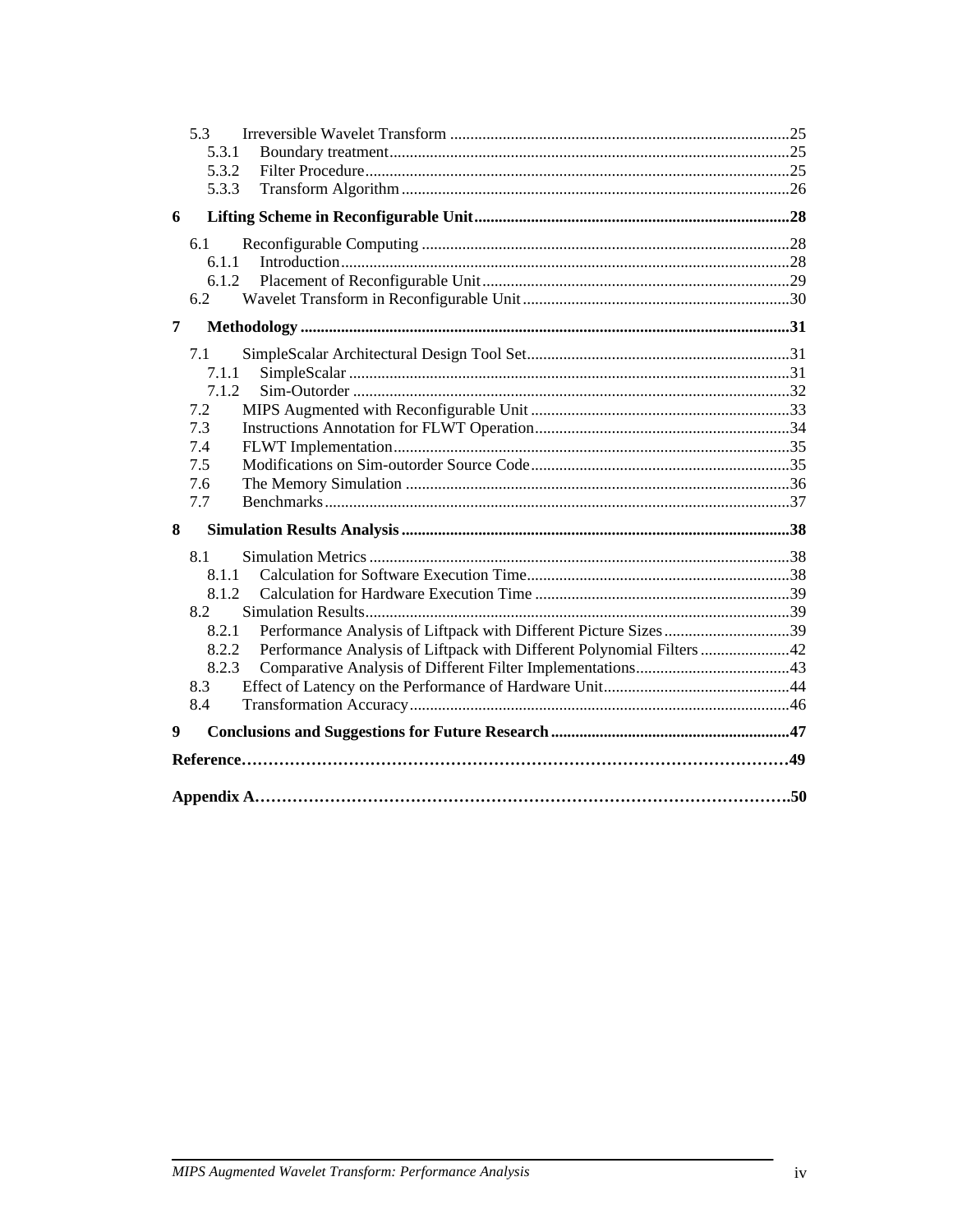- 5.3 Irreversible Wavelet Transform ....................................25
  - 5.3.1 Boundary treatment ....................................25
  - 5.3.2 Filter Procedure ....................................25
  - 5.3.3 Transform Algorithm ....................................26

**6 Lifting Scheme in Reconfigurable Unit ....................................28**

- 6.1 Reconfigurable Computing ....................................28
  - 6.1.1 Introduction ....................................28
  - 6.1.2 Placement of Reconfigurable Unit ....................................29
- 6.2 Wavelet Transform in Reconfigurable Unit ....................................30

**7 Methodology ....................................31**

- 7.1 SimpleScalar Architectural Design Tool Set ....................................31
  - 7.1.1 SimpleScalar ....................................31
  - 7.1.2 Sim-Outorder ....................................32
- 7.2 MIPS Augmented with Reconfigurable Unit ....................................33
- 7.3 Instructions Annotation for FLWT Operation ....................................34
- 7.4 FLWT Implementation ....................................35
- 7.5 Modifications on Sim-outorder Source Code ....................................35
- 7.6 The Memory Simulation ....................................36
- 7.7 Benchmarks ....................................37

**8 Simulation Results Analysis ....................................38**

- 8.1 Simulation Metrics ....................................38
  - 8.1.1 Calculation for Software Execution Time ....................................38
  - 8.1.2 Calculation for Hardware Execution Time ....................................39
- 8.2 Simulation Results ....................................39
  - 8.2.1 Performance Analysis of Liftpack with Different Picture Sizes ....................................39
  - 8.2.2 Performance Analysis of Liftpack with Different Polynomial Filters ....................................42
  - 8.2.3 Comparative Analysis of Different Filter Implementations ....................................43
- 8.3 Effect of Latency on the Performance of Hardware Unit ....................................44
- 8.4 Transformation Accuracy ....................................46

**9 Conclusions and Suggestions for Future Research ....................................47**

**Reference....................................49**

**Appendix A....................................50**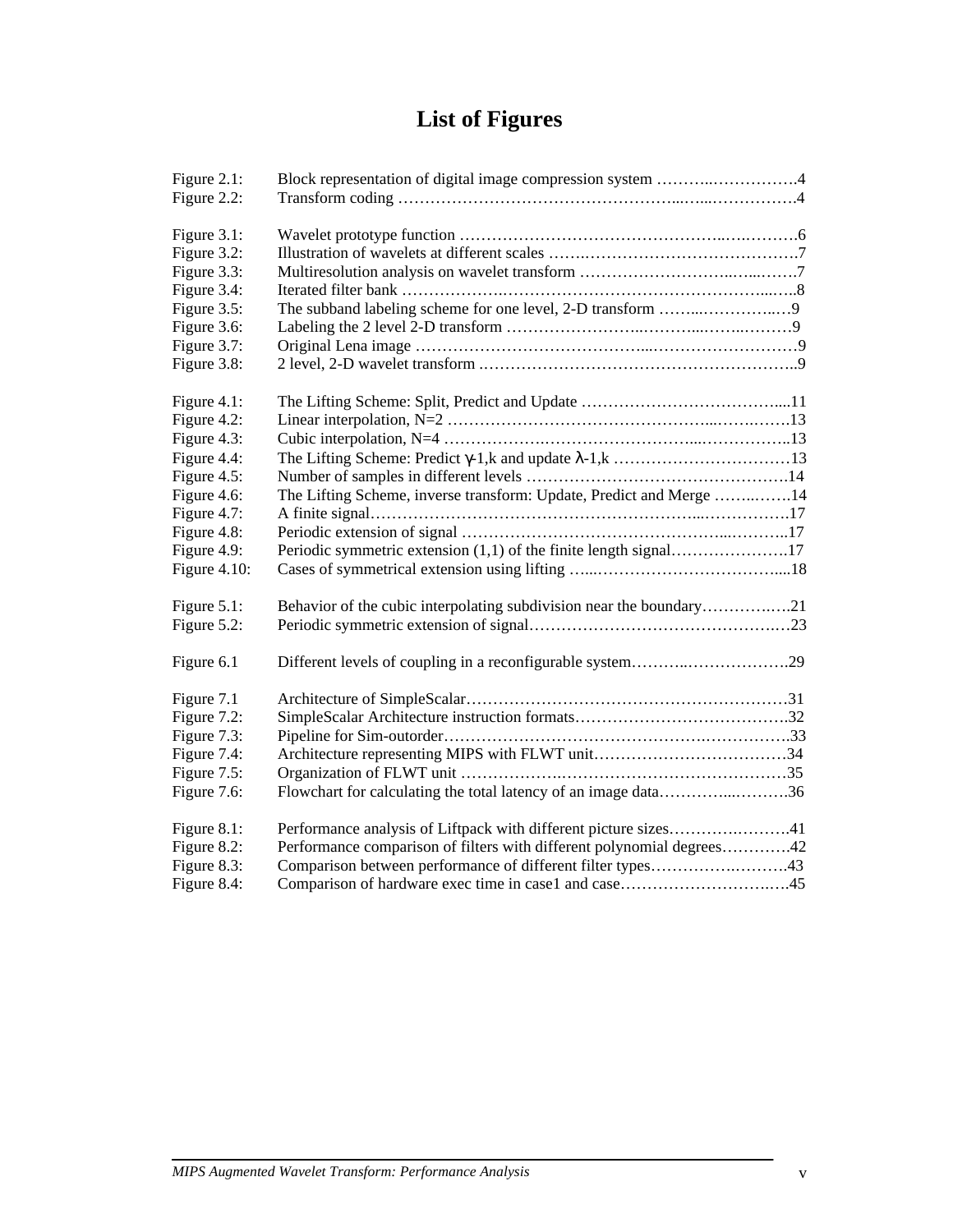# List of Figures

| | | |
|---|---|---|
| Figure 2.1: | Block representation of digital image compression system | 4 |
| Figure 2.2: | Transform coding | 4 |
| Figure 3.1: | Wavelet prototype function | 6 |
| Figure 3.2: | Illustration of wavelets at different scales | 7 |
| Figure 3.3: | Multiresolution analysis on wavelet transform | 7 |
| Figure 3.4: | Iterated filter bank | 8 |
| Figure 3.5: | The subband labeling scheme for one level, 2-D transform | 9 |
| Figure 3.6: | Labeling the 2 level 2-D transform | 9 |
| Figure 3.7: | Original Lena image | 9 |
| Figure 3.8: | 2 level, 2-D wavelet transform | 9 |
| Figure 4.1: | The Lifting Scheme: Split, Predict and Update | 11 |
| Figure 4.2: | Linear interpolation, N=2 | 13 |
| Figure 4.3: | Cubic interpolation, N=4 | 13 |
| Figure 4.4: | The Lifting Scheme: Predict $\gamma_{-1,k}$ and update $\lambda_{-1,k}$ | 13 |
| Figure 4.5: | Number of samples in different levels | 14 |
| Figure 4.6: | The Lifting Scheme, inverse transform: Update, Predict and Merge | 14 |
| Figure 4.7: | A finite signal | 17 |
| Figure 4.8: | Periodic extension of signal | 17 |
| Figure 4.9: | Periodic symmetric extension (1,1) of the finite length signal | 17 |
| Figure 4.10: | Cases of symmetrical extension using lifting | 18 |
| Figure 5.1: | Behavior of the cubic interpolating subdivision near the boundary | 21 |
| Figure 5.2: | Periodic symmetric extension of signal | 23 |
| Figure 6.1 | Different levels of coupling in a reconfigurable system | 29 |
| Figure 7.1 | Architecture of SimpleScalar | 31 |
| Figure 7.2: | SimpleScalar Architecture instruction formats | 32 |
| Figure 7.3: | Pipeline for Sim-outorder | 33 |
| Figure 7.4: | Architecture representing MIPS with FLWT unit | 34 |
| Figure 7.5: | Organization of FLWT unit | 35 |
| Figure 7.6: | Flowchart for calculating the total latency of an image data | 36 |
| Figure 8.1: | Performance analysis of Liftpack with different picture sizes | 41 |
| Figure 8.2: | Performance comparison of filters with different polynomial degrees | 42 |
| Figure 8.3: | Comparison between performance of different filter types | 43 |
| Figure 8.4: | Comparison of hardware exec time in case1 and case | 45 |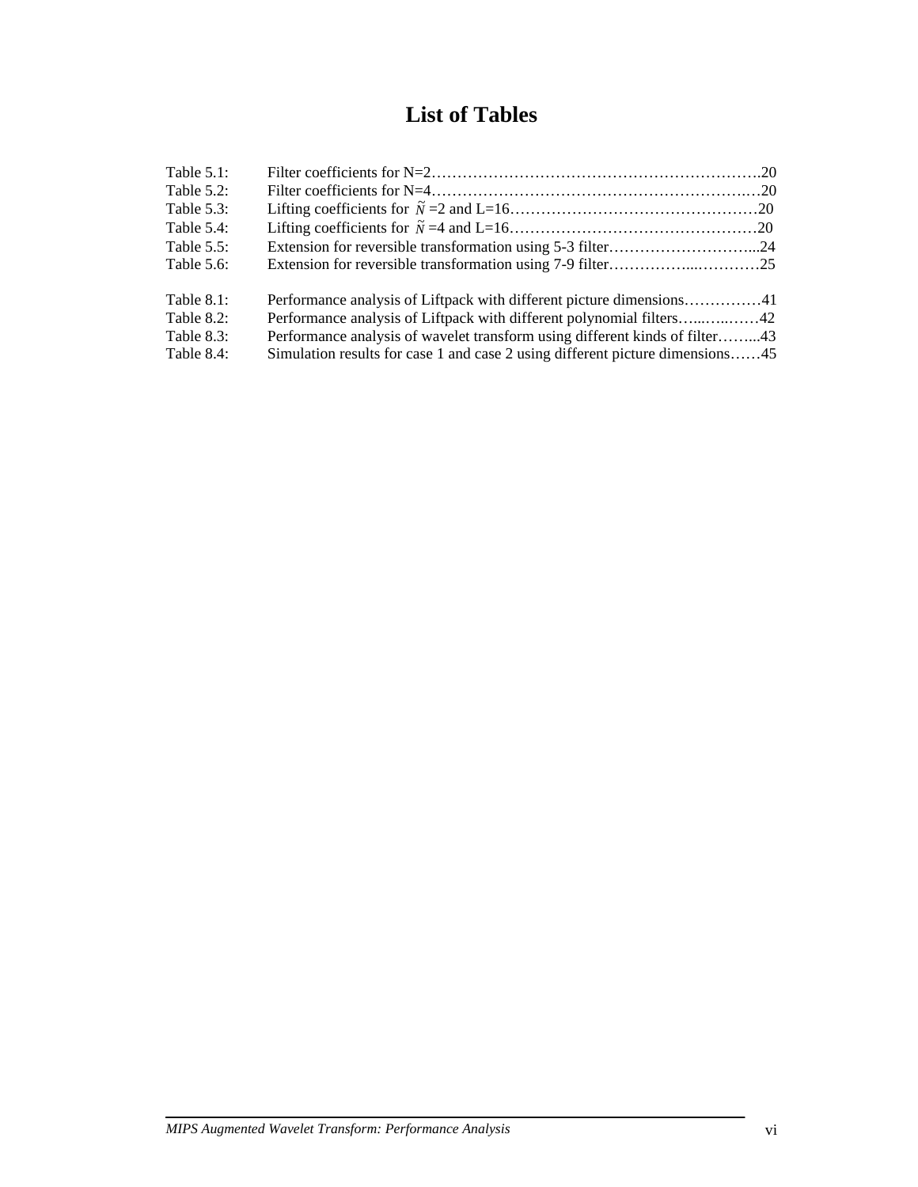# List of Tables

Table 5.1: Filter coefficients for N=2……………………………………………………….20

Table 5.2: Filter coefficients for N=4……………………………………………………….20

Table 5.3: Lifting coefficients for $\tilde{N}$ =2 and L=16…………………………………………20

Table 5.4: Lifting coefficients for $\tilde{N}$ =4 and L=16…………………………………………20

Table 5.5: Extension for reversible transformation using 5-3 filter……………………….24

Table 5.6: Extension for reversible transformation using 7-9 filter…………………………25

Table 8.1: Performance analysis of Liftpack with different picture dimensions……………41

Table 8.2: Performance analysis of Liftpack with different polynomial filters……………42

Table 8.3: Performance analysis of wavelet transform using different kinds of filter……..43

Table 8.4: Simulation results for case 1 and case 2 using different picture dimensions……45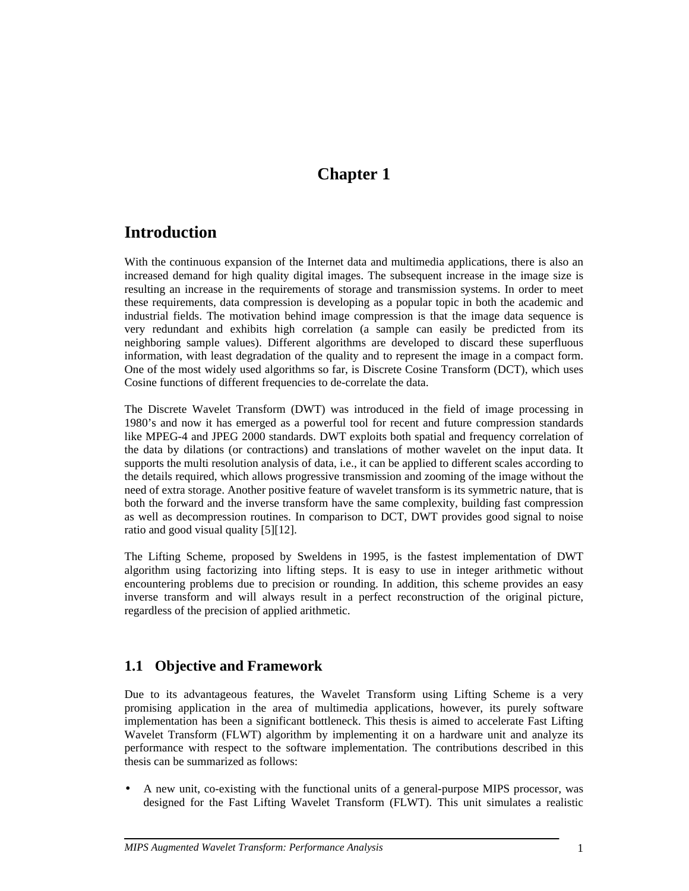# Chapter 1

## Introduction

With the continuous expansion of the Internet data and multimedia applications, there is also an increased demand for high quality digital images. The subsequent increase in the image size is resulting an increase in the requirements of storage and transmission systems. In order to meet these requirements, data compression is developing as a popular topic in both the academic and industrial fields. The motivation behind image compression is that the image data sequence is very redundant and exhibits high correlation (a sample can easily be predicted from its neighboring sample values). Different algorithms are developed to discard these superfluous information, with least degradation of the quality and to represent the image in a compact form. One of the most widely used algorithms so far, is Discrete Cosine Transform (DCT), which uses Cosine functions of different frequencies to de-correlate the data.

The Discrete Wavelet Transform (DWT) was introduced in the field of image processing in 1980's and now it has emerged as a powerful tool for recent and future compression standards like MPEG-4 and JPEG 2000 standards. DWT exploits both spatial and frequency correlation of the data by dilations (or contractions) and translations of mother wavelet on the input data. It supports the multi resolution analysis of data, i.e., it can be applied to different scales according to the details required, which allows progressive transmission and zooming of the image without the need of extra storage. Another positive feature of wavelet transform is its symmetric nature, that is both the forward and the inverse transform have the same complexity, building fast compression as well as decompression routines. In comparison to DCT, DWT provides good signal to noise ratio and good visual quality [5][12].

The Lifting Scheme, proposed by Sweldens in 1995, is the fastest implementation of DWT algorithm using factorizing into lifting steps. It is easy to use in integer arithmetic without encountering problems due to precision or rounding. In addition, this scheme provides an easy inverse transform and will always result in a perfect reconstruction of the original picture, regardless of the precision of applied arithmetic.

### 1.1 Objective and Framework

Due to its advantageous features, the Wavelet Transform using Lifting Scheme is a very promising application in the area of multimedia applications, however, its purely software implementation has been a significant bottleneck. This thesis is aimed to accelerate Fast Lifting Wavelet Transform (FLWT) algorithm by implementing it on a hardware unit and analyze its performance with respect to the software implementation. The contributions described in this thesis can be summarized as follows:

- A new unit, co-existing with the functional units of a general-purpose MIPS processor, was designed for the Fast Lifting Wavelet Transform (FLWT). This unit simulates a realistic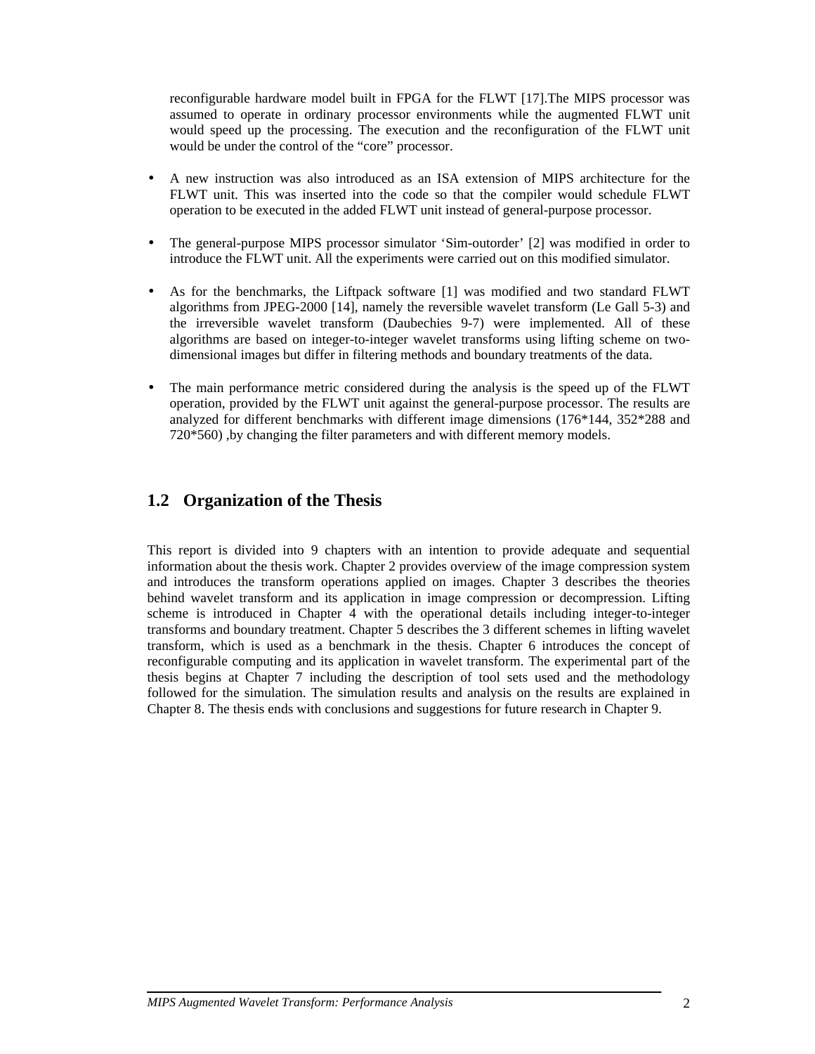reconfigurable hardware model built in FPGA for the FLWT [17].The MIPS processor was assumed to operate in ordinary processor environments while the augmented FLWT unit would speed up the processing. The execution and the reconfiguration of the FLWT unit would be under the control of the "core" processor.

- A new instruction was also introduced as an ISA extension of MIPS architecture for the FLWT unit. This was inserted into the code so that the compiler would schedule FLWT operation to be executed in the added FLWT unit instead of general-purpose processor.
- The general-purpose MIPS processor simulator 'Sim-outorder' [2] was modified in order to introduce the FLWT unit. All the experiments were carried out on this modified simulator.
- As for the benchmarks, the Liftpack software [1] was modified and two standard FLWT algorithms from JPEG-2000 [14], namely the reversible wavelet transform (Le Gall 5-3) and the irreversible wavelet transform (Daubechies 9-7) were implemented. All of these algorithms are based on integer-to-integer wavelet transforms using lifting scheme on two-dimensional images but differ in filtering methods and boundary treatments of the data.
- The main performance metric considered during the analysis is the speed up of the FLWT operation, provided by the FLWT unit against the general-purpose processor. The results are analyzed for different benchmarks with different image dimensions (176*144, 352*288 and 720*560) ,by changing the filter parameters and with different memory models.

## 1.2 Organization of the Thesis

This report is divided into 9 chapters with an intention to provide adequate and sequential information about the thesis work. Chapter 2 provides overview of the image compression system and introduces the transform operations applied on images. Chapter 3 describes the theories behind wavelet transform and its application in image compression or decompression. Lifting scheme is introduced in Chapter 4 with the operational details including integer-to-integer transforms and boundary treatment. Chapter 5 describes the 3 different schemes in lifting wavelet transform, which is used as a benchmark in the thesis. Chapter 6 introduces the concept of reconfigurable computing and its application in wavelet transform. The experimental part of the thesis begins at Chapter 7 including the description of tool sets used and the methodology followed for the simulation. The simulation results and analysis on the results are explained in Chapter 8. The thesis ends with conclusions and suggestions for future research in Chapter 9.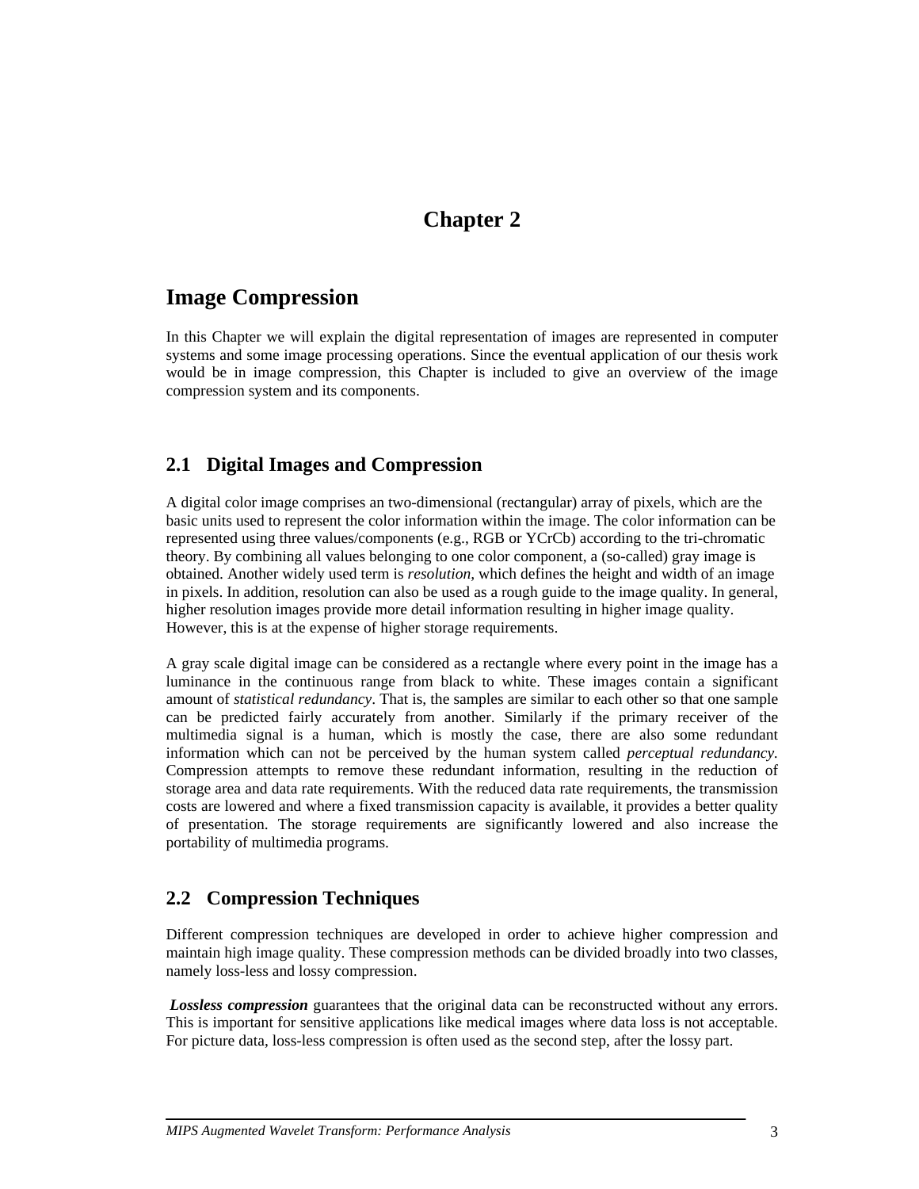# Chapter 2

## Image Compression

In this Chapter we will explain the digital representation of images are represented in computer systems and some image processing operations. Since the eventual application of our thesis work would be in image compression, this Chapter is included to give an overview of the image compression system and its components.

### 2.1 Digital Images and Compression

A digital color image comprises an two-dimensional (rectangular) array of pixels, which are the basic units used to represent the color information within the image. The color information can be represented using three values/components (e.g., RGB or YCrCb) according to the tri-chromatic theory. By combining all values belonging to one color component, a (so-called) gray image is obtained. Another widely used term is *resolution*, which defines the height and width of an image in pixels. In addition, resolution can also be used as a rough guide to the image quality. In general, higher resolution images provide more detail information resulting in higher image quality. However, this is at the expense of higher storage requirements.

A gray scale digital image can be considered as a rectangle where every point in the image has a luminance in the continuous range from black to white. These images contain a significant amount of *statistical redundancy*. That is, the samples are similar to each other so that one sample can be predicted fairly accurately from another. Similarly if the primary receiver of the multimedia signal is a human, which is mostly the case, there are also some redundant information which can not be perceived by the human system called *perceptual redundancy.* Compression attempts to remove these redundant information, resulting in the reduction of storage area and data rate requirements. With the reduced data rate requirements, the transmission costs are lowered and where a fixed transmission capacity is available, it provides a better quality of presentation. The storage requirements are significantly lowered and also increase the portability of multimedia programs.

### 2.2 Compression Techniques

Different compression techniques are developed in order to achieve higher compression and maintain high image quality. These compression methods can be divided broadly into two classes, namely loss-less and lossy compression.

***Lossless compression*** guarantees that the original data can be reconstructed without any errors. This is important for sensitive applications like medical images where data loss is not acceptable. For picture data, loss-less compression is often used as the second step, after the lossy part.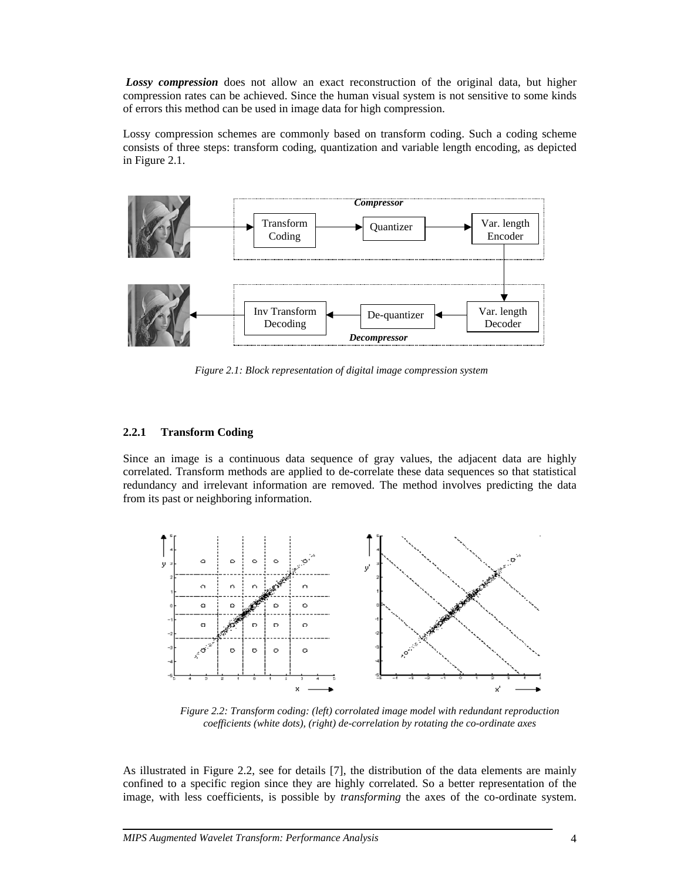***Lossy compression*** does not allow an exact reconstruction of the original data, but higher compression rates can be achieved. Since the human visual system is not sensitive to some kinds of errors this method can be used in image data for high compression.

Lossy compression schemes are commonly based on transform coding. Such a coding scheme consists of three steps: transform coding, quantization and variable length encoding, as depicted in Figure 2.1.

*Figure 2.1: Block representation of digital image compression system*

### 2.2.1 Transform Coding

Since an image is a continuous data sequence of gray values, the adjacent data are highly correlated. Transform methods are applied to de-correlate these data sequences so that statistical redundancy and irrelevant information are removed. The method involves predicting the data from its past or neighboring information.

*Figure 2.2: Transform coding: (left) corrolated image model with redundant reproduction coefficients (white dots), (right) de-correlation by rotating the co-ordinate axes*

As illustrated in Figure 2.2, see for details [7], the distribution of the data elements are mainly confined to a specific region since they are highly correlated. So a better representation of the image, with less coefficients, is possible by *transforming* the axes of the co-ordinate system.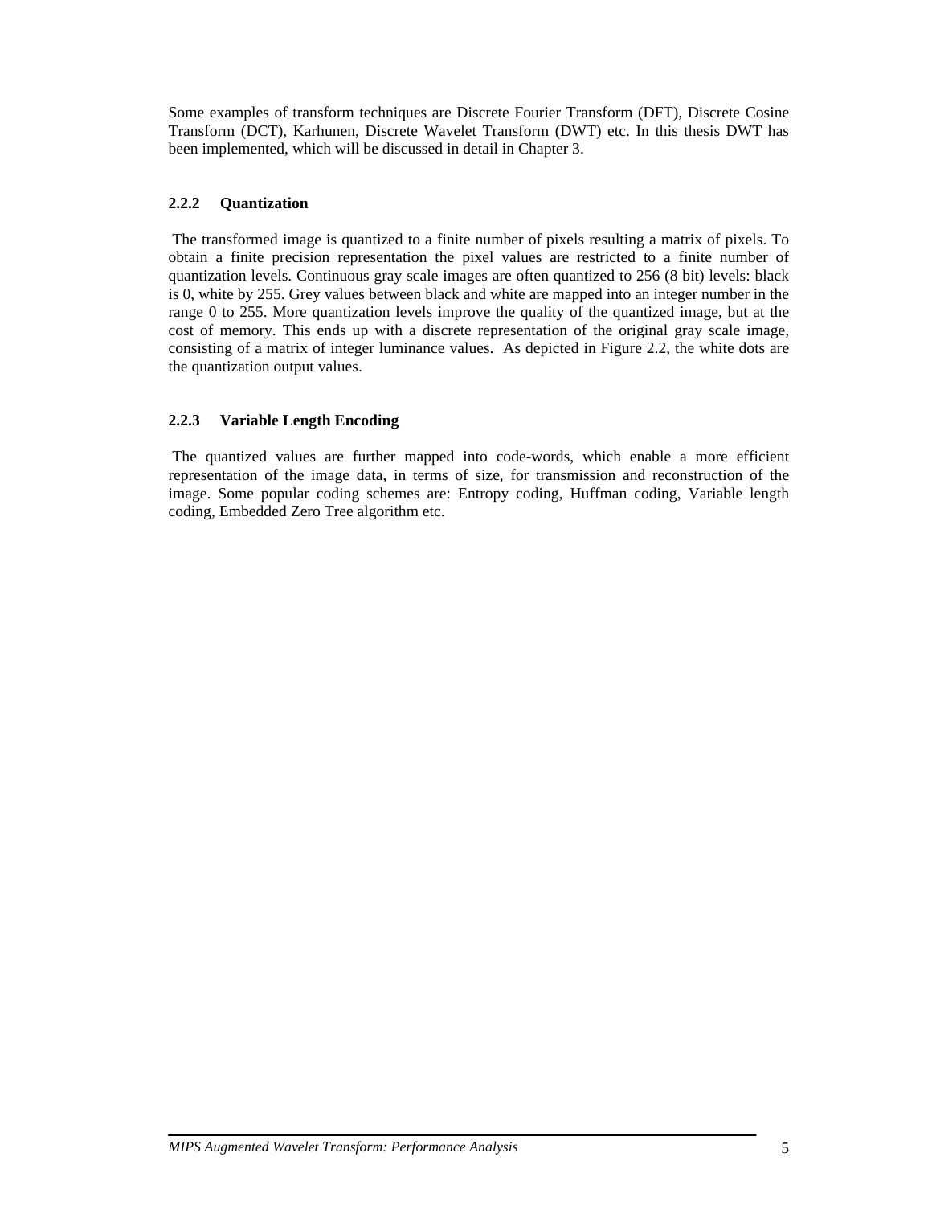Some examples of transform techniques are Discrete Fourier Transform (DFT), Discrete Cosine Transform (DCT), Karhunen, Discrete Wavelet Transform (DWT) etc. In this thesis DWT has been implemented, which will be discussed in detail in Chapter 3.

### 2.2.2 Quantization

The transformed image is quantized to a finite number of pixels resulting a matrix of pixels. To obtain a finite precision representation the pixel values are restricted to a finite number of quantization levels. Continuous gray scale images are often quantized to 256 (8 bit) levels: black is 0, white by 255. Grey values between black and white are mapped into an integer number in the range 0 to 255. More quantization levels improve the quality of the quantized image, but at the cost of memory. This ends up with a discrete representation of the original gray scale image, consisting of a matrix of integer luminance values. As depicted in Figure 2.2, the white dots are the quantization output values.

### 2.2.3 Variable Length Encoding

The quantized values are further mapped into code-words, which enable a more efficient representation of the image data, in terms of size, for transmission and reconstruction of the image. Some popular coding schemes are: Entropy coding, Huffman coding, Variable length coding, Embedded Zero Tree algorithm etc.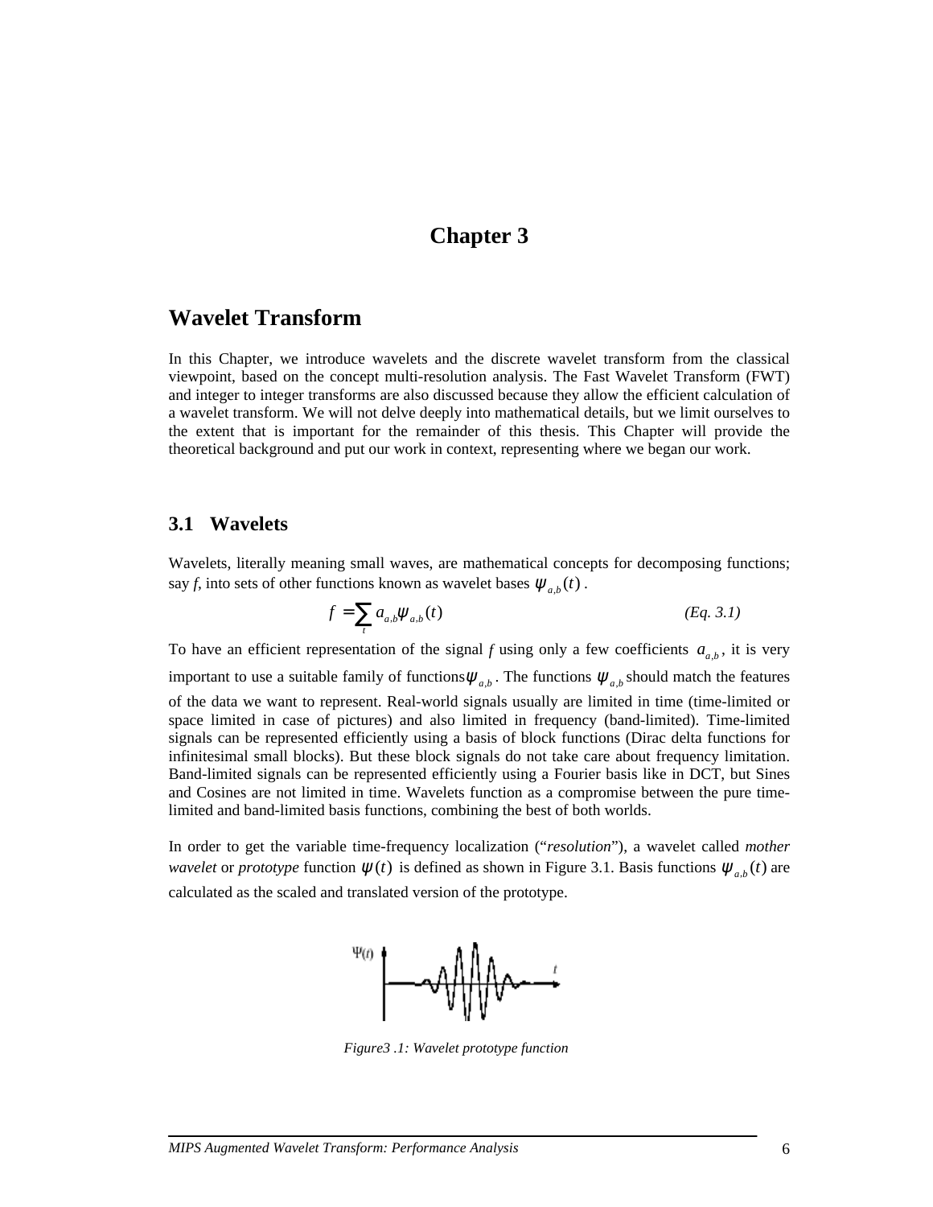# Chapter 3

## Wavelet Transform

In this Chapter, we introduce wavelets and the discrete wavelet transform from the classical viewpoint, based on the concept multi-resolution analysis. The Fast Wavelet Transform (FWT) and integer to integer transforms are also discussed because they allow the efficient calculation of a wavelet transform. We will not delve deeply into mathematical details, but we limit ourselves to the extent that is important for the remainder of this thesis. This Chapter will provide the theoretical background and put our work in context, representing where we began our work.

### 3.1 Wavelets

Wavelets, literally meaning small waves, are mathematical concepts for decomposing functions; say *f*, into sets of other functions known as wavelet bases $\psi_{a,b}(t)$.

$$f = \sum_{t} a_{a,b} \psi_{a,b}(t) \qquad \textit{(Eq. 3.1)}$$

To have an efficient representation of the signal *f* using only a few coefficients $a_{a,b}$, it is very important to use a suitable family of functions $\psi_{a,b}$. The functions $\psi_{a,b}$ should match the features of the data we want to represent. Real-world signals usually are limited in time (time-limited or space limited in case of pictures) and also limited in frequency (band-limited). Time-limited signals can be represented efficiently using a basis of block functions (Dirac delta functions for infinitesimal small blocks). But these block signals do not take care about frequency limitation. Band-limited signals can be represented efficiently using a Fourier basis like in DCT, but Sines and Cosines are not limited in time. Wavelets function as a compromise between the pure time-limited and band-limited basis functions, combining the best of both worlds.

In order to get the variable time-frequency localization ("*resolution*"), a wavelet called *mother wavelet* or *prototype* function $\psi(t)$ is defined as shown in Figure 3.1. Basis functions $\psi_{a,b}(t)$ are calculated as the scaled and translated version of the prototype.

*Figure3 .1: Wavelet prototype function*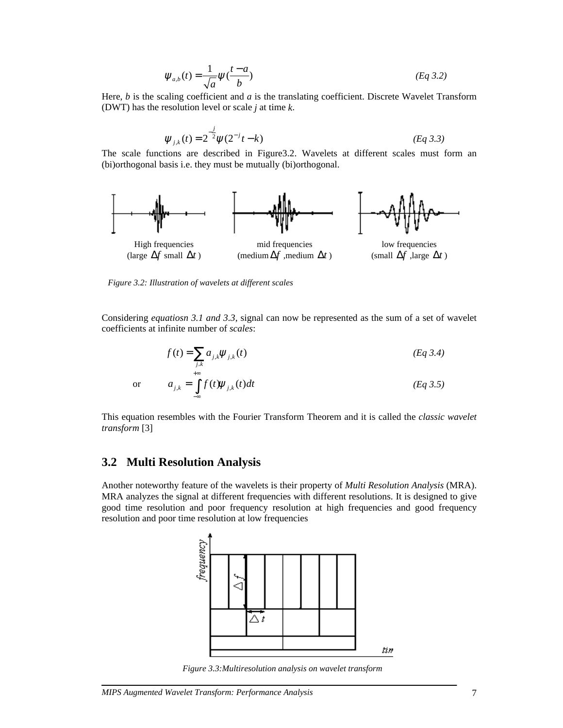$$\psi_{a,b}(t) = \frac{1}{\sqrt{a}}\psi\left(\frac{t-a}{b}\right) \qquad \textit{(Eq 3.2)}$$

Here, *b* is the scaling coefficient and *a* is the translating coefficient. Discrete Wavelet Transform (DWT) has the resolution level or scale *j* at time *k*.

$$\psi_{j,k}(t) = 2^{-\frac{j}{2}}\psi(2^{-j}t - k) \qquad \textit{(Eq 3.3)}$$

The scale functions are described in Figure3.2. Wavelets at different scales must form an (bi)orthogonal basis i.e. they must be mutually (bi)orthogonal.

High frequencies (large $\Delta f$ small $\Delta t$)

mid frequencies (medium $\Delta f$ ,medium $\Delta t$)

low frequencies (small $\Delta f$ ,large $\Delta t$)

*Figure 3.2: Illustration of wavelets at different scales*

Considering *equatiosn 3.1 and 3.3*, signal can now be represented as the sum of a set of wavelet coefficients at infinite number of *scales*:

$$f(t) = \sum_{j,k} a_{j,k}\psi_{j,k}(t) \qquad \textit{(Eq 3.4)}$$

or

$$a_{j,k} = \int_{-\infty}^{+\infty} f(t)\psi_{j,k}(t)dt \qquad \textit{(Eq 3.5)}$$

This equation resembles with the Fourier Transform Theorem and it is called the *classic wavelet transform* [3]

## 3.2 Multi Resolution Analysis

Another noteworthy feature of the wavelets is their property of *Multi Resolution Analysis* (MRA). MRA analyzes the signal at different frequencies with different resolutions. It is designed to give good time resolution and poor frequency resolution at high frequencies and good frequency resolution and poor time resolution at low frequencies

*Figure 3.3:Multiresolution analysis on wavelet transform*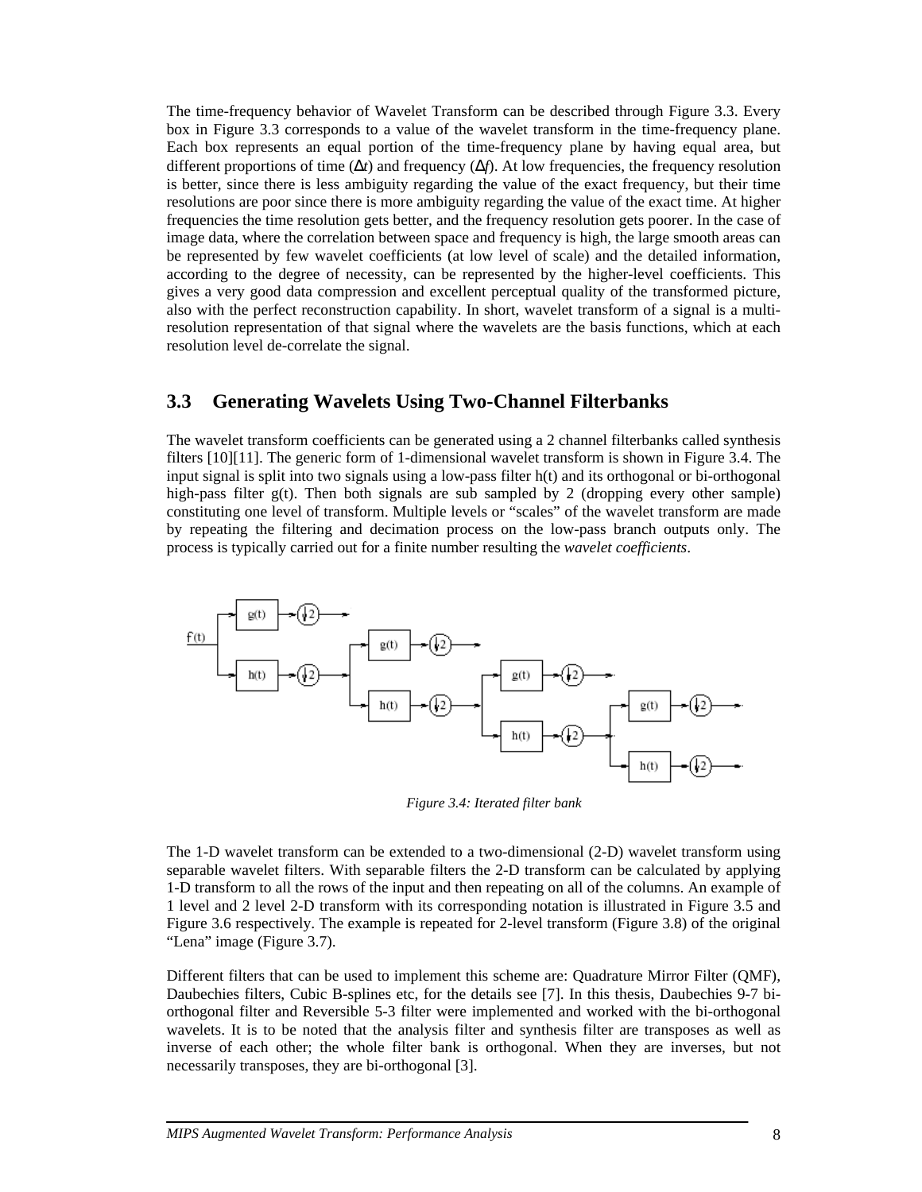The time-frequency behavior of Wavelet Transform can be described through Figure 3.3. Every box in Figure 3.3 corresponds to a value of the wavelet transform in the time-frequency plane. Each box represents an equal portion of the time-frequency plane by having equal area, but different proportions of time ($\Delta t$) and frequency ($\Delta f$). At low frequencies, the frequency resolution is better, since there is less ambiguity regarding the value of the exact frequency, but their time resolutions are poor since there is more ambiguity regarding the value of the exact time. At higher frequencies the time resolution gets better, and the frequency resolution gets poorer. In the case of image data, where the correlation between space and frequency is high, the large smooth areas can be represented by few wavelet coefficients (at low level of scale) and the detailed information, according to the degree of necessity, can be represented by the higher-level coefficients. This gives a very good data compression and excellent perceptual quality of the transformed picture, also with the perfect reconstruction capability. In short, wavelet transform of a signal is a multi-resolution representation of that signal where the wavelets are the basis functions, which at each resolution level de-correlate the signal.

## 3.3 Generating Wavelets Using Two-Channel Filterbanks

The wavelet transform coefficients can be generated using a 2 channel filterbanks called synthesis filters [10][11]. The generic form of 1-dimensional wavelet transform is shown in Figure 3.4. The input signal is split into two signals using a low-pass filter h(t) and its orthogonal or bi-orthogonal high-pass filter g(t). Then both signals are sub sampled by 2 (dropping every other sample) constituting one level of transform. Multiple levels or "scales" of the wavelet transform are made by repeating the filtering and decimation process on the low-pass branch outputs only. The process is typically carried out for a finite number resulting the *wavelet coefficients*.

*Figure 3.4: Iterated filter bank*

The 1-D wavelet transform can be extended to a two-dimensional (2-D) wavelet transform using separable wavelet filters. With separable filters the 2-D transform can be calculated by applying 1-D transform to all the rows of the input and then repeating on all of the columns. An example of 1 level and 2 level 2-D transform with its corresponding notation is illustrated in Figure 3.5 and Figure 3.6 respectively. The example is repeated for 2-level transform (Figure 3.8) of the original "Lena" image (Figure 3.7).

Different filters that can be used to implement this scheme are: Quadrature Mirror Filter (QMF), Daubechies filters, Cubic B-splines etc, for the details see [7]. In this thesis, Daubechies 9-7 bi-orthogonal filter and Reversible 5-3 filter were implemented and worked with the bi-orthogonal wavelets. It is to be noted that the analysis filter and synthesis filter are transposes as well as inverse of each other; the whole filter bank is orthogonal. When they are inverses, but not necessarily transposes, they are bi-orthogonal [3].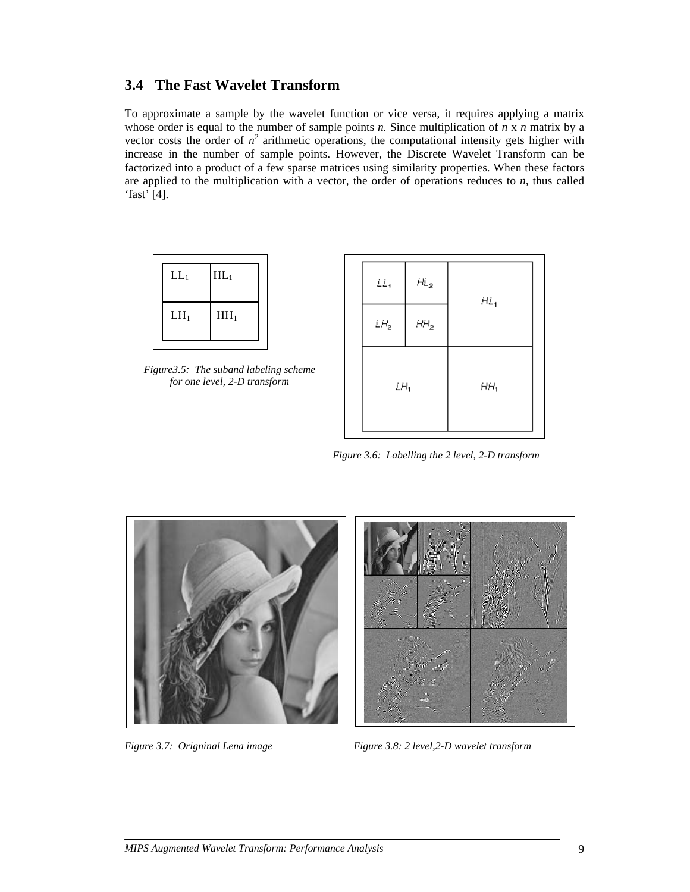## 3.4 The Fast Wavelet Transform

To approximate a sample by the wavelet function or vice versa, it requires applying a matrix whose order is equal to the number of sample points $n$. Since multiplication of $n$ x $n$ matrix by a vector costs the order of $n^2$ arithmetic operations, the computational intensity gets higher with increase in the number of sample points. However, the Discrete Wavelet Transform can be factorized into a product of a few sparse matrices using similarity properties. When these factors are applied to the multiplication with a vector, the order of operations reduces to $n$, thus called 'fast' [4].

| $LL_1$ | $HL_1$ |
|---|---|
| $LH_1$ | $HH_1$ |

*Figure3.5: The suband labeling scheme for one level, 2-D transform*

*Figure 3.6: Labelling the 2 level, 2-D transform*

*Figure 3.7: Origninal Lena image*

*Figure 3.8: 2 level,2-D wavelet transform*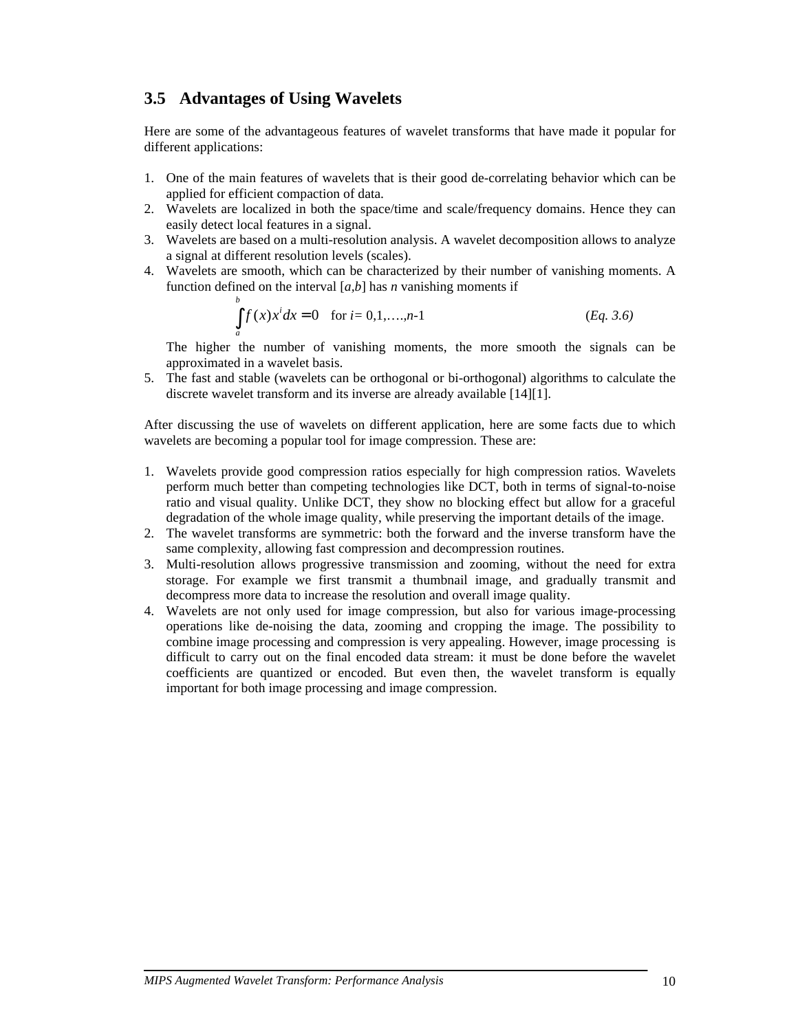## 3.5 Advantages of Using Wavelets

Here are some of the advantageous features of wavelet transforms that have made it popular for different applications:

1. One of the main features of wavelets that is their good de-correlating behavior which can be applied for efficient compaction of data.
2. Wavelets are localized in both the space/time and scale/frequency domains. Hence they can easily detect local features in a signal.
3. Wavelets are based on a multi-resolution analysis. A wavelet decomposition allows to analyze a signal at different resolution levels (scales).
4. Wavelets are smooth, which can be characterized by their number of vanishing moments. A function defined on the interval $[a,b]$ has $n$ vanishing moments if

$$\int_a^b f(x)x^i dx = 0 \quad \text{for } i = 0,1,\ldots,n\text{-}1 \qquad (Eq.\ 3.6)$$

   The higher the number of vanishing moments, the more smooth the signals can be approximated in a wavelet basis.
5. The fast and stable (wavelets can be orthogonal or bi-orthogonal) algorithms to calculate the discrete wavelet transform and its inverse are already available [14][1].

After discussing the use of wavelets on different application, here are some facts due to which wavelets are becoming a popular tool for image compression. These are:

1. Wavelets provide good compression ratios especially for high compression ratios. Wavelets perform much better than competing technologies like DCT, both in terms of signal-to-noise ratio and visual quality. Unlike DCT, they show no blocking effect but allow for a graceful degradation of the whole image quality, while preserving the important details of the image.
2. The wavelet transforms are symmetric: both the forward and the inverse transform have the same complexity, allowing fast compression and decompression routines.
3. Multi-resolution allows progressive transmission and zooming, without the need for extra storage. For example we first transmit a thumbnail image, and gradually transmit and decompress more data to increase the resolution and overall image quality.
4. Wavelets are not only used for image compression, but also for various image-processing operations like de-noising the data, zooming and cropping the image. The possibility to combine image processing and compression is very appealing. However, image processing is difficult to carry out on the final encoded data stream: it must be done before the wavelet coefficients are quantized or encoded. But even then, the wavelet transform is equally important for both image processing and image compression.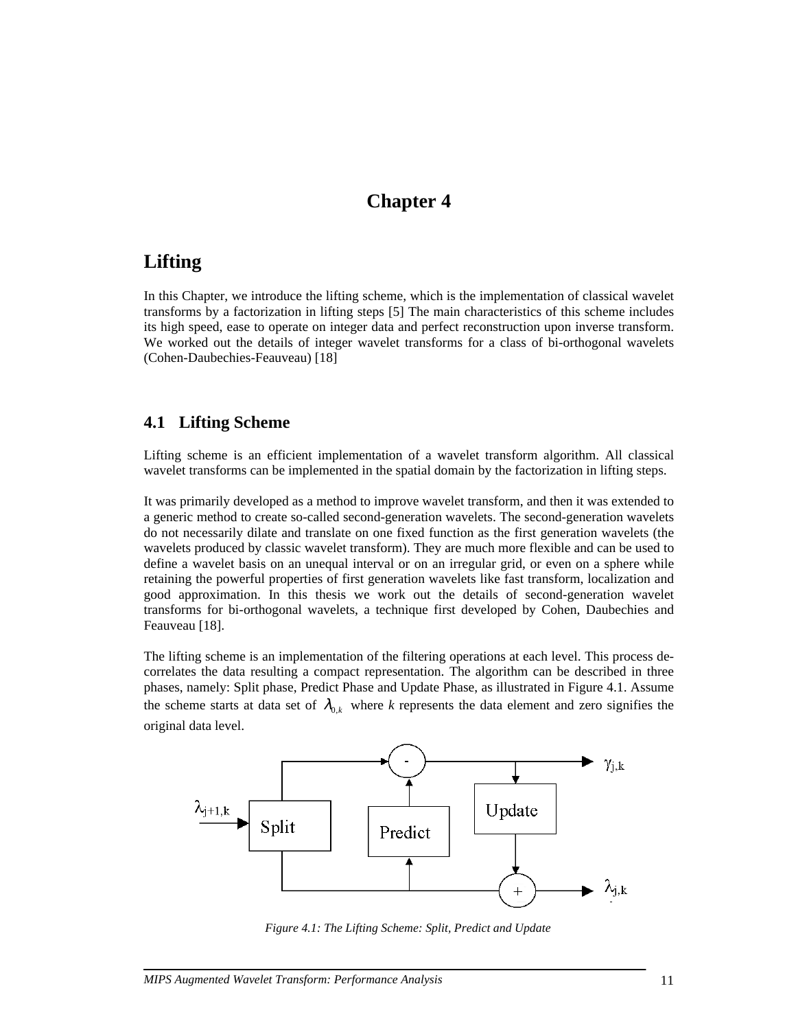# Chapter 4

# Lifting

In this Chapter, we introduce the lifting scheme, which is the implementation of classical wavelet transforms by a factorization in lifting steps [5] The main characteristics of this scheme includes its high speed, ease to operate on integer data and perfect reconstruction upon inverse transform. We worked out the details of integer wavelet transforms for a class of bi-orthogonal wavelets (Cohen-Daubechies-Feauveau) [18]

## 4.1 Lifting Scheme

Lifting scheme is an efficient implementation of a wavelet transform algorithm. All classical wavelet transforms can be implemented in the spatial domain by the factorization in lifting steps.

It was primarily developed as a method to improve wavelet transform, and then it was extended to a generic method to create so-called second-generation wavelets. The second-generation wavelets do not necessarily dilate and translate on one fixed function as the first generation wavelets (the wavelets produced by classic wavelet transform). They are much more flexible and can be used to define a wavelet basis on an unequal interval or on an irregular grid, or even on a sphere while retaining the powerful properties of first generation wavelets like fast transform, localization and good approximation. In this thesis we work out the details of second-generation wavelet transforms for bi-orthogonal wavelets, a technique first developed by Cohen, Daubechies and Feauveau [18].

The lifting scheme is an implementation of the filtering operations at each level. This process de-correlates the data resulting a compact representation. The algorithm can be described in three phases, namely: Split phase, Predict Phase and Update Phase, as illustrated in Figure 4.1. Assume the scheme starts at data set of $\lambda_{0,k}$ where *k* represents the data element and zero signifies the original data level.

*Figure 4.1: The Lifting Scheme: Split, Predict and Update*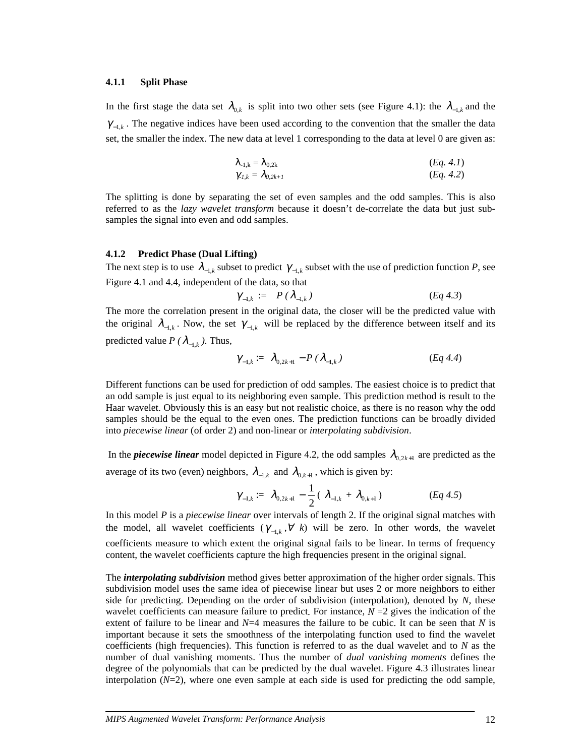#### 4.1.1 Split Phase

In the first stage the data set $\lambda_{0,k}$ is split into two other sets (see Figure 4.1): the $\lambda_{-1,k}$ and the $\gamma_{-1,k}$. The negative indices have been used according to the convention that the smaller the data set, the smaller the index. The new data at level 1 corresponding to the data at level 0 are given as:

$$\lambda_{-1,k} = \lambda_{0,2k} \qquad (Eq.\ 4.1)$$

$$\gamma_{-1,k} = \lambda_{0,2k+1} \qquad (Eq.\ 4.2)$$

The splitting is done by separating the set of even samples and the odd samples. This is also referred to as the *lazy wavelet transform* because it doesn't de-correlate the data but just sub-samples the signal into even and odd samples.

#### 4.1.2 Predict Phase (Dual Lifting)

The next step is to use $\lambda_{-1,k}$ subset to predict $\gamma_{-1,k}$ subset with the use of prediction function *P*, see Figure 4.1 and 4.4, independent of the data, so that

$$\gamma_{-1,k} := P(\lambda_{-1,k}) \qquad (Eq\ 4.3)$$

The more the correlation present in the original data, the closer will be the predicted value with the original $\lambda_{-1,k}$. Now, the set $\gamma_{-1,k}$ will be replaced by the difference between itself and its predicted value $P(\lambda_{-1,k})$. Thus,

$$\gamma_{-1,k} := \lambda_{0,2k+1} - P(\lambda_{-1,k}) \qquad (Eq\ 4.4)$$

Different functions can be used for prediction of odd samples. The easiest choice is to predict that an odd sample is just equal to its neighboring even sample. This prediction method is result to the Haar wavelet. Obviously this is an easy but not realistic choice, as there is no reason why the odd samples should be the equal to the even ones. The prediction functions can be broadly divided into *piecewise linear* (of order 2) and non-linear or *interpolating subdivision*.

In the ***piecewise linear*** model depicted in Figure 4.2, the odd samples $\lambda_{0,2k+1}$ are predicted as the average of its two (even) neighbors, $\lambda_{-1,k}$ and $\lambda_{0,k+1}$, which is given by:

$$\gamma_{-1,k} := \lambda_{0,2k+1} - \frac{1}{2}(\lambda_{-1,k} + \lambda_{0,k+1}) \qquad (Eq\ 4.5)$$

In this model *P* is a *piecewise linear* over intervals of length 2. If the original signal matches with the model, all wavelet coefficients ($\gamma_{-1,k}, \forall\ k$) will be zero. In other words, the wavelet coefficients measure to which extent the original signal fails to be linear. In terms of frequency content, the wavelet coefficients capture the high frequencies present in the original signal.

The ***interpolating subdivision*** method gives better approximation of the higher order signals. This subdivision model uses the same idea of piecewise linear but uses 2 or more neighbors to either side for predicting. Depending on the order of subdivision (interpolation), denoted by *N*, these wavelet coefficients can measure failure to predict. For instance, *N* =2 gives the indication of the extent of failure to be linear and *N*=4 measures the failure to be cubic. It can be seen that *N* is important because it sets the smoothness of the interpolating function used to find the wavelet coefficients (high frequencies). This function is referred to as the dual wavelet and to *N* as the number of dual vanishing moments. Thus the number of *dual vanishing moments* defines the degree of the polynomials that can be predicted by the dual wavelet. Figure 4.3 illustrates linear interpolation (*N*=2), where one even sample at each side is used for predicting the odd sample,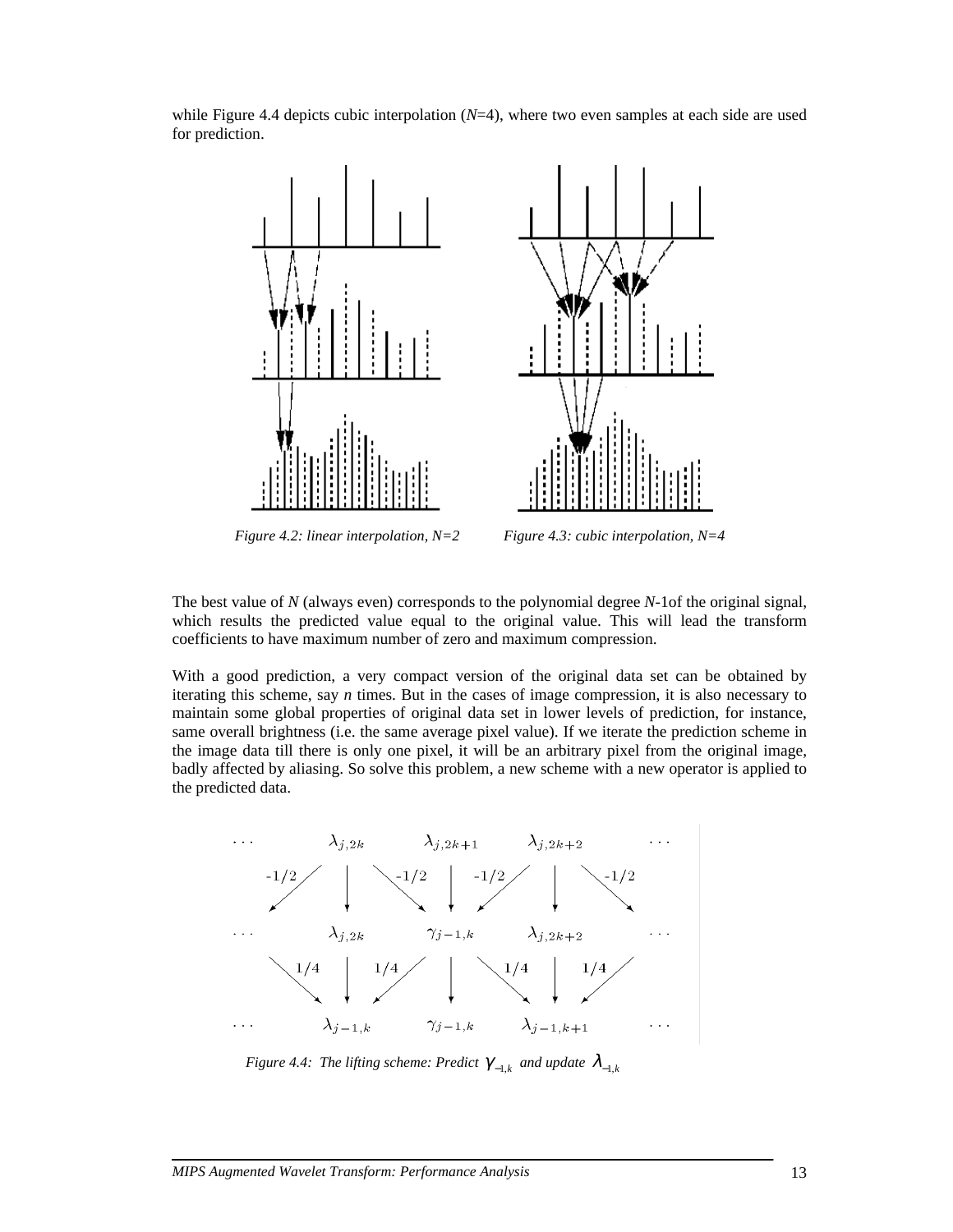while Figure 4.4 depicts cubic interpolation ($N$=4), where two even samples at each side are used for prediction.

*Figure 4.2: linear interpolation, N=2*

*Figure 4.3: cubic interpolation, N=4*

The best value of $N$ (always even) corresponds to the polynomial degree $N$-1of the original signal, which results the predicted value equal to the original value. This will lead the transform coefficients to have maximum number of zero and maximum compression.

With a good prediction, a very compact version of the original data set can be obtained by iterating this scheme, say $n$ times. But in the cases of image compression, it is also necessary to maintain some global properties of original data set in lower levels of prediction, for instance, same overall brightness (i.e. the same average pixel value). If we iterate the prediction scheme in the image data till there is only one pixel, it will be an arbitrary pixel from the original image, badly affected by aliasing. So solve this problem, a new scheme with a new operator is applied to the predicted data.

*Figure 4.4: The lifting scheme: Predict $\gamma_{-1,k}$ and update $\lambda_{-1,k}$*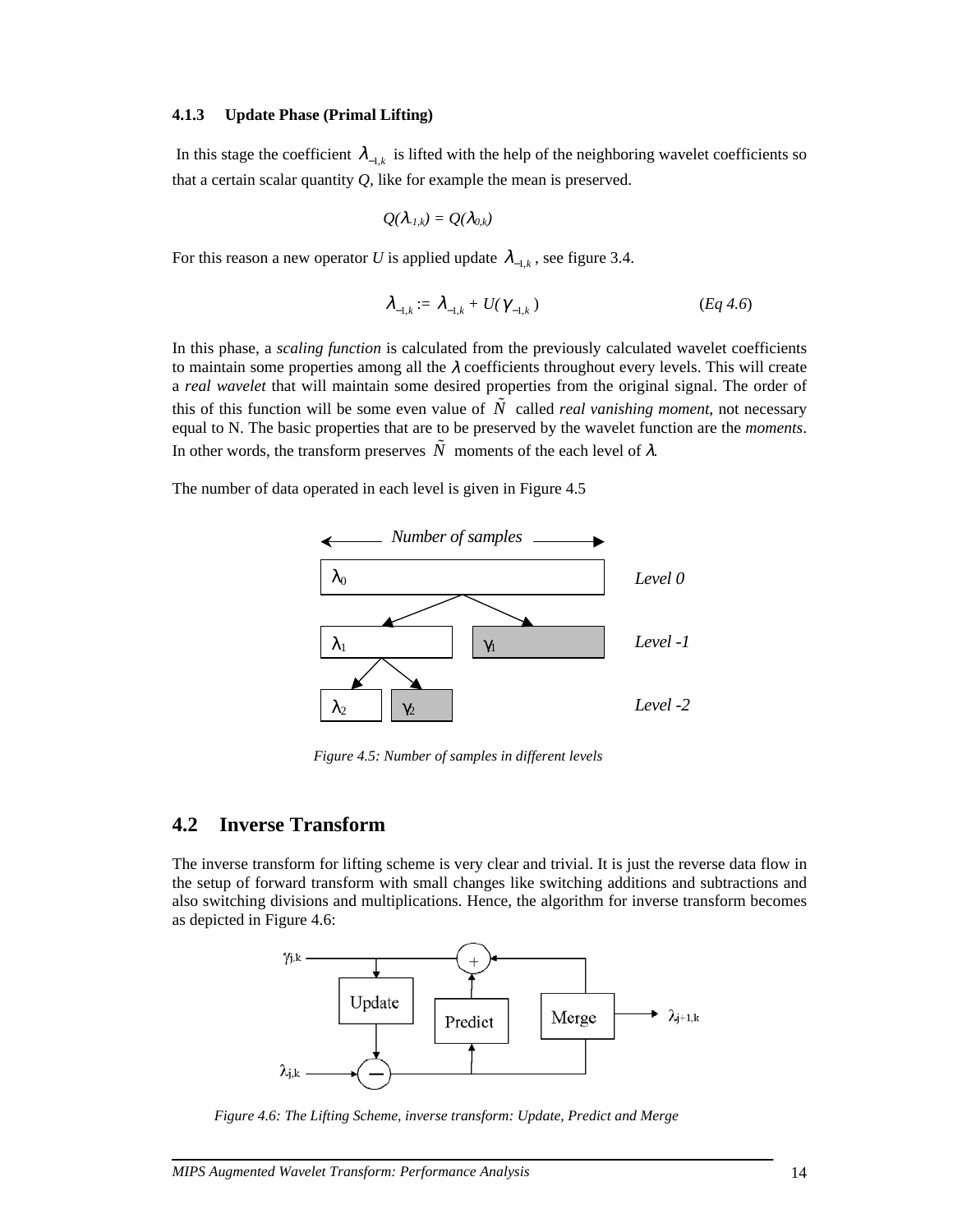### 4.1.3 Update Phase (Primal Lifting)

In this stage the coefficient $\lambda_{-1,k}$ is lifted with the help of the neighboring wavelet coefficients so that a certain scalar quantity *Q*, like for example the mean is preserved.

$$Q(\lambda_{-1,k}) = Q(\lambda_{0,k})$$

For this reason a new operator *U* is applied update $\lambda_{-1,k}$, see figure 3.4.

$$\lambda_{-1,k} := \lambda_{-1,k} + U(\gamma_{-1,k}) \qquad (Eq\ 4.6)$$

In this phase, a *scaling function* is calculated from the previously calculated wavelet coefficients to maintain some properties among all the $\lambda$ coefficients throughout every levels. This will create a *real wavelet* that will maintain some desired properties from the original signal. The order of this of this function will be some even value of $\tilde{N}$ called *real vanishing moment*, not necessary equal to N. The basic properties that are to be preserved by the wavelet function are the *moments*. In other words, the transform preserves $\tilde{N}$ moments of the each level of $\lambda$.

The number of data operated in each level is given in Figure 4.5

*Figure 4.5: Number of samples in different levels*

## 4.2 Inverse Transform

The inverse transform for lifting scheme is very clear and trivial. It is just the reverse data flow in the setup of forward transform with small changes like switching additions and subtractions and also switching divisions and multiplications. Hence, the algorithm for inverse transform becomes as depicted in Figure 4.6:

*Figure 4.6: The Lifting Scheme, inverse transform: Update, Predict and Merge*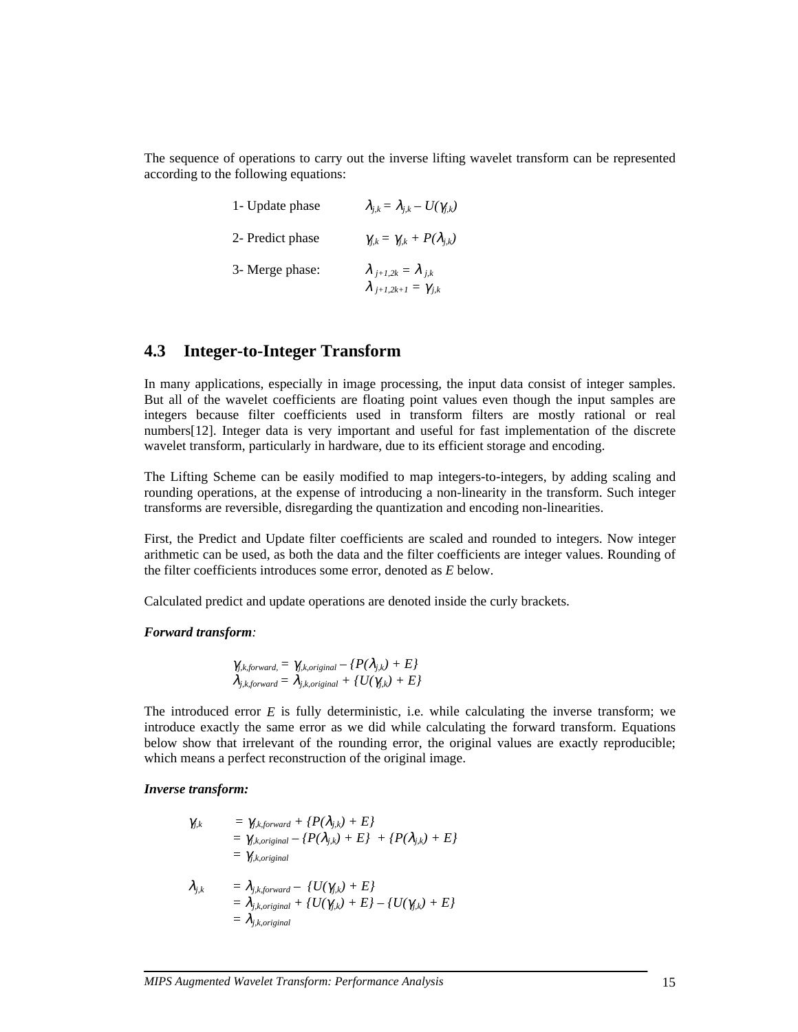The sequence of operations to carry out the inverse lifting wavelet transform can be represented according to the following equations:

1- Update phase $\lambda_{j,k} = \lambda_{j,k} - U(\gamma_{j,k})$

2- Predict phase $\gamma_{j,k} = \gamma_{j,k} + P(\lambda_{j,k})$

3- Merge phase: $\lambda_{j+1,2k} = \lambda_{j,k}$

$\lambda_{j+1,2k+1} = \gamma_{j,k}$

## 4.3 Integer-to-Integer Transform

In many applications, especially in image processing, the input data consist of integer samples. But all of the wavelet coefficients are floating point values even though the input samples are integers because filter coefficients used in transform filters are mostly rational or real numbers[12]. Integer data is very important and useful for fast implementation of the discrete wavelet transform, particularly in hardware, due to its efficient storage and encoding.

The Lifting Scheme can be easily modified to map integers-to-integers, by adding scaling and rounding operations, at the expense of introducing a non-linearity in the transform. Such integer transforms are reversible, disregarding the quantization and encoding non-linearities.

First, the Predict and Update filter coefficients are scaled and rounded to integers. Now integer arithmetic can be used, as both the data and the filter coefficients are integer values. Rounding of the filter coefficients introduces some error, denoted as *E* below.

Calculated predict and update operations are denoted inside the curly brackets.

***Forward transform:***

$$\gamma_{j,k,forward,} = \gamma_{j,k,original} - \{P(\lambda_{j,k}) + E\}$$
$$\lambda_{j,k,forward} = \lambda_{j,k,original} + \{U(\gamma_{j,k}) + E\}$$

The introduced error $E$ is fully deterministic, i.e. while calculating the inverse transform; we introduce exactly the same error as we did while calculating the forward transform. Equations below show that irrelevant of the rounding error, the original values are exactly reproducible; which means a perfect reconstruction of the original image.

***Inverse transform:***

$$\begin{aligned}
\gamma_{j,k} &= \gamma_{j,k,forward} + \{P(\lambda_{j,k}) + E\} \\
&= \gamma_{j,k,original} - \{P(\lambda_{j,k}) + E\} + \{P(\lambda_{j,k}) + E\} \\
&= \gamma_{j,k,original}
\end{aligned}$$

$$\begin{aligned}
\lambda_{j,k} &= \lambda_{j,k,forward} - \{U(\gamma_{j,k}) + E\} \\
&= \lambda_{j,k,original} + \{U(\gamma_{j,k}) + E\} - \{U(\gamma_{j,k}) + E\} \\
&= \lambda_{j,k,original}
\end{aligned}$$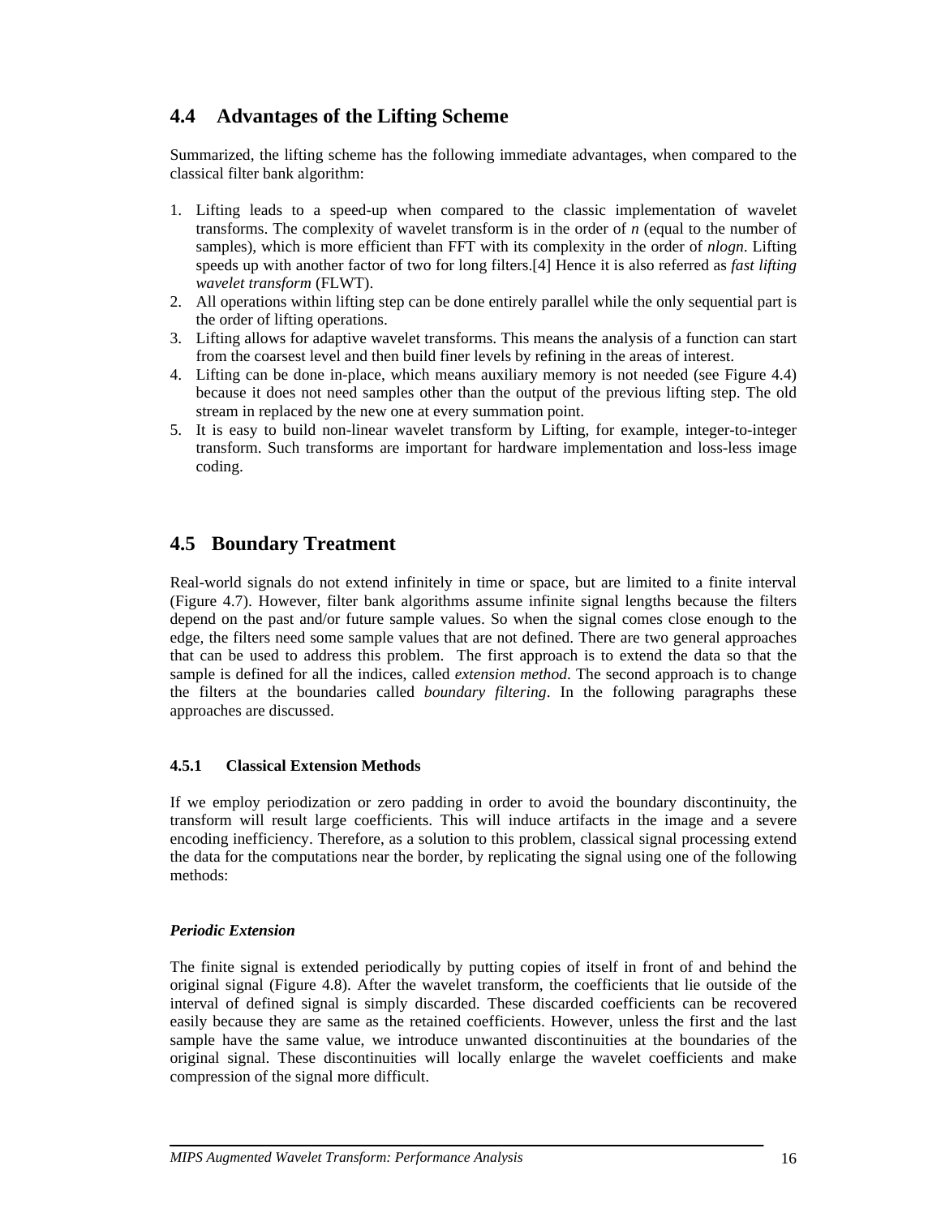## 4.4 Advantages of the Lifting Scheme

Summarized, the lifting scheme has the following immediate advantages, when compared to the classical filter bank algorithm:

1. Lifting leads to a speed-up when compared to the classic implementation of wavelet transforms. The complexity of wavelet transform is in the order of *n* (equal to the number of samples), which is more efficient than FFT with its complexity in the order of *nlogn*. Lifting speeds up with another factor of two for long filters.[4] Hence it is also referred as *fast lifting wavelet transform* (FLWT).
2. All operations within lifting step can be done entirely parallel while the only sequential part is the order of lifting operations.
3. Lifting allows for adaptive wavelet transforms. This means the analysis of a function can start from the coarsest level and then build finer levels by refining in the areas of interest.
4. Lifting can be done in-place, which means auxiliary memory is not needed (see Figure 4.4) because it does not need samples other than the output of the previous lifting step. The old stream in replaced by the new one at every summation point.
5. It is easy to build non-linear wavelet transform by Lifting, for example, integer-to-integer transform. Such transforms are important for hardware implementation and loss-less image coding.

## 4.5 Boundary Treatment

Real-world signals do not extend infinitely in time or space, but are limited to a finite interval (Figure 4.7). However, filter bank algorithms assume infinite signal lengths because the filters depend on the past and/or future sample values. So when the signal comes close enough to the edge, the filters need some sample values that are not defined. There are two general approaches that can be used to address this problem. The first approach is to extend the data so that the sample is defined for all the indices, called *extension method*. The second approach is to change the filters at the boundaries called *boundary filtering*. In the following paragraphs these approaches are discussed.

### 4.5.1 Classical Extension Methods

If we employ periodization or zero padding in order to avoid the boundary discontinuity, the transform will result large coefficients. This will induce artifacts in the image and a severe encoding inefficiency. Therefore, as a solution to this problem, classical signal processing extend the data for the computations near the border, by replicating the signal using one of the following methods:

***Periodic Extension***

The finite signal is extended periodically by putting copies of itself in front of and behind the original signal (Figure 4.8). After the wavelet transform, the coefficients that lie outside of the interval of defined signal is simply discarded. These discarded coefficients can be recovered easily because they are same as the retained coefficients. However, unless the first and the last sample have the same value, we introduce unwanted discontinuities at the boundaries of the original signal. These discontinuities will locally enlarge the wavelet coefficients and make compression of the signal more difficult.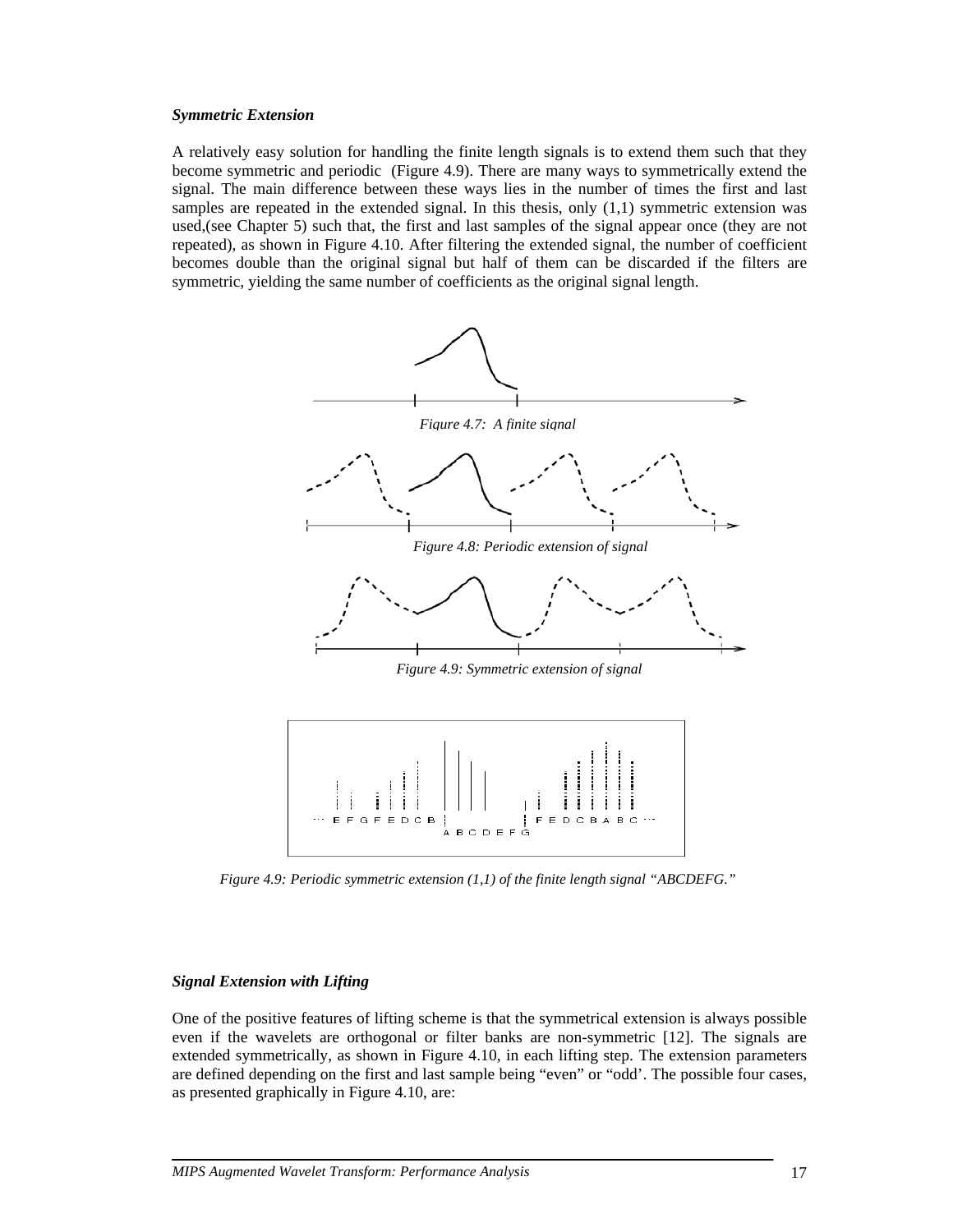### *Symmetric Extension*

A relatively easy solution for handling the finite length signals is to extend them such that they become symmetric and periodic (Figure 4.9). There are many ways to symmetrically extend the signal. The main difference between these ways lies in the number of times the first and last samples are repeated in the extended signal. In this thesis, only (1,1) symmetric extension was used,(see Chapter 5) such that, the first and last samples of the signal appear once (they are not repeated), as shown in Figure 4.10. After filtering the extended signal, the number of coefficient becomes double than the original signal but half of them can be discarded if the filters are symmetric, yielding the same number of coefficients as the original signal length.

*Figure 4.7: A finite signal*

*Figure 4.8: Periodic extension of signal*

*Figure 4.9: Symmetric extension of signal*

*Figure 4.9: Periodic symmetric extension (1,1) of the finite length signal "ABCDEFG."*

### *Signal Extension with Lifting*

One of the positive features of lifting scheme is that the symmetrical extension is always possible even if the wavelets are orthogonal or filter banks are non-symmetric [12]. The signals are extended symmetrically, as shown in Figure 4.10, in each lifting step. The extension parameters are defined depending on the first and last sample being "even" or "odd'. The possible four cases, as presented graphically in Figure 4.10, are: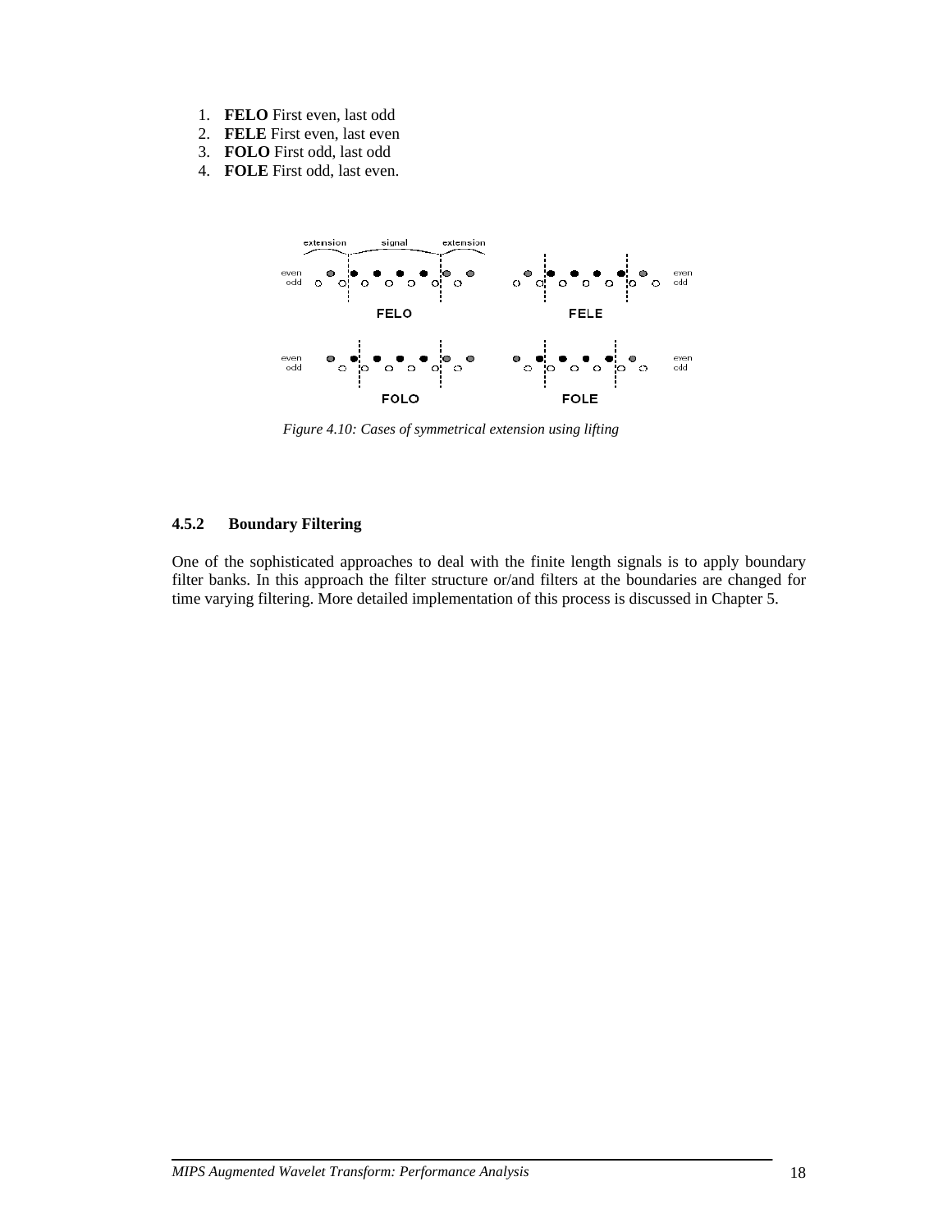1. **FELO** First even, last odd
2. **FELE** First even, last even
3. **FOLO** First odd, last odd
4. **FOLE** First odd, last even.

*Figure 4.10: Cases of symmetrical extension using lifting*

### 4.5.2 Boundary Filtering

One of the sophisticated approaches to deal with the finite length signals is to apply boundary filter banks. In this approach the filter structure or/and filters at the boundaries are changed for time varying filtering. More detailed implementation of this process is discussed in Chapter 5.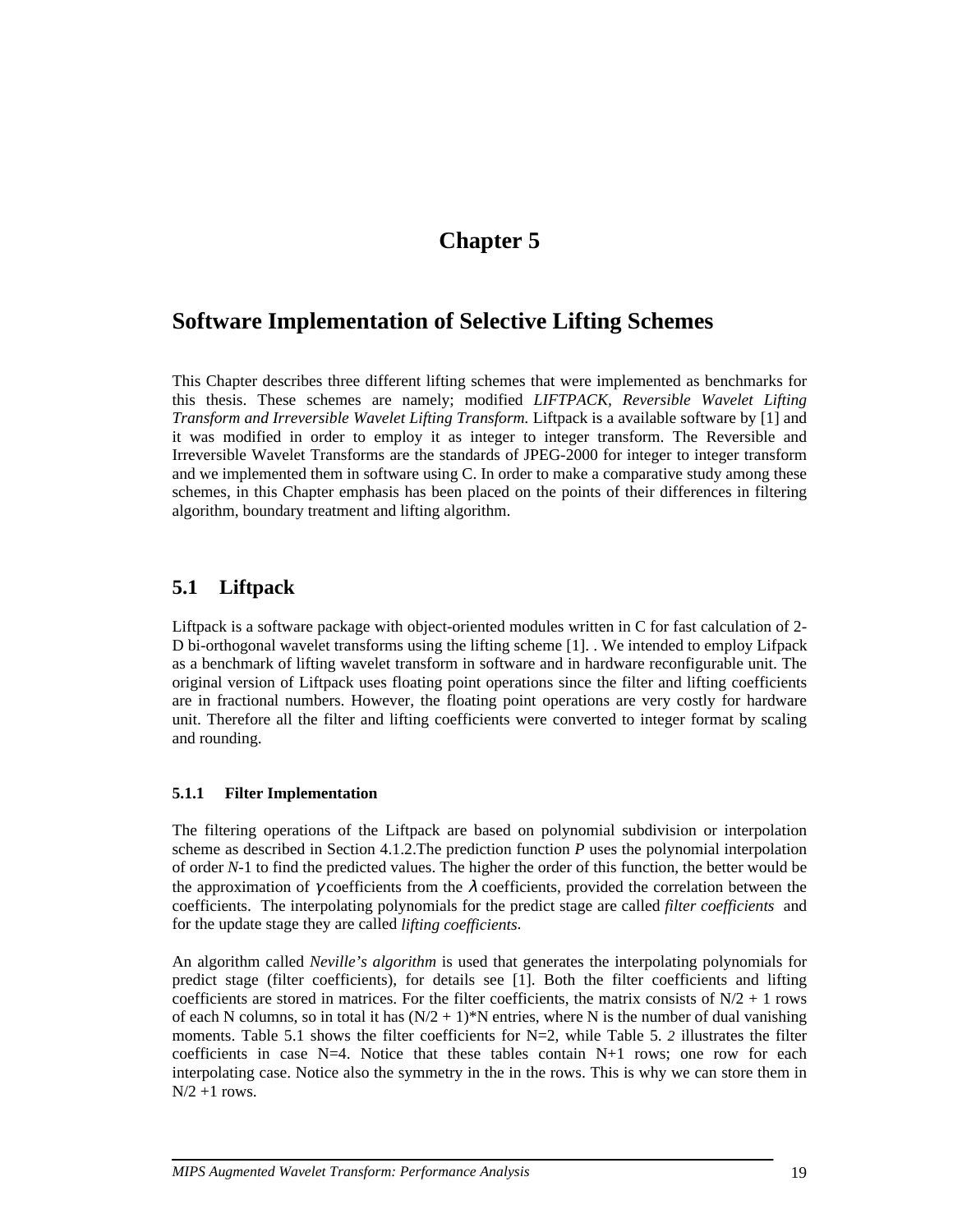# Chapter 5

# Software Implementation of Selective Lifting Schemes

This Chapter describes three different lifting schemes that were implemented as benchmarks for this thesis. These schemes are namely; modified *LIFTPACK, Reversible Wavelet Lifting Transform and Irreversible Wavelet Lifting Transform.* Liftpack is a available software by [1] and it was modified in order to employ it as integer to integer transform. The Reversible and Irreversible Wavelet Transforms are the standards of JPEG-2000 for integer to integer transform and we implemented them in software using C. In order to make a comparative study among these schemes, in this Chapter emphasis has been placed on the points of their differences in filtering algorithm, boundary treatment and lifting algorithm.

## 5.1 Liftpack

Liftpack is a software package with object-oriented modules written in C for fast calculation of 2-D bi-orthogonal wavelet transforms using the lifting scheme [1]. . We intended to employ Lifpack as a benchmark of lifting wavelet transform in software and in hardware reconfigurable unit. The original version of Liftpack uses floating point operations since the filter and lifting coefficients are in fractional numbers. However, the floating point operations are very costly for hardware unit. Therefore all the filter and lifting coefficients were converted to integer format by scaling and rounding.

### 5.1.1 Filter Implementation

The filtering operations of the Liftpack are based on polynomial subdivision or interpolation scheme as described in Section 4.1.2.The prediction function *P* uses the polynomial interpolation of order *N*-1 to find the predicted values. The higher the order of this function, the better would be the approximation of $\gamma$ coefficients from the $\lambda$ coefficients, provided the correlation between the coefficients. The interpolating polynomials for the predict stage are called *filter coefficients* and for the update stage they are called *lifting coefficients*.

An algorithm called *Neville's algorithm* is used that generates the interpolating polynomials for predict stage (filter coefficients), for details see [1]. Both the filter coefficients and lifting coefficients are stored in matrices. For the filter coefficients, the matrix consists of N/2 + 1 rows of each N columns, so in total it has (N/2 + 1)*N entries, where N is the number of dual vanishing moments. Table 5.1 shows the filter coefficients for N=2, while Table 5. *2* illustrates the filter coefficients in case N=4. Notice that these tables contain N+1 rows; one row for each interpolating case. Notice also the symmetry in the in the rows. This is why we can store them in N/2 +1 rows.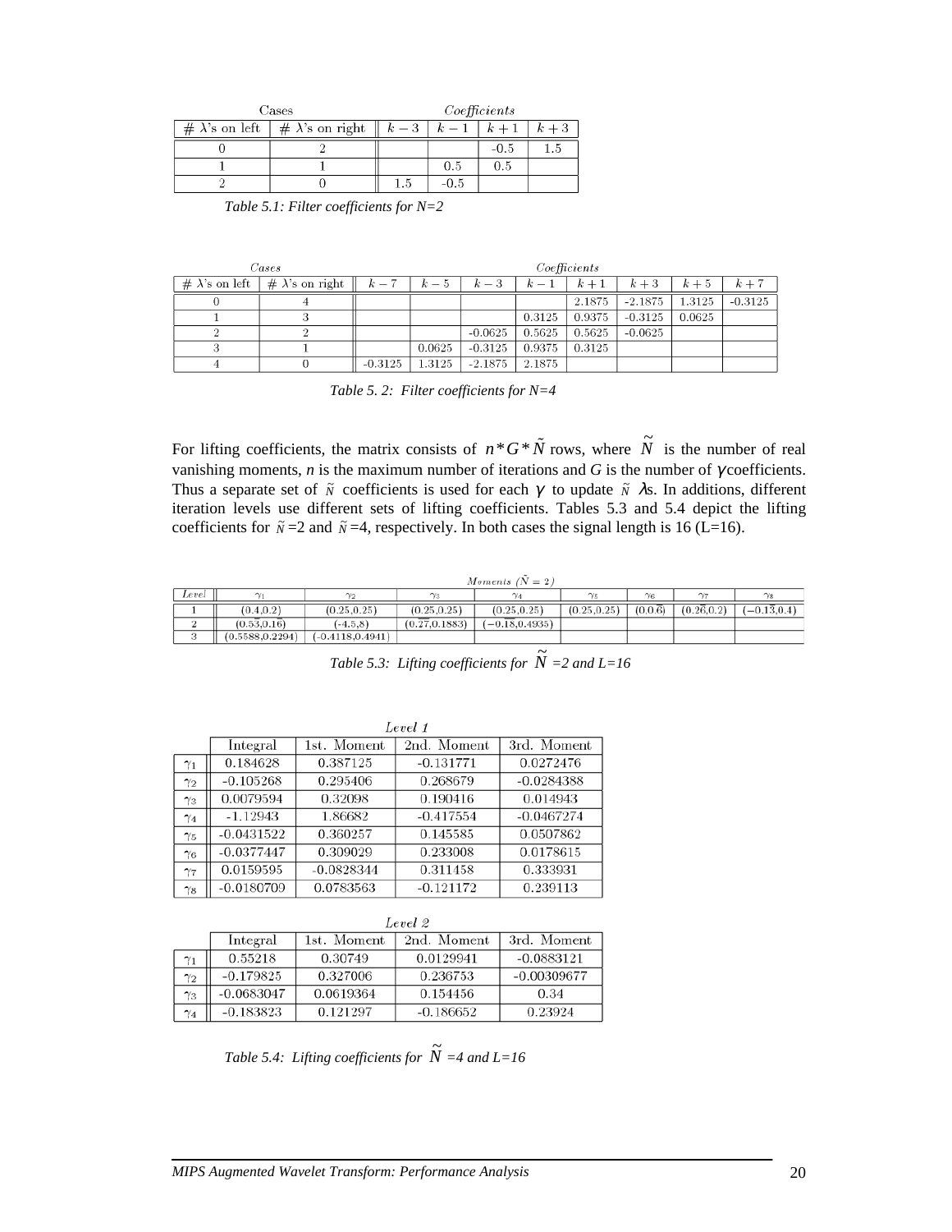| Cases | | Coefficients | | | |
|---|---|---|---|---|---|
| # λ's on left | # λ's on right | $k-3$ | $k-1$ | $k+1$ | $k+3$ |
| 0 | 2 | | | -0.5 | 1.5 |
| 1 | 1 | | 0.5 | 0.5 | |
| 2 | 0 | 1.5 | -0.5 | | |

*Table 5.1: Filter coefficients for N=2*

| Cases | | Coefficients | | | | | | | |
|---|---|---|---|---|---|---|---|---|---|
| # λ's on left | # λ's on right | $k-7$ | $k-5$ | $k-3$ | $k-1$ | $k+1$ | $k+3$ | $k+5$ | $k+7$ |
| 0 | 4 | | | | | 2.1875 | -2.1875 | 1.3125 | -0.3125 |
| 1 | 3 | | | | 0.3125 | 0.9375 | -0.3125 | 0.0625 | |
| 2 | 2 | | | -0.0625 | 0.5625 | 0.5625 | -0.0625 | | |
| 3 | 1 | | 0.0625 | -0.3125 | 0.9375 | 0.3125 | | | |
| 4 | 0 | -0.3125 | 1.3125 | -2.1875 | 2.1875 | | | | |

*Table 5. 2: Filter coefficients for N=4*

For lifting coefficients, the matrix consists of $n*G*\tilde{N}$ rows, where $\tilde{N}$ is the number of real vanishing moments, *n* is the maximum number of iterations and *G* is the number of $\gamma$ coefficients. Thus a separate set of $\tilde{N}$ coefficients is used for each $\gamma$ to update $\tilde{N}$ $\lambda$s. In additions, different iteration levels use different sets of lifting coefficients. Tables 5.3 and 5.4 depict the lifting coefficients for $\tilde{N}$=2 and $\tilde{N}$=4, respectively. In both cases the signal length is 16 (L=16).

| | Moments ($\tilde{N}=2$) | | | | | | | |
|---|---|---|---|---|---|---|---|---|
| Level | $\gamma_1$ | $\gamma_2$ | $\gamma_3$ | $\gamma_4$ | $\gamma_5$ | $\gamma_6$ | $\gamma_7$ | $\gamma_8$ |
| 1 | (0.4,0.2) | (0.25,0.25) | (0.25,0.25) | (0.25,0.25) | (0.25,0.25) | $(0,0.\bar{6})$ | $(0.2\bar{6},0.2)$ | $(-0.1\bar{3},0.4)$ |
| 2 | $(0.5\bar{3},0.16)$ | (-4.5,8) | (0.27,0.1883) | (−0.18,0.4935) | | | | |
| 3 | (0.5588,0.2294) | (-0.4118,0.4941) | | | | | | |

*Table 5.3: Lifting coefficients for $\tilde{N}$ =2 and L=16*

| Level 1 | Integral | 1st. Moment | 2nd. Moment | 3rd. Moment |
|---|---|---|---|---|
| $\gamma_1$ | 0.184628 | 0.387125 | -0.131771 | 0.0272476 |
| $\gamma_2$ | -0.105268 | 0.295406 | 0.268679 | -0.0284388 |
| $\gamma_3$ | 0.0079594 | 0.32098 | 0.190416 | 0.014943 |
| $\gamma_4$ | -1.12943 | 1.86682 | -0.417554 | -0.0467274 |
| $\gamma_5$ | -0.0431522 | 0.360257 | 0.145585 | 0.0507862 |
| $\gamma_6$ | -0.0377447 | 0.309029 | 0.233008 | 0.0178615 |
| $\gamma_7$ | 0.0159595 | -0.0828344 | 0.311458 | 0.333931 |
| $\gamma_8$ | -0.0180709 | 0.0783563 | -0.121172 | 0.239113 |

| Level 2 | Integral | 1st. Moment | 2nd. Moment | 3rd. Moment |
|---|---|---|---|---|
| $\gamma_1$ | 0.55218 | 0.30749 | 0.0129941 | -0.0883121 |
| $\gamma_2$ | -0.179825 | 0.327006 | 0.236753 | -0.00309677 |
| $\gamma_3$ | -0.0683047 | 0.0619364 | 0.154456 | 0.34 |
| $\gamma_4$ | -0.183823 | 0.121297 | -0.186652 | 0.23924 |

*Table 5.4: Lifting coefficients for $\tilde{N}$ =4 and L=16*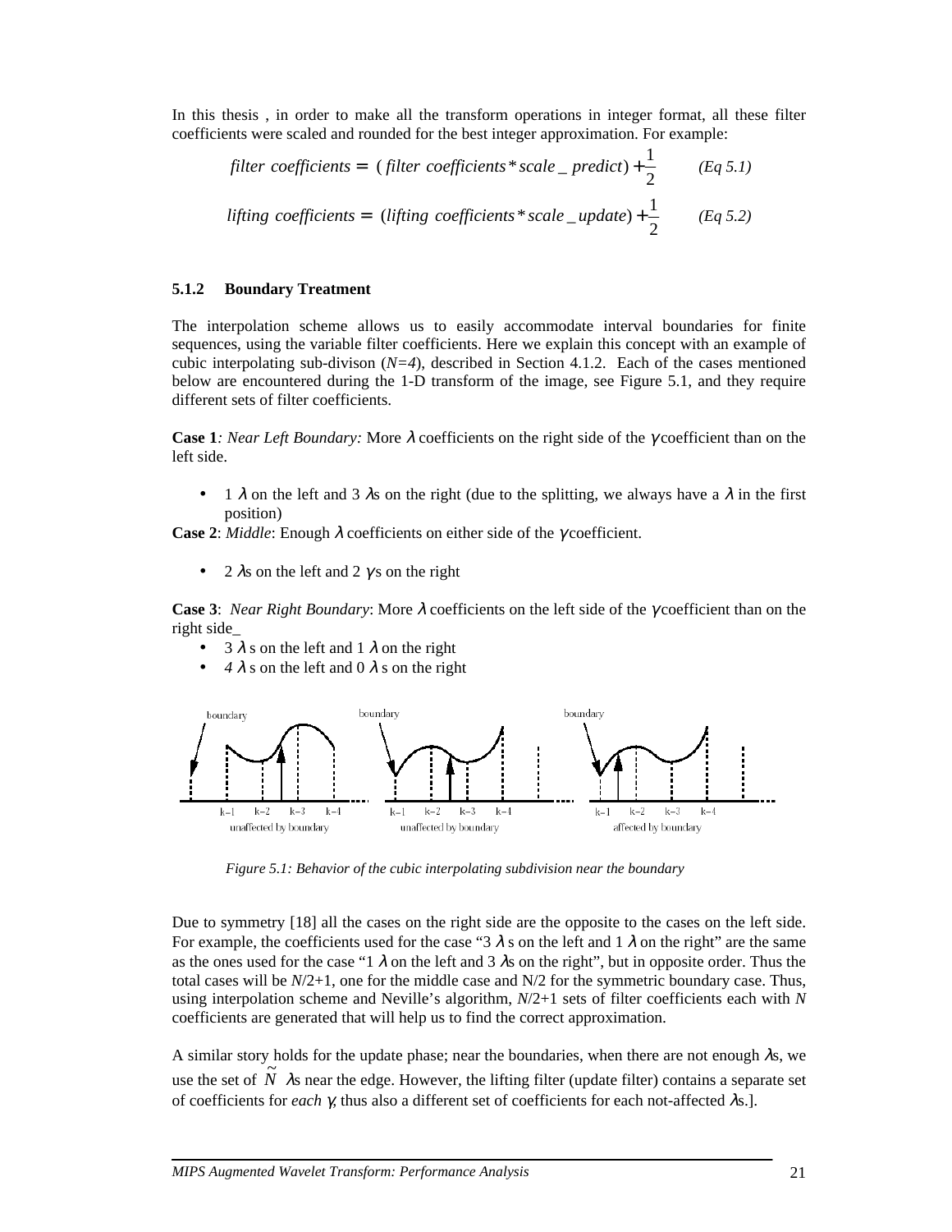In this thesis , in order to make all the transform operations in integer format, all these filter coefficients were scaled and rounded for the best integer approximation. For example:

$$filter\ coefficients = (filter\ coefficients * scale\_predict) + \frac{1}{2} \qquad (Eq\ 5.1)$$

$$lifting\ coefficients = (lifting\ coefficients * scale\_update) + \frac{1}{2} \qquad (Eq\ 5.2)$$

### 5.1.2 Boundary Treatment

The interpolation scheme allows us to easily accommodate interval boundaries for finite sequences, using the variable filter coefficients. Here we explain this concept with an example of cubic interpolating sub-divison (*N=4*), described in Section 4.1.2. Each of the cases mentioned below are encountered during the 1-D transform of the image, see Figure 5.1, and they require different sets of filter coefficients.

**Case 1**: *Near Left Boundary:* More $\lambda$ coefficients on the right side of the $\gamma$ coefficient than on the left side.

- 1 $\lambda$ on the left and 3 $\lambda$s on the right (due to the splitting, we always have a $\lambda$ in the first position)

**Case 2**: *Middle*: Enough $\lambda$ coefficients on either side of the $\gamma$ coefficient.

- 2 $\lambda$s on the left and 2 $\gamma$s on the right

**Case 3**: *Near Right Boundary*: More $\lambda$ coefficients on the left side of the $\gamma$ coefficient than on the right side_

- 3 $\lambda$ s on the left and 1 $\lambda$ on the right
- *4* $\lambda$ s on the left and 0 $\lambda$ s on the right

*Figure 5.1: Behavior of the cubic interpolating subdivision near the boundary*

Due to symmetry [18] all the cases on the right side are the opposite to the cases on the left side. For example, the coefficients used for the case "3 $\lambda$ s on the left and 1 $\lambda$ on the right" are the same as the ones used for the case "1 $\lambda$ on the left and 3 $\lambda$s on the right", but in opposite order. Thus the total cases will be *N*/2+1, one for the middle case and N/2 for the symmetric boundary case. Thus, using interpolation scheme and Neville's algorithm, *N*/2+1 sets of filter coefficients each with *N* coefficients are generated that will help us to find the correct approximation.

A similar story holds for the update phase; near the boundaries, when there are not enough $\lambda$s, we use the set of $\tilde{N}$ $\lambda$s near the edge. However, the lifting filter (update filter) contains a separate set of coefficients for *each* $\gamma$, thus also a different set of coefficients for each not-affected $\lambda$s.].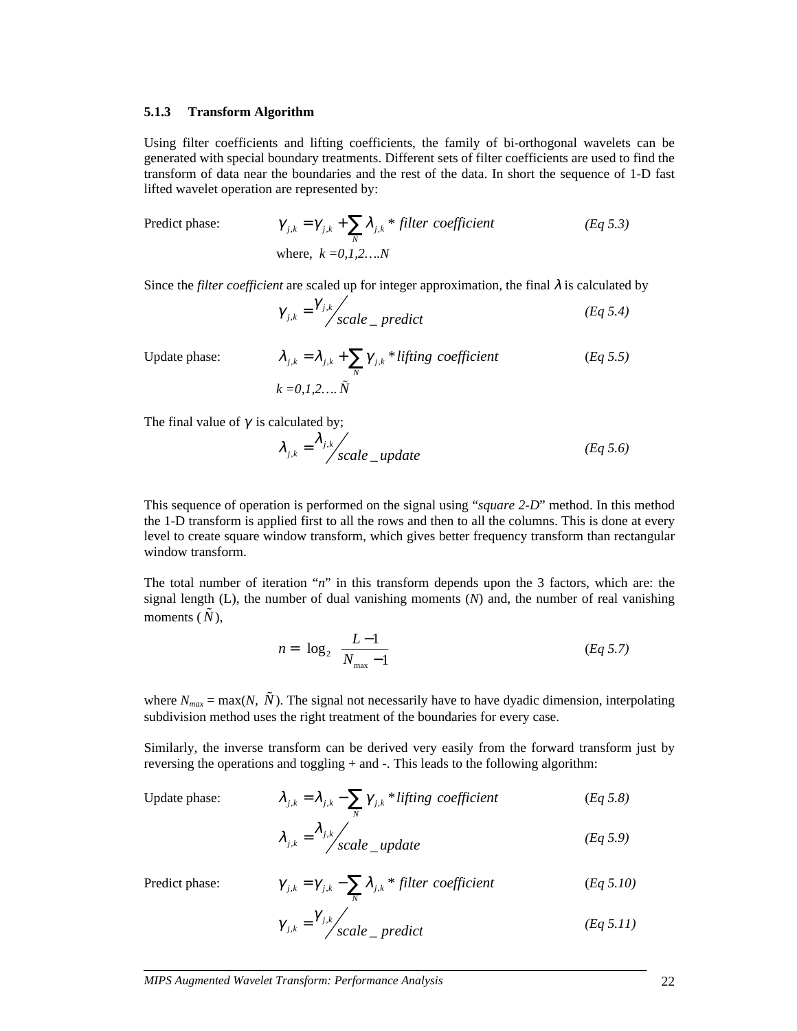### 5.1.3 Transform Algorithm

Using filter coefficients and lifting coefficients, the family of bi-orthogonal wavelets can be generated with special boundary treatments. Different sets of filter coefficients are used to find the transform of data near the boundaries and the rest of the data. In short the sequence of 1-D fast lifted wavelet operation are represented by:

Predict phase:

$$\gamma_{j,k} = \gamma_{j,k} + \sum_{N} \lambda_{j,k} * \textit{filter coefficient} \qquad \textit{(Eq 5.3)}$$

where, $k = 0,1,2....N$

Since the *filter coefficient* are scaled up for integer approximation, the final $\lambda$ is calculated by

$$\gamma_{j,k} = \gamma_{j,k} / \textit{scale\_predict} \qquad \textit{(Eq 5.4)}$$

Update phase:

$$\lambda_{j,k} = \lambda_{j,k} + \sum_{N} \gamma_{j,k} * \textit{lifting coefficient} \qquad \textit{(Eq 5.5)}$$

$k = 0,1,2.... \tilde{N}$

The final value of $\gamma$ is calculated by;

$$\lambda_{j,k} = \lambda_{j,k} / \textit{scale\_update} \qquad \textit{(Eq 5.6)}$$

This sequence of operation is performed on the signal using "*square 2-D*" method. In this method the 1-D transform is applied first to all the rows and then to all the columns. This is done at every level to create square window transform, which gives better frequency transform than rectangular window transform.

The total number of iteration "*n*" in this transform depends upon the 3 factors, which are: the signal length (L), the number of dual vanishing moments (*N*) and, the number of real vanishing moments ($\tilde{N}$),

$$n = \log_2 \frac{L-1}{N_{\max}-1} \qquad \textit{(Eq 5.7)}$$

where $N_{max} = \max(N, \tilde{N})$. The signal not necessarily have to have dyadic dimension, interpolating subdivision method uses the right treatment of the boundaries for every case.

Similarly, the inverse transform can be derived very easily from the forward transform just by reversing the operations and toggling + and -. This leads to the following algorithm:

Update phase:

$$\lambda_{j,k} = \lambda_{j,k} - \sum_{N} \gamma_{j,k} * \textit{lifting coefficient} \qquad \textit{(Eq 5.8)}$$

$$\lambda_{j,k} = \lambda_{j,k} / \textit{scale\_update} \qquad \textit{(Eq 5.9)}$$

Predict phase:

$$\gamma_{j,k} = \gamma_{j,k} - \sum_{N} \lambda_{j,k} * \textit{filter coefficient} \qquad \textit{(Eq 5.10)}$$

$$\gamma_{j,k} = \gamma_{j,k} / \textit{scale\_predict} \qquad \textit{(Eq 5.11)}$$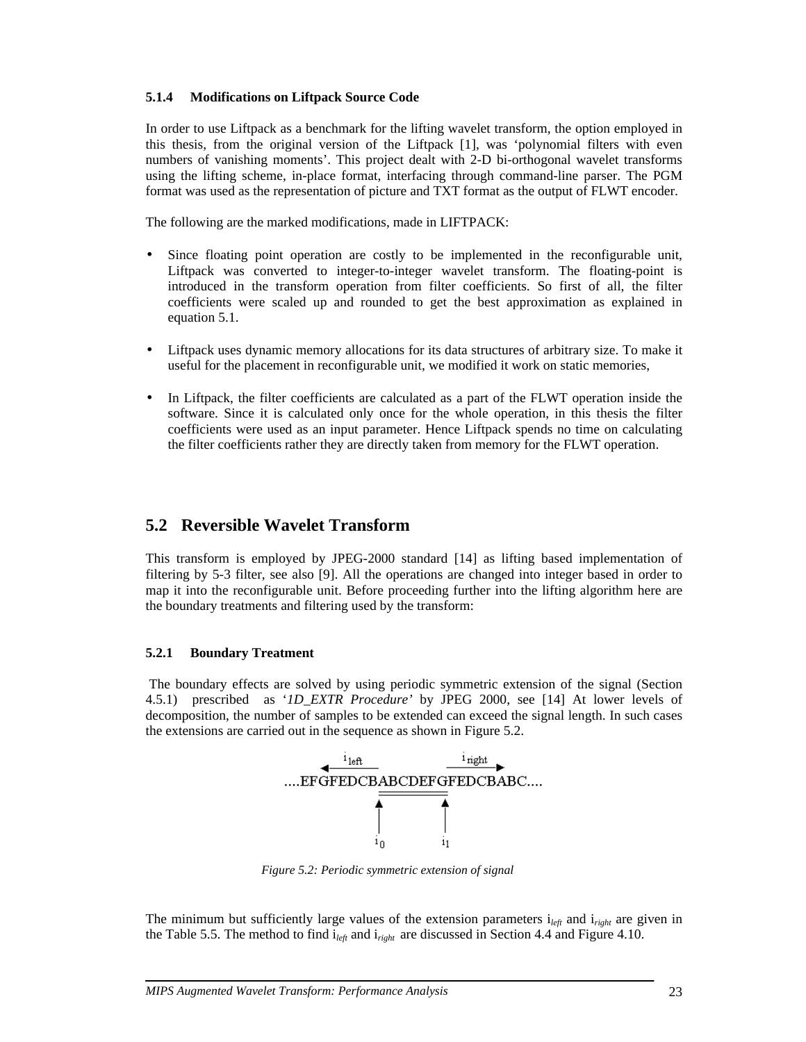### 5.1.4 Modifications on Liftpack Source Code

In order to use Liftpack as a benchmark for the lifting wavelet transform, the option employed in this thesis, from the original version of the Liftpack [1], was 'polynomial filters with even numbers of vanishing moments'. This project dealt with 2-D bi-orthogonal wavelet transforms using the lifting scheme, in-place format, interfacing through command-line parser. The PGM format was used as the representation of picture and TXT format as the output of FLWT encoder.

The following are the marked modifications, made in LIFTPACK:

- Since floating point operation are costly to be implemented in the reconfigurable unit, Liftpack was converted to integer-to-integer wavelet transform. The floating-point is introduced in the transform operation from filter coefficients. So first of all, the filter coefficients were scaled up and rounded to get the best approximation as explained in equation 5.1.

- Liftpack uses dynamic memory allocations for its data structures of arbitrary size. To make it useful for the placement in reconfigurable unit, we modified it work on static memories,

- In Liftpack, the filter coefficients are calculated as a part of the FLWT operation inside the software. Since it is calculated only once for the whole operation, in this thesis the filter coefficients were used as an input parameter. Hence Liftpack spends no time on calculating the filter coefficients rather they are directly taken from memory for the FLWT operation.

## 5.2 Reversible Wavelet Transform

This transform is employed by JPEG-2000 standard [14] as lifting based implementation of filtering by 5-3 filter, see also [9]. All the operations are changed into integer based in order to map it into the reconfigurable unit. Before proceeding further into the lifting algorithm here are the boundary treatments and filtering used by the transform:

### 5.2.1 Boundary Treatment

The boundary effects are solved by using periodic symmetric extension of the signal (Section 4.5.1) prescribed as '*1D_EXTR Procedure*' by JPEG 2000, see [14] At lower levels of decomposition, the number of samples to be extended can exceed the signal length. In such cases the extensions are carried out in the sequence as shown in Figure 5.2.

$i_{left}$ ← ....EFGFEDCBABCDEFGFEDCBABC.... → $i_{right}$

↑ $i_0$ ↑ $i_1$

*Figure 5.2: Periodic symmetric extension of signal*

The minimum but sufficiently large values of the extension parameters $i_{left}$ and $i_{right}$ are given in the Table 5.5. The method to find $i_{left}$ and $i_{right}$ are discussed in Section 4.4 and Figure 4.10.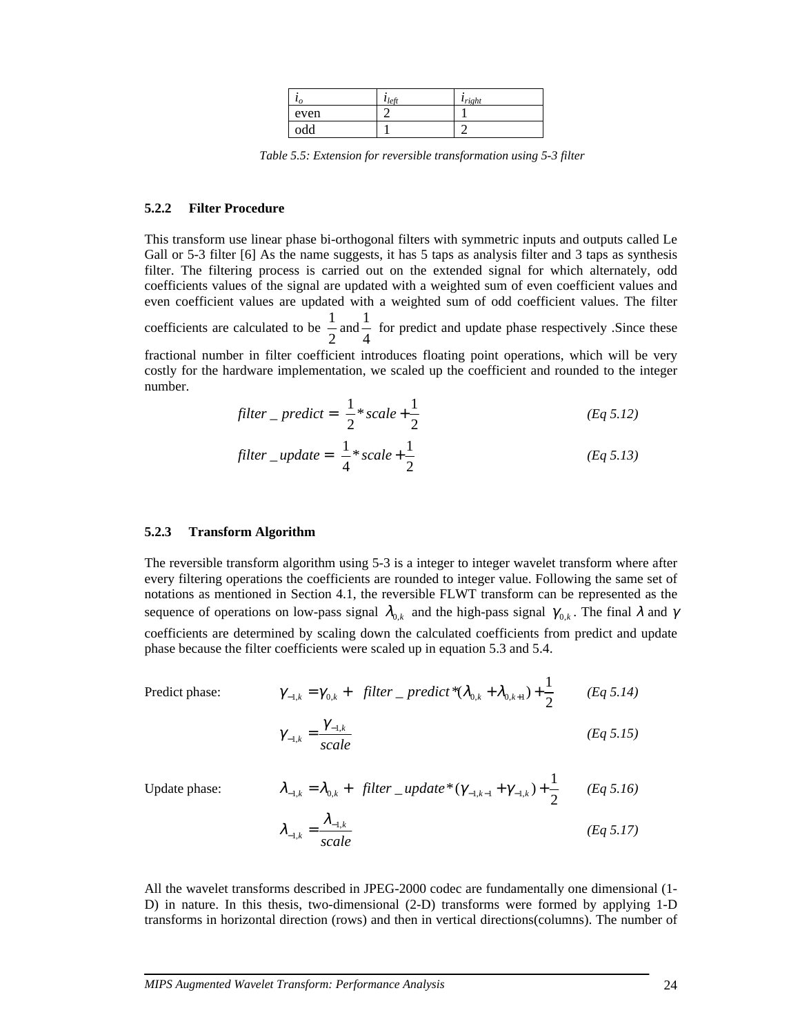| $i_o$ | $i_{left}$ | $i_{right}$ |
|---|---|---|
| even | 2 | 1 |
| odd | 1 | 2 |

*Table 5.5: Extension for reversible transformation using 5-3 filter*

### 5.2.2 Filter Procedure

This transform use linear phase bi-orthogonal filters with symmetric inputs and outputs called Le Gall or 5-3 filter [6] As the name suggests, it has 5 taps as analysis filter and 3 taps as synthesis filter. The filtering process is carried out on the extended signal for which alternately, odd coefficients values of the signal are updated with a weighted sum of even coefficient values and even coefficient values are updated with a weighted sum of odd coefficient values. The filter coefficients are calculated to be $\frac{1}{2}$ and $\frac{1}{4}$ for predict and update phase respectively .Since these fractional number in filter coefficient introduces floating point operations, which will be very costly for the hardware implementation, we scaled up the coefficient and rounded to the integer number.

$$filter\_predict = \frac{1}{2} * scale + \frac{1}{2} \qquad (Eq\ 5.12)$$

$$filter\_update = \frac{1}{4} * scale + \frac{1}{2} \qquad (Eq\ 5.13)$$

### 5.2.3 Transform Algorithm

The reversible transform algorithm using 5-3 is a integer to integer wavelet transform where after every filtering operations the coefficients are rounded to integer value. Following the same set of notations as mentioned in Section 4.1, the reversible FLWT transform can be represented as the sequence of operations on low-pass signal $\lambda_{0,k}$ and the high-pass signal $\gamma_{0,k}$. The final $\lambda$ and $\gamma$ coefficients are determined by scaling down the calculated coefficients from predict and update phase because the filter coefficients were scaled up in equation 5.3 and 5.4.

Predict phase:

$$\gamma_{-1,k} = \gamma_{0,k} + filter\_predict * (\lambda_{0,k} + \lambda_{0,k+1}) + \frac{1}{2} \qquad (Eq\ 5.14)$$

$$\gamma_{-1,k} = \frac{\gamma_{-1,k}}{scale} \qquad (Eq\ 5.15)$$

Update phase:

$$\lambda_{-1,k} = \lambda_{0,k} + filter\_update * (\gamma_{-1,k-1} + \gamma_{-1,k}) + \frac{1}{2} \qquad (Eq\ 5.16)$$

$$\lambda_{-1,k} = \frac{\lambda_{-1,k}}{scale} \qquad (Eq\ 5.17)$$

All the wavelet transforms described in JPEG-2000 codec are fundamentally one dimensional (1-D) in nature. In this thesis, two-dimensional (2-D) transforms were formed by applying 1-D transforms in horizontal direction (rows) and then in vertical directions(columns). The number of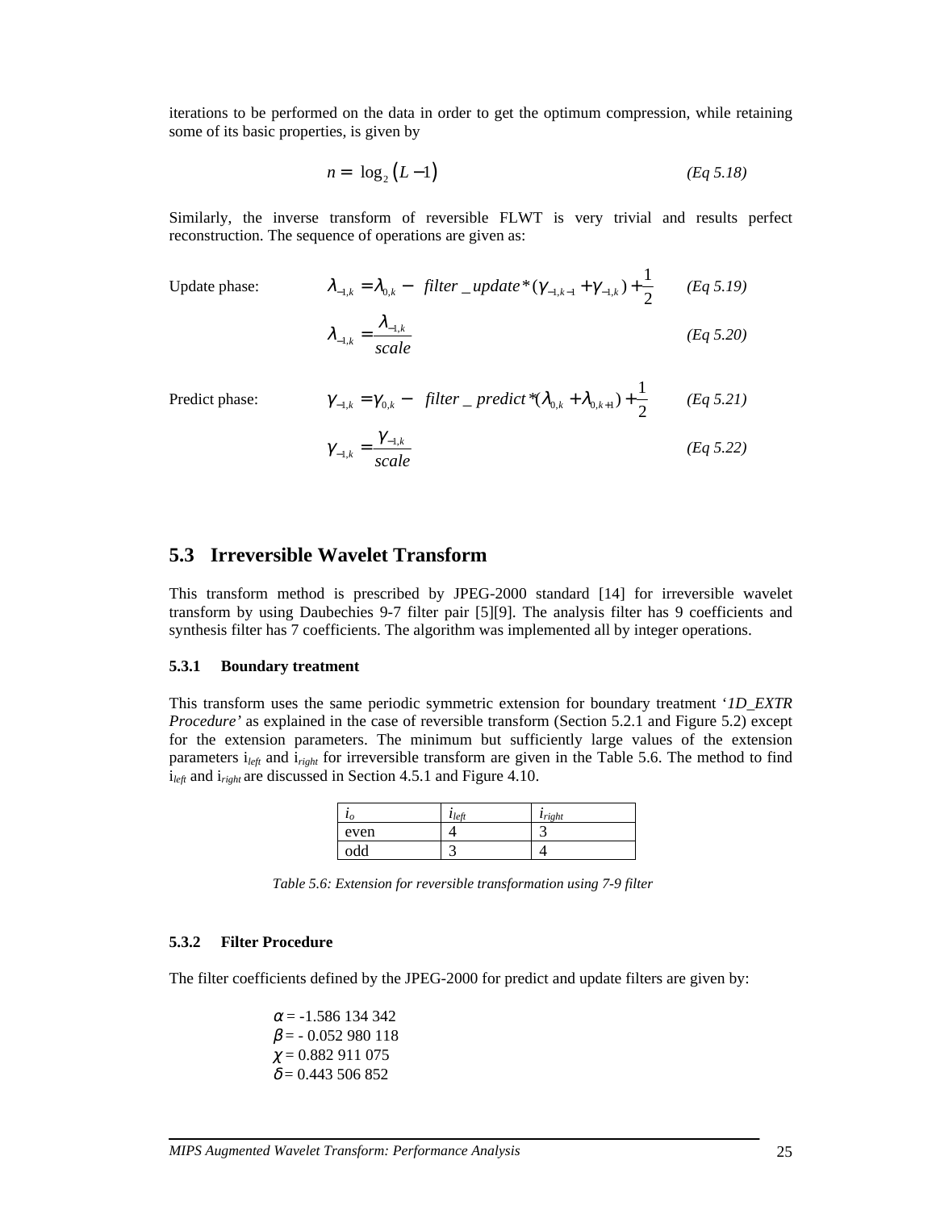iterations to be performed on the data in order to get the optimum compression, while retaining some of its basic properties, is given by

$$n = \log_2 (L-1) \qquad (Eq\ 5.18)$$

Similarly, the inverse transform of reversible FLWT is very trivial and results perfect reconstruction. The sequence of operations are given as:

Update phase:

$$\lambda_{-1,k} = \lambda_{0,k} - filter\_update * (\gamma_{-1,k-1} + \gamma_{-1,k}) + \frac{1}{2} \qquad (Eq\ 5.19)$$

$$\lambda_{-1,k} = \frac{\lambda_{-1,k}}{scale} \qquad (Eq\ 5.20)$$

Predict phase:

$$\gamma_{-1,k} = \gamma_{0,k} - filter\_predict * (\lambda_{0,k} + \lambda_{0,k+1}) + \frac{1}{2} \qquad (Eq\ 5.21)$$

$$\gamma_{-1,k} = \frac{\gamma_{-1,k}}{scale} \qquad (Eq\ 5.22)$$

## 5.3 Irreversible Wavelet Transform

This transform method is prescribed by JPEG-2000 standard [14] for irreversible wavelet transform by using Daubechies 9-7 filter pair [5][9]. The analysis filter has 9 coefficients and synthesis filter has 7 coefficients. The algorithm was implemented all by integer operations.

### 5.3.1 Boundary treatment

This transform uses the same periodic symmetric extension for boundary treatment '*1D_EXTR Procedure'* as explained in the case of reversible transform (Section 5.2.1 and Figure 5.2) except for the extension parameters. The minimum but sufficiently large values of the extension parameters $i_{left}$ and $i_{right}$ for irreversible transform are given in the Table 5.6. The method to find $i_{left}$ and $i_{right}$ are discussed in Section 4.5.1 and Figure 4.10.

| $i_o$ | $i_{left}$ | $i_{right}$ |
|---|---|---|
| even | 4 | 3 |
| odd | 3 | 4 |

*Table 5.6: Extension for reversible transformation using 7-9 filter*

### 5.3.2 Filter Procedure

The filter coefficients defined by the JPEG-2000 for predict and update filters are given by:

$\alpha$ = -1.586 134 342
$\beta$ = - 0.052 980 118
$\chi$ = 0.882 911 075
$\delta$ = 0.443 506 852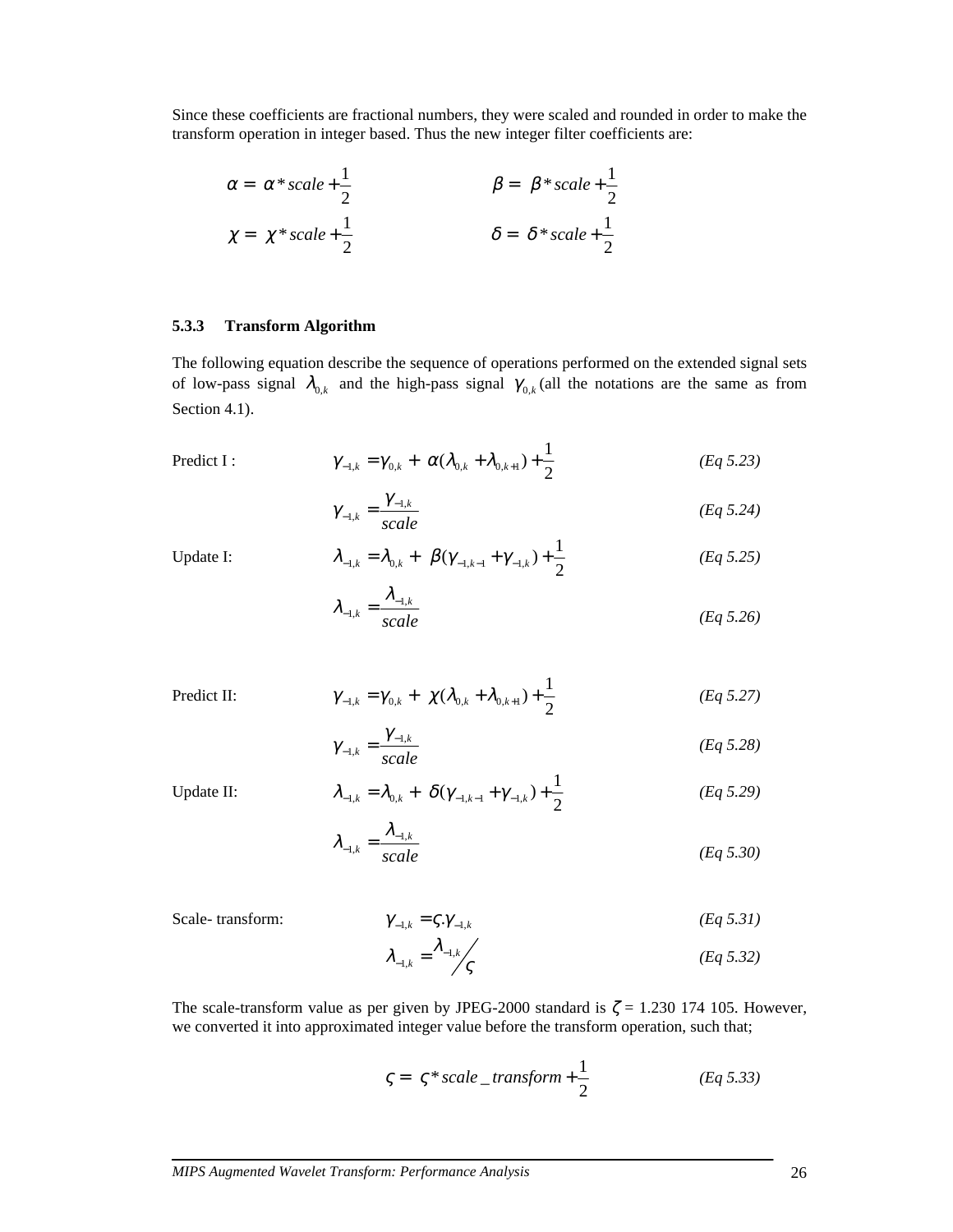Since these coefficients are fractional numbers, they were scaled and rounded in order to make the transform operation in integer based. Thus the new integer filter coefficients are:

$$\alpha = \alpha * scale + \frac{1}{2} \qquad \beta = \beta * scale + \frac{1}{2}$$

$$\chi = \chi * scale + \frac{1}{2} \qquad \delta = \delta * scale + \frac{1}{2}$$

### 5.3.3 Transform Algorithm

The following equation describe the sequence of operations performed on the extended signal sets of low-pass signal $\lambda_{0,k}$ and the high-pass signal $\gamma_{0,k}$ (all the notations are the same as from Section 4.1).

Predict I :

$$\gamma_{-1,k} = \gamma_{0,k} + \alpha(\lambda_{0,k} + \lambda_{0,k+1}) + \frac{1}{2} \qquad \textit{(Eq 5.23)}$$

$$\gamma_{-1,k} = \frac{\gamma_{-1,k}}{scale} \qquad \textit{(Eq 5.24)}$$

Update I:

$$\lambda_{-1,k} = \lambda_{0,k} + \beta(\gamma_{-1,k-1} + \gamma_{-1,k}) + \frac{1}{2} \qquad \textit{(Eq 5.25)}$$

$$\lambda_{-1,k} = \frac{\lambda_{-1,k}}{scale} \qquad \textit{(Eq 5.26)}$$

Predict II:

$$\gamma_{-1,k} = \gamma_{0,k} + \chi(\lambda_{0,k} + \lambda_{0,k+1}) + \frac{1}{2} \qquad \textit{(Eq 5.27)}$$

$$\gamma_{-1,k} = \frac{\gamma_{-1,k}}{scale} \qquad \textit{(Eq 5.28)}$$

Update II:

$$\lambda_{-1,k} = \lambda_{0,k} + \delta(\gamma_{-1,k-1} + \gamma_{-1,k}) + \frac{1}{2} \qquad \textit{(Eq 5.29)}$$

$$\lambda_{-1,k} = \frac{\lambda_{-1,k}}{scale} \qquad \textit{(Eq 5.30)}$$

Scale- transform:

$$\gamma_{-1,k} = \varsigma . \gamma_{-1,k} \qquad \textit{(Eq 5.31)}$$

$$\lambda_{-1,k} = \lambda_{-1,k} / \varsigma \qquad \textit{(Eq 5.32)}$$

The scale-transform value as per given by JPEG-2000 standard is $\zeta$ = 1.230 174 105. However, we converted it into approximated integer value before the transform operation, such that;

$$\varsigma = \varsigma * scale\_transform + \frac{1}{2} \qquad \textit{(Eq 5.33)}$$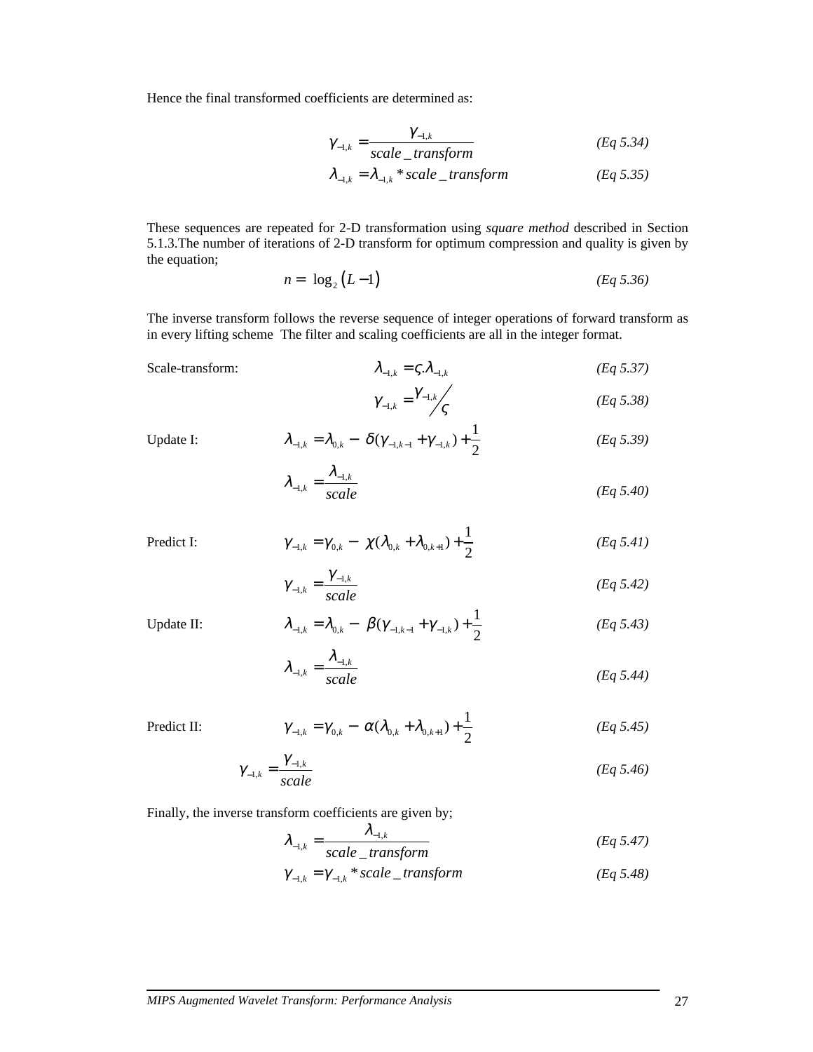Hence the final transformed coefficients are determined as:

$$\gamma_{-1,k} = \frac{\gamma_{-1,k}}{scale\_transform} \qquad \textit{(Eq 5.34)}$$

$$\lambda_{-1,k} = \lambda_{-1,k} * scale\_transform \qquad \textit{(Eq 5.35)}$$

These sequences are repeated for 2-D transformation using *square method* described in Section 5.1.3.The number of iterations of 2-D transform for optimum compression and quality is given by the equation;

$$n = \log_2 (L - 1) \qquad \textit{(Eq 5.36)}$$

The inverse transform follows the reverse sequence of integer operations of forward transform as in every lifting scheme The filter and scaling coefficients are all in the integer format.

Scale-transform:

$$\lambda_{-1,k} = \varsigma.\lambda_{-1,k} \qquad \textit{(Eq 5.37)}$$

$$\gamma_{-1,k} = \gamma_{-1,k} / \varsigma \qquad \textit{(Eq 5.38)}$$

Update I:

$$\lambda_{-1,k} = \lambda_{0,k} - \delta(\gamma_{-1,k-1} + \gamma_{-1,k}) + \frac{1}{2} \qquad \textit{(Eq 5.39)}$$

$$\lambda_{-1,k} = \frac{\lambda_{-1,k}}{scale} \qquad \textit{(Eq 5.40)}$$

Predict I:

$$\gamma_{-1,k} = \gamma_{0,k} - \chi(\lambda_{0,k} + \lambda_{0,k+1}) + \frac{1}{2} \qquad \textit{(Eq 5.41)}$$

$$\gamma_{-1,k} = \frac{\gamma_{-1,k}}{scale} \qquad \textit{(Eq 5.42)}$$

Update II:

$$\lambda_{-1,k} = \lambda_{0,k} - \beta(\gamma_{-1,k-1} + \gamma_{-1,k}) + \frac{1}{2} \qquad \textit{(Eq 5.43)}$$

$$\lambda_{-1,k} = \frac{\lambda_{-1,k}}{scale} \qquad \textit{(Eq 5.44)}$$

Predict II:

$$\gamma_{-1,k} = \gamma_{0,k} - \alpha(\lambda_{0,k} + \lambda_{0,k+1}) + \frac{1}{2} \qquad \textit{(Eq 5.45)}$$

$$\gamma_{-1,k} = \frac{\gamma_{-1,k}}{scale} \qquad \textit{(Eq 5.46)}$$

Finally, the inverse transform coefficients are given by;

$$\lambda_{-1,k} = \frac{\lambda_{-1,k}}{scale\_transform} \qquad \textit{(Eq 5.47)}$$

$$\gamma_{-1,k} = \gamma_{-1,k} * scale\_transform \qquad \textit{(Eq 5.48)}$$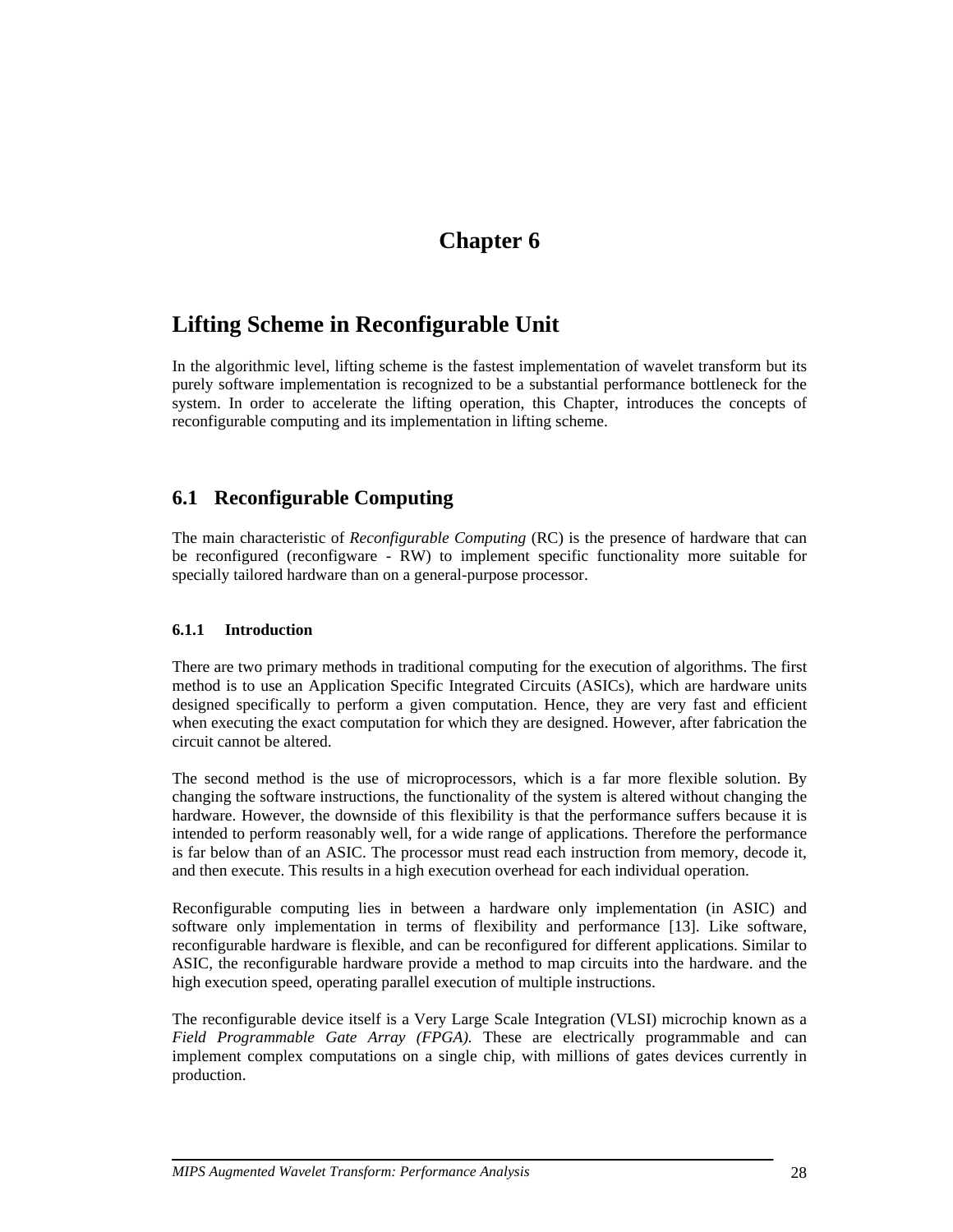# Chapter 6

## Lifting Scheme in Reconfigurable Unit

In the algorithmic level, lifting scheme is the fastest implementation of wavelet transform but its purely software implementation is recognized to be a substantial performance bottleneck for the system. In order to accelerate the lifting operation, this Chapter, introduces the concepts of reconfigurable computing and its implementation in lifting scheme.

## 6.1 Reconfigurable Computing

The main characteristic of *Reconfigurable Computing* (RC) is the presence of hardware that can be reconfigured (reconfigware - RW) to implement specific functionality more suitable for specially tailored hardware than on a general-purpose processor.

### 6.1.1 Introduction

There are two primary methods in traditional computing for the execution of algorithms. The first method is to use an Application Specific Integrated Circuits (ASICs), which are hardware units designed specifically to perform a given computation. Hence, they are very fast and efficient when executing the exact computation for which they are designed. However, after fabrication the circuit cannot be altered.

The second method is the use of microprocessors, which is a far more flexible solution. By changing the software instructions, the functionality of the system is altered without changing the hardware. However, the downside of this flexibility is that the performance suffers because it is intended to perform reasonably well, for a wide range of applications. Therefore the performance is far below than of an ASIC. The processor must read each instruction from memory, decode it, and then execute. This results in a high execution overhead for each individual operation.

Reconfigurable computing lies in between a hardware only implementation (in ASIC) and software only implementation in terms of flexibility and performance [13]. Like software, reconfigurable hardware is flexible, and can be reconfigured for different applications. Similar to ASIC, the reconfigurable hardware provide a method to map circuits into the hardware. and the high execution speed, operating parallel execution of multiple instructions.

The reconfigurable device itself is a Very Large Scale Integration (VLSI) microchip known as a *Field Programmable Gate Array (FPGA).* These are electrically programmable and can implement complex computations on a single chip, with millions of gates devices currently in production.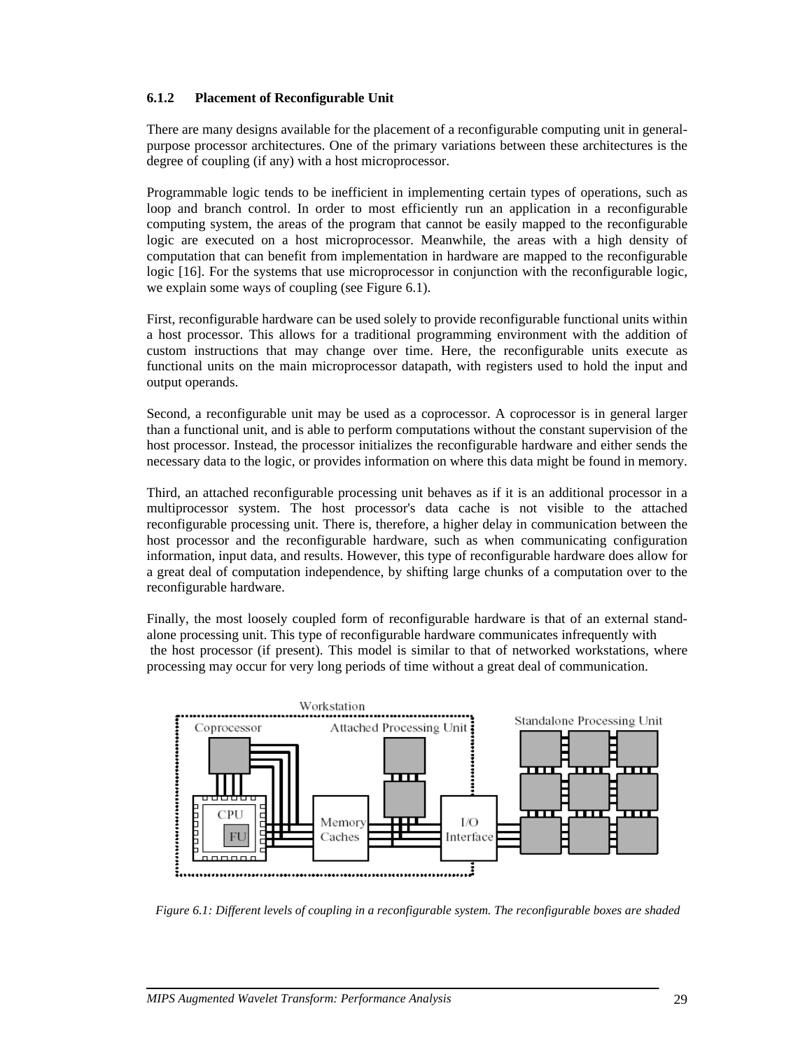### 6.1.2 Placement of Reconfigurable Unit

There are many designs available for the placement of a reconfigurable computing unit in general-purpose processor architectures. One of the primary variations between these architectures is the degree of coupling (if any) with a host microprocessor.

Programmable logic tends to be inefficient in implementing certain types of operations, such as loop and branch control. In order to most efficiently run an application in a reconfigurable computing system, the areas of the program that cannot be easily mapped to the reconfigurable logic are executed on a host microprocessor. Meanwhile, the areas with a high density of computation that can benefit from implementation in hardware are mapped to the reconfigurable logic [16]. For the systems that use microprocessor in conjunction with the reconfigurable logic, we explain some ways of coupling (see Figure 6.1).

First, reconfigurable hardware can be used solely to provide reconfigurable functional units within a host processor. This allows for a traditional programming environment with the addition of custom instructions that may change over time. Here, the reconfigurable units execute as functional units on the main microprocessor datapath, with registers used to hold the input and output operands.

Second, a reconfigurable unit may be used as a coprocessor. A coprocessor is in general larger than a functional unit, and is able to perform computations without the constant supervision of the host processor. Instead, the processor initializes the reconfigurable hardware and either sends the necessary data to the logic, or provides information on where this data might be found in memory.

Third, an attached reconfigurable processing unit behaves as if it is an additional processor in a multiprocessor system. The host processor's data cache is not visible to the attached reconfigurable processing unit. There is, therefore, a higher delay in communication between the host processor and the reconfigurable hardware, such as when communicating configuration information, input data, and results. However, this type of reconfigurable hardware does allow for a great deal of computation independence, by shifting large chunks of a computation over to the reconfigurable hardware.

Finally, the most loosely coupled form of reconfigurable hardware is that of an external stand-alone processing unit. This type of reconfigurable hardware communicates infrequently with the host processor (if present). This model is similar to that of networked workstations, where processing may occur for very long periods of time without a great deal of communication.

*Figure 6.1: Different levels of coupling in a reconfigurable system. The reconfigurable boxes are shaded*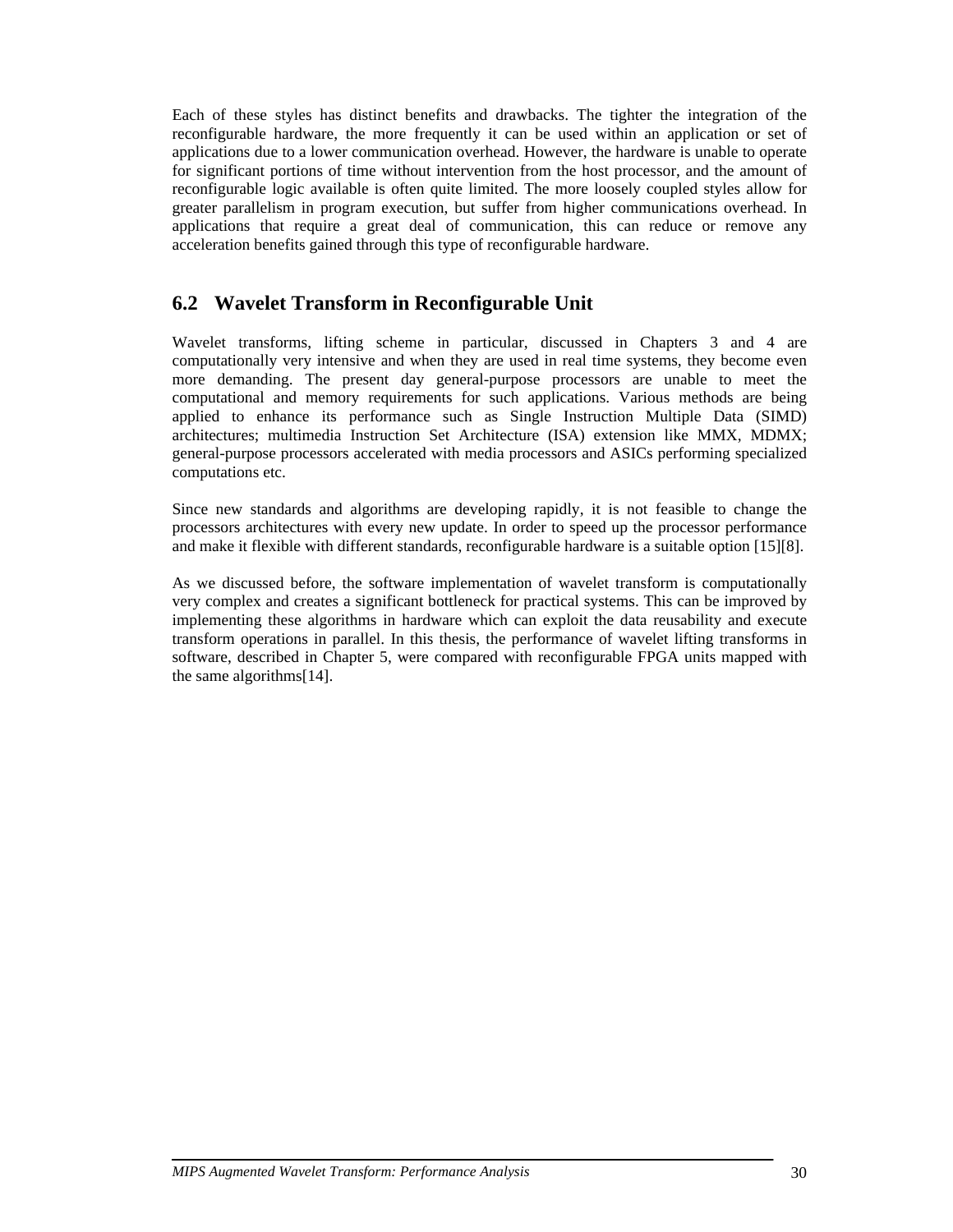Each of these styles has distinct benefits and drawbacks. The tighter the integration of the reconfigurable hardware, the more frequently it can be used within an application or set of applications due to a lower communication overhead. However, the hardware is unable to operate for significant portions of time without intervention from the host processor, and the amount of reconfigurable logic available is often quite limited. The more loosely coupled styles allow for greater parallelism in program execution, but suffer from higher communications overhead. In applications that require a great deal of communication, this can reduce or remove any acceleration benefits gained through this type of reconfigurable hardware.

## 6.2 Wavelet Transform in Reconfigurable Unit

Wavelet transforms, lifting scheme in particular, discussed in Chapters 3 and 4 are computationally very intensive and when they are used in real time systems, they become even more demanding. The present day general-purpose processors are unable to meet the computational and memory requirements for such applications. Various methods are being applied to enhance its performance such as Single Instruction Multiple Data (SIMD) architectures; multimedia Instruction Set Architecture (ISA) extension like MMX, MDMX; general-purpose processors accelerated with media processors and ASICs performing specialized computations etc.

Since new standards and algorithms are developing rapidly, it is not feasible to change the processors architectures with every new update. In order to speed up the processor performance and make it flexible with different standards, reconfigurable hardware is a suitable option [15][8].

As we discussed before, the software implementation of wavelet transform is computationally very complex and creates a significant bottleneck for practical systems. This can be improved by implementing these algorithms in hardware which can exploit the data reusability and execute transform operations in parallel. In this thesis, the performance of wavelet lifting transforms in software, described in Chapter 5, were compared with reconfigurable FPGA units mapped with the same algorithms[14].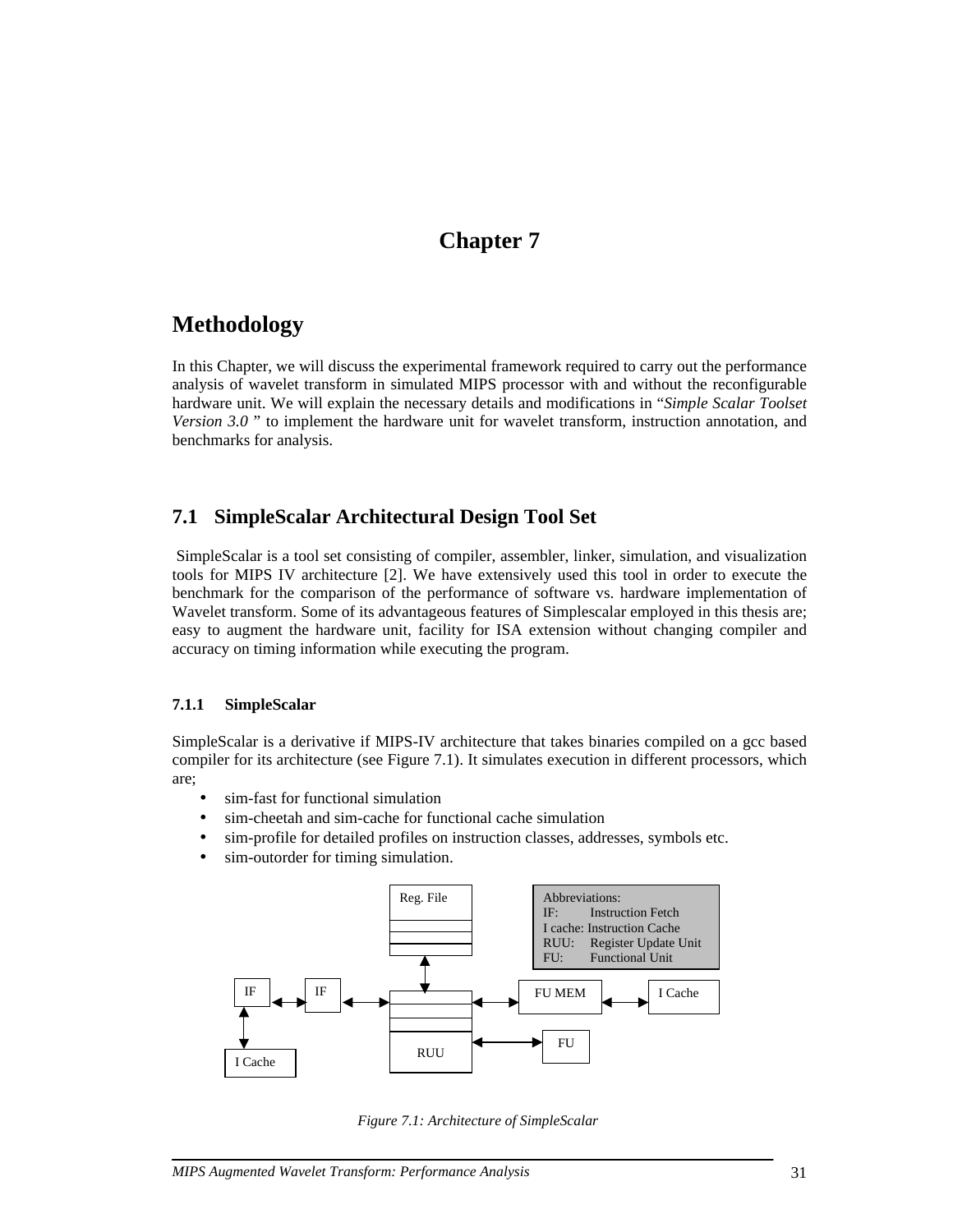# Chapter 7

## Methodology

In this Chapter, we will discuss the experimental framework required to carry out the performance analysis of wavelet transform in simulated MIPS processor with and without the reconfigurable hardware unit. We will explain the necessary details and modifications in "*Simple Scalar Toolset Version 3.0* " to implement the hardware unit for wavelet transform, instruction annotation, and benchmarks for analysis.

## 7.1 SimpleScalar Architectural Design Tool Set

SimpleScalar is a tool set consisting of compiler, assembler, linker, simulation, and visualization tools for MIPS IV architecture [2]. We have extensively used this tool in order to execute the benchmark for the comparison of the performance of software vs. hardware implementation of Wavelet transform. Some of its advantageous features of Simplescalar employed in this thesis are; easy to augment the hardware unit, facility for ISA extension without changing compiler and accuracy on timing information while executing the program.

### 7.1.1 SimpleScalar

SimpleScalar is a derivative if MIPS-IV architecture that takes binaries compiled on a gcc based compiler for its architecture (see Figure 7.1). It simulates execution in different processors, which are;

- sim-fast for functional simulation
- sim-cheetah and sim-cache for functional cache simulation
- sim-profile for detailed profiles on instruction classes, addresses, symbols etc.
- sim-outorder for timing simulation.

Reg. File

Abbreviations:
IF: Instruction Fetch
I cache: Instruction Cache
RUU: Register Update Unit
FU: Functional Unit

IF | IF | RUU | FU MEM | I Cache | FU | I Cache

*Figure 7.1: Architecture of SimpleScalar*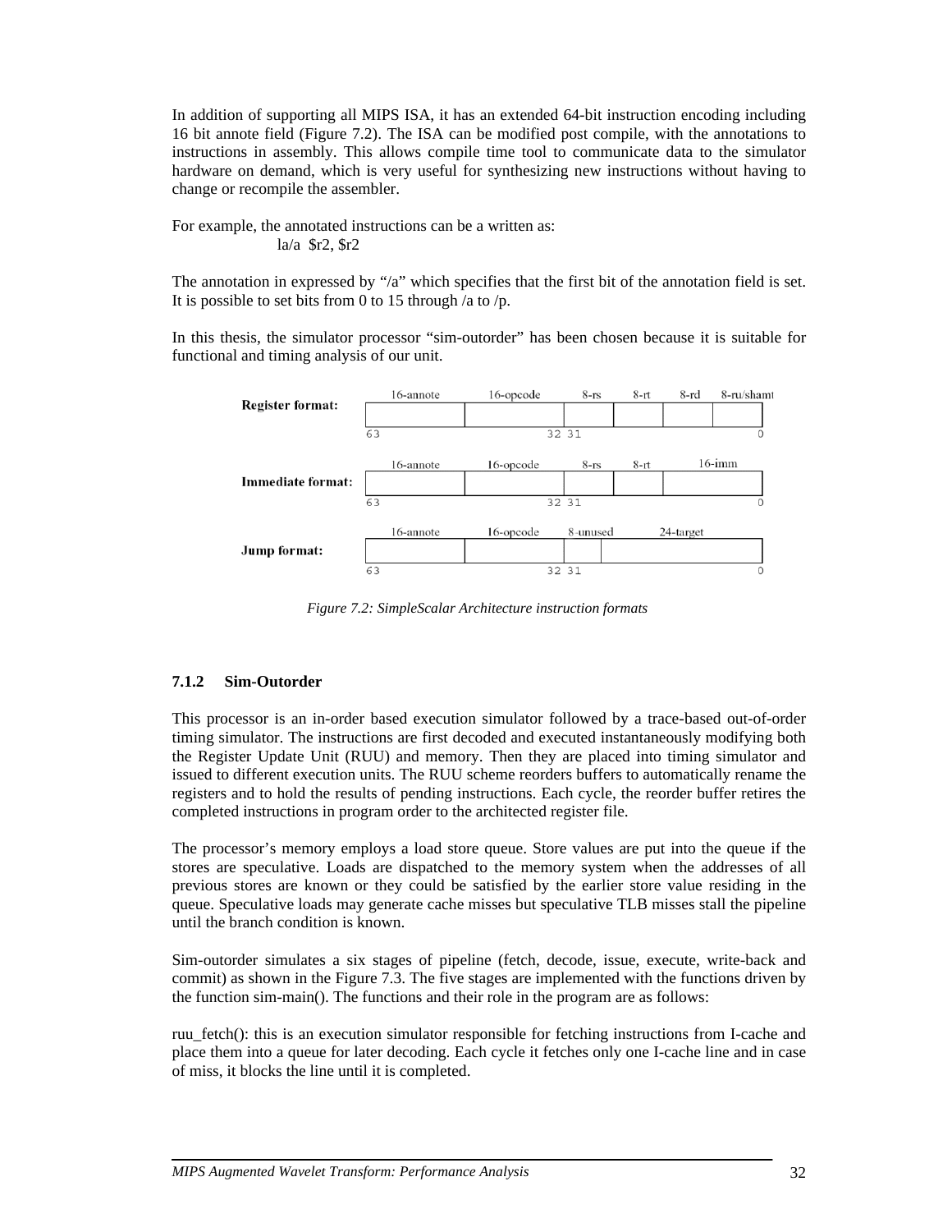In addition of supporting all MIPS ISA, it has an extended 64-bit instruction encoding including 16 bit annote field (Figure 7.2). The ISA can be modified post compile, with the annotations to instructions in assembly. This allows compile time tool to communicate data to the simulator hardware on demand, which is very useful for synthesizing new instructions without having to change or recompile the assembler.

For example, the annotated instructions can be a written as:

```
la/a  $r2, $r2
```

The annotation in expressed by "/a" which specifies that the first bit of the annotation field is set. It is possible to set bits from 0 to 15 through /a to /p.

In this thesis, the simulator processor "sim-outorder" has been chosen because it is suitable for functional and timing analysis of our unit.

| Format | 63 | | 32 31 | | | 0 |
|---|---|---|---|---|---|---|
| **Register format:** | 16-annote | 16-opcode | 8-rs | 8-rt | 8-rd | 8-ru/shamt |
| **Immediate format:** | 16-annote | 16-opcode | 8-rs | 8-rt | 16-imm | |
| **Jump format:** | 16-annote | 16-opcode | 8-unused | 24-target | | |

*Figure 7.2: SimpleScalar Architecture instruction formats*

### 7.1.2 Sim-Outorder

This processor is an in-order based execution simulator followed by a trace-based out-of-order timing simulator. The instructions are first decoded and executed instantaneously modifying both the Register Update Unit (RUU) and memory. Then they are placed into timing simulator and issued to different execution units. The RUU scheme reorders buffers to automatically rename the registers and to hold the results of pending instructions. Each cycle, the reorder buffer retires the completed instructions in program order to the architected register file.

The processor's memory employs a load store queue. Store values are put into the queue if the stores are speculative. Loads are dispatched to the memory system when the addresses of all previous stores are known or they could be satisfied by the earlier store value residing in the queue. Speculative loads may generate cache misses but speculative TLB misses stall the pipeline until the branch condition is known.

Sim-outorder simulates a six stages of pipeline (fetch, decode, issue, execute, write-back and commit) as shown in the Figure 7.3. The five stages are implemented with the functions driven by the function sim-main(). The functions and their role in the program are as follows:

ruu_fetch(): this is an execution simulator responsible for fetching instructions from I-cache and place them into a queue for later decoding. Each cycle it fetches only one I-cache line and in case of miss, it blocks the line until it is completed.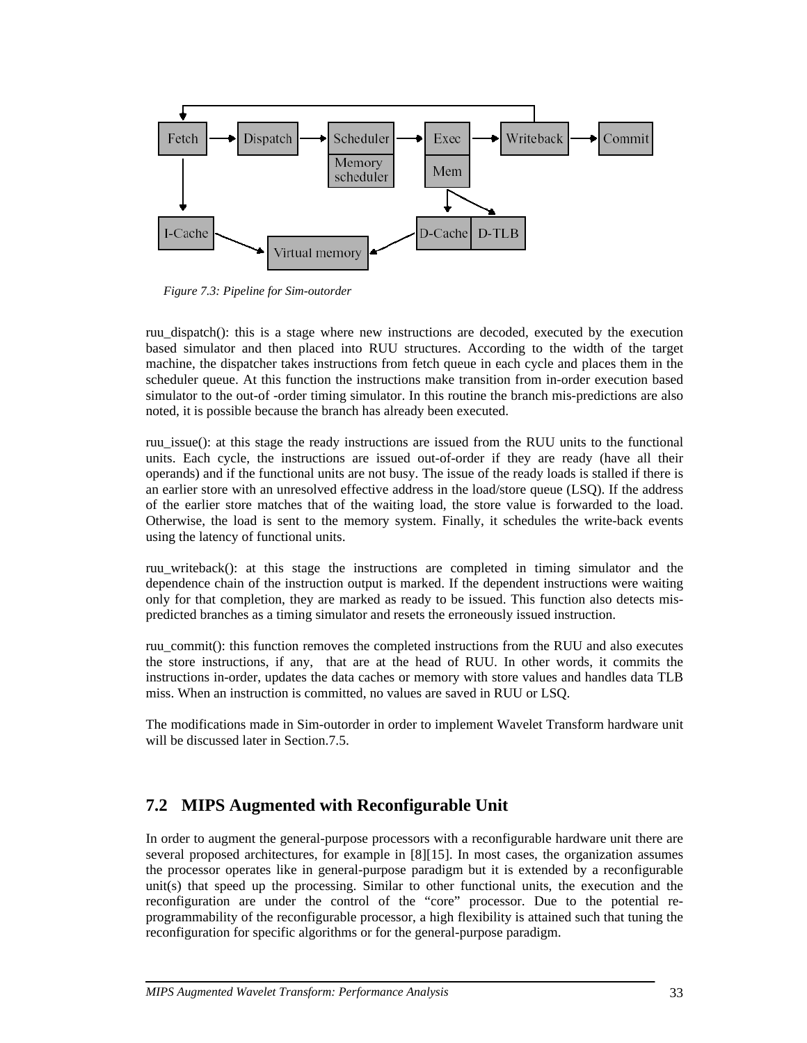*Figure 7.3: Pipeline for Sim-outorder*

ruu_dispatch(): this is a stage where new instructions are decoded, executed by the execution based simulator and then placed into RUU structures. According to the width of the target machine, the dispatcher takes instructions from fetch queue in each cycle and places them in the scheduler queue. At this function the instructions make transition from in-order execution based simulator to the out-of -order timing simulator. In this routine the branch mis-predictions are also noted, it is possible because the branch has already been executed.

ruu_issue(): at this stage the ready instructions are issued from the RUU units to the functional units. Each cycle, the instructions are issued out-of-order if they are ready (have all their operands) and if the functional units are not busy. The issue of the ready loads is stalled if there is an earlier store with an unresolved effective address in the load/store queue (LSQ). If the address of the earlier store matches that of the waiting load, the store value is forwarded to the load. Otherwise, the load is sent to the memory system. Finally, it schedules the write-back events using the latency of functional units.

ruu_writeback(): at this stage the instructions are completed in timing simulator and the dependence chain of the instruction output is marked. If the dependent instructions were waiting only for that completion, they are marked as ready to be issued. This function also detects mis-predicted branches as a timing simulator and resets the erroneously issued instruction.

ruu_commit(): this function removes the completed instructions from the RUU and also executes the store instructions, if any, that are at the head of RUU. In other words, it commits the instructions in-order, updates the data caches or memory with store values and handles data TLB miss. When an instruction is committed, no values are saved in RUU or LSQ.

The modifications made in Sim-outorder in order to implement Wavelet Transform hardware unit will be discussed later in Section.7.5.

## 7.2 MIPS Augmented with Reconfigurable Unit

In order to augment the general-purpose processors with a reconfigurable hardware unit there are several proposed architectures, for example in [8][15]. In most cases, the organization assumes the processor operates like in general-purpose paradigm but it is extended by a reconfigurable unit(s) that speed up the processing. Similar to other functional units, the execution and the reconfiguration are under the control of the "core" processor. Due to the potential re-programmability of the reconfigurable processor, a high flexibility is attained such that tuning the reconfiguration for specific algorithms or for the general-purpose paradigm.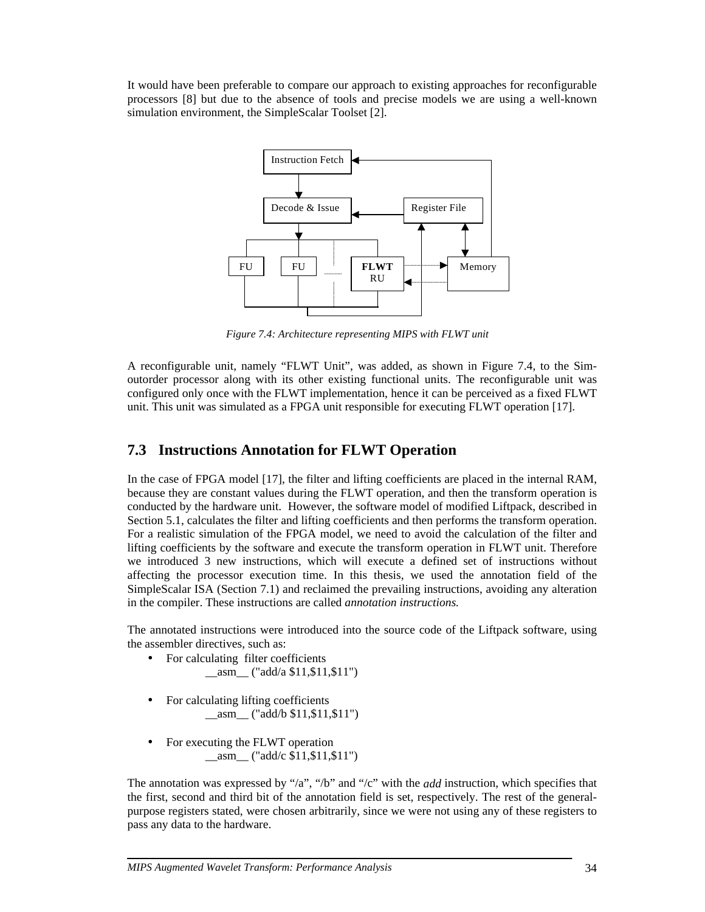It would have been preferable to compare our approach to existing approaches for reconfigurable processors [8] but due to the absence of tools and precise models we are using a well-known simulation environment, the SimpleScalar Toolset [2].

*Figure 7.4: Architecture representing MIPS with FLWT unit*

A reconfigurable unit, namely "FLWT Unit", was added, as shown in Figure 7.4, to the Sim-outorder processor along with its other existing functional units. The reconfigurable unit was configured only once with the FLWT implementation, hence it can be perceived as a fixed FLWT unit. This unit was simulated as a FPGA unit responsible for executing FLWT operation [17].

## 7.3 Instructions Annotation for FLWT Operation

In the case of FPGA model [17], the filter and lifting coefficients are placed in the internal RAM, because they are constant values during the FLWT operation, and then the transform operation is conducted by the hardware unit. However, the software model of modified Liftpack, described in Section 5.1, calculates the filter and lifting coefficients and then performs the transform operation. For a realistic simulation of the FPGA model, we need to avoid the calculation of the filter and lifting coefficients by the software and execute the transform operation in FLWT unit. Therefore we introduced 3 new instructions, which will execute a defined set of instructions without affecting the processor execution time. In this thesis, we used the annotation field of the SimpleScalar ISA (Section 7.1) and reclaimed the prevailing instructions, avoiding any alteration in the compiler. These instructions are called *annotation instructions.*

The annotated instructions were introduced into the source code of the Liftpack software, using the assembler directives, such as:

- For calculating filter coefficients
  `__asm__ ("add/a $11,$11,$11")`
- For calculating lifting coefficients
  `__asm__ ("add/b $11,$11,$11")`
- For executing the FLWT operation
  `__asm__ ("add/c $11,$11,$11")`

The annotation was expressed by "/a", "/b" and "/c" with the *add* instruction, which specifies that the first, second and third bit of the annotation field is set, respectively. The rest of the general-purpose registers stated, were chosen arbitrarily, since we were not using any of these registers to pass any data to the hardware.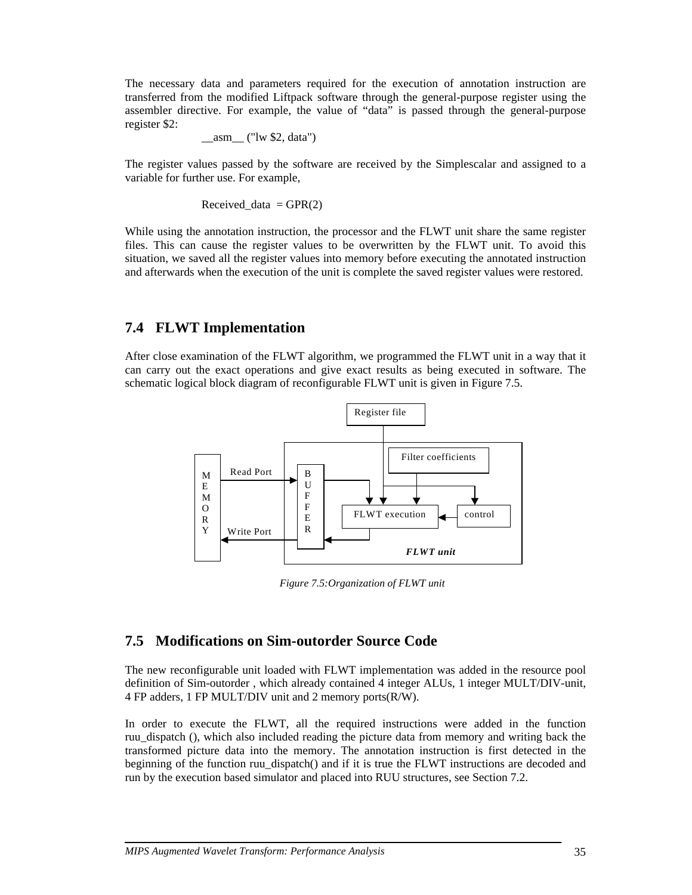The necessary data and parameters required for the execution of annotation instruction are transferred from the modified Liftpack software through the general-purpose register using the assembler directive. For example, the value of "data" is passed through the general-purpose register $2:

```
__asm__ ("lw $2, data")
```

The register values passed by the software are received by the Simplescalar and assigned to a variable for further use. For example,

```
Received_data  = GPR(2)
```

While using the annotation instruction, the processor and the FLWT unit share the same register files. This can cause the register values to be overwritten by the FLWT unit. To avoid this situation, we saved all the register values into memory before executing the annotated instruction and afterwards when the execution of the unit is complete the saved register values were restored.

## 7.4 FLWT Implementation

After close examination of the FLWT algorithm, we programmed the FLWT unit in a way that it can carry out the exact operations and give exact results as being executed in software. The schematic logical block diagram of reconfigurable FLWT unit is given in Figure 7.5.

*Figure 7.5:Organization of FLWT unit*

## 7.5 Modifications on Sim-outorder Source Code

The new reconfigurable unit loaded with FLWT implementation was added in the resource pool definition of Sim-outorder , which already contained 4 integer ALUs, 1 integer MULT/DIV-unit, 4 FP adders, 1 FP MULT/DIV unit and 2 memory ports(R/W).

In order to execute the FLWT, all the required instructions were added in the function ruu_dispatch (), which also included reading the picture data from memory and writing back the transformed picture data into the memory. The annotation instruction is first detected in the beginning of the function ruu_dispatch() and if it is true the FLWT instructions are decoded and run by the execution based simulator and placed into RUU structures, see Section 7.2.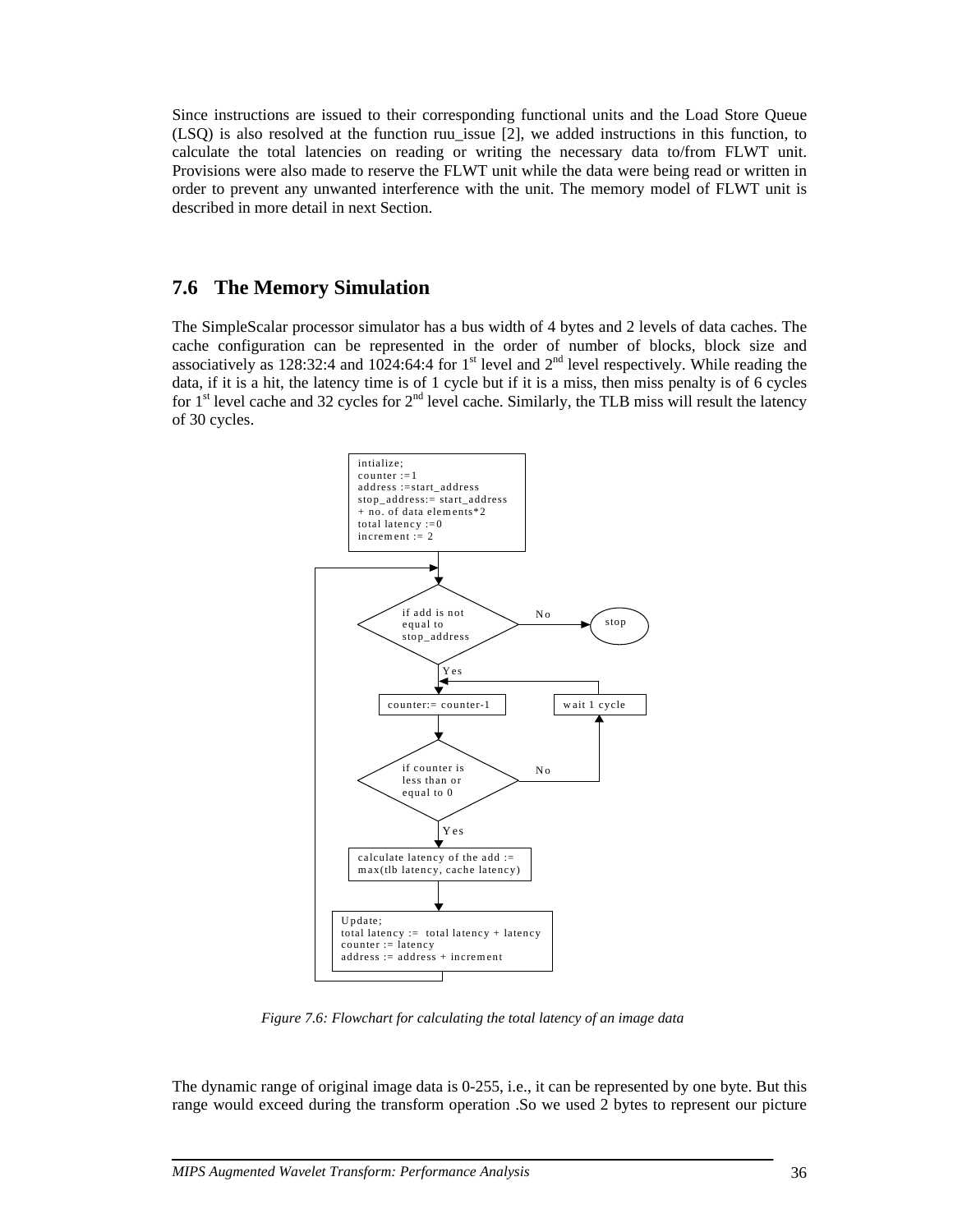Since instructions are issued to their corresponding functional units and the Load Store Queue (LSQ) is also resolved at the function ruu_issue [2], we added instructions in this function, to calculate the total latencies on reading or writing the necessary data to/from FLWT unit. Provisions were also made to reserve the FLWT unit while the data were being read or written in order to prevent any unwanted interference with the unit. The memory model of FLWT unit is described in more detail in next Section.

## 7.6 The Memory Simulation

The SimpleScalar processor simulator has a bus width of 4 bytes and 2 levels of data caches. The cache configuration can be represented in the order of number of blocks, block size and associatively as 128:32:4 and 1024:64:4 for 1st level and 2nd level respectively. While reading the data, if it is a hit, the latency time is of 1 cycle but if it is a miss, then miss penalty is of 6 cycles for 1st level cache and 32 cycles for 2nd level cache. Similarly, the TLB miss will result the latency of 30 cycles.

```
intialize;
counter :=1
address :=start_address
stop_address:= start_address + no. of data elements*2
total latency :=0
increment := 2

if add is not equal to stop_address   -- No --> stop
   | Yes
counter:= counter-1   <-- wait 1 cycle
if counter is less than or equal to 0   -- No --> wait 1 cycle
   | Yes
calculate latency of the add := max(tlb latency, cache latency)

Update;
total latency := total latency + latency
counter := latency
address := address + increment
   (loop back to "if add is not equal to stop_address")
```

*Figure 7.6: Flowchart for calculating the total latency of an image data*

The dynamic range of original image data is 0-255, i.e., it can be represented by one byte. But this range would exceed during the transform operation .So we used 2 bytes to represent our picture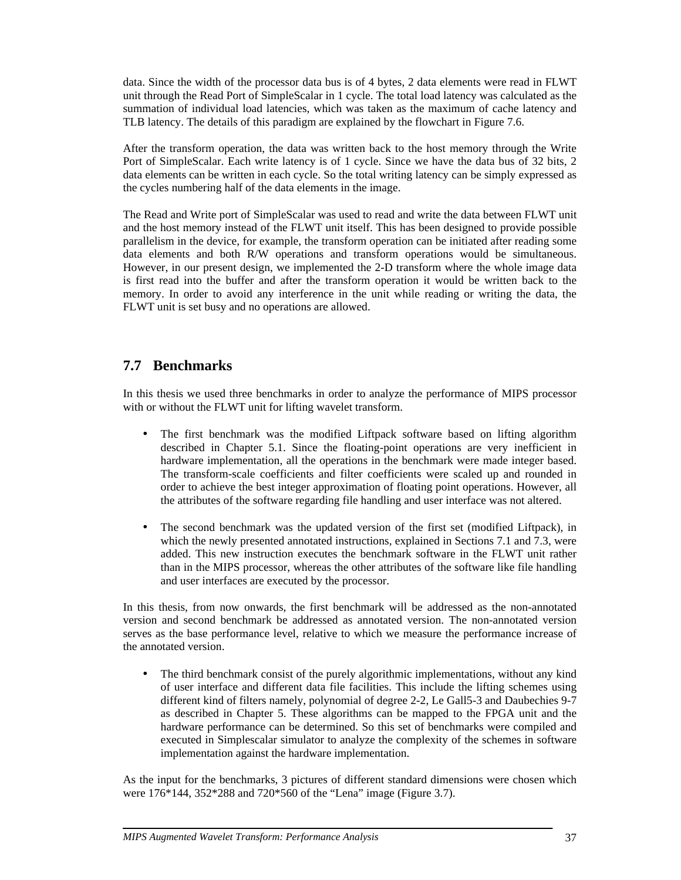data. Since the width of the processor data bus is of 4 bytes, 2 data elements were read in FLWT unit through the Read Port of SimpleScalar in 1 cycle. The total load latency was calculated as the summation of individual load latencies, which was taken as the maximum of cache latency and TLB latency. The details of this paradigm are explained by the flowchart in Figure 7.6.

After the transform operation, the data was written back to the host memory through the Write Port of SimpleScalar. Each write latency is of 1 cycle. Since we have the data bus of 32 bits, 2 data elements can be written in each cycle. So the total writing latency can be simply expressed as the cycles numbering half of the data elements in the image.

The Read and Write port of SimpleScalar was used to read and write the data between FLWT unit and the host memory instead of the FLWT unit itself. This has been designed to provide possible parallelism in the device, for example, the transform operation can be initiated after reading some data elements and both R/W operations and transform operations would be simultaneous. However, in our present design, we implemented the 2-D transform where the whole image data is first read into the buffer and after the transform operation it would be written back to the memory. In order to avoid any interference in the unit while reading or writing the data, the FLWT unit is set busy and no operations are allowed.

## 7.7 Benchmarks

In this thesis we used three benchmarks in order to analyze the performance of MIPS processor with or without the FLWT unit for lifting wavelet transform.

- The first benchmark was the modified Liftpack software based on lifting algorithm described in Chapter 5.1. Since the floating-point operations are very inefficient in hardware implementation, all the operations in the benchmark were made integer based. The transform-scale coefficients and filter coefficients were scaled up and rounded in order to achieve the best integer approximation of floating point operations. However, all the attributes of the software regarding file handling and user interface was not altered.

- The second benchmark was the updated version of the first set (modified Liftpack), in which the newly presented annotated instructions, explained in Sections 7.1 and 7.3, were added. This new instruction executes the benchmark software in the FLWT unit rather than in the MIPS processor, whereas the other attributes of the software like file handling and user interfaces are executed by the processor.

In this thesis, from now onwards, the first benchmark will be addressed as the non-annotated version and second benchmark be addressed as annotated version. The non-annotated version serves as the base performance level, relative to which we measure the performance increase of the annotated version.

- The third benchmark consist of the purely algorithmic implementations, without any kind of user interface and different data file facilities. This include the lifting schemes using different kind of filters namely, polynomial of degree 2-2, Le Gall5-3 and Daubechies 9-7 as described in Chapter 5. These algorithms can be mapped to the FPGA unit and the hardware performance can be determined. So this set of benchmarks were compiled and executed in Simplescalar simulator to analyze the complexity of the schemes in software implementation against the hardware implementation.

As the input for the benchmarks, 3 pictures of different standard dimensions were chosen which were 176*144, 352*288 and 720*560 of the "Lena" image (Figure 3.7).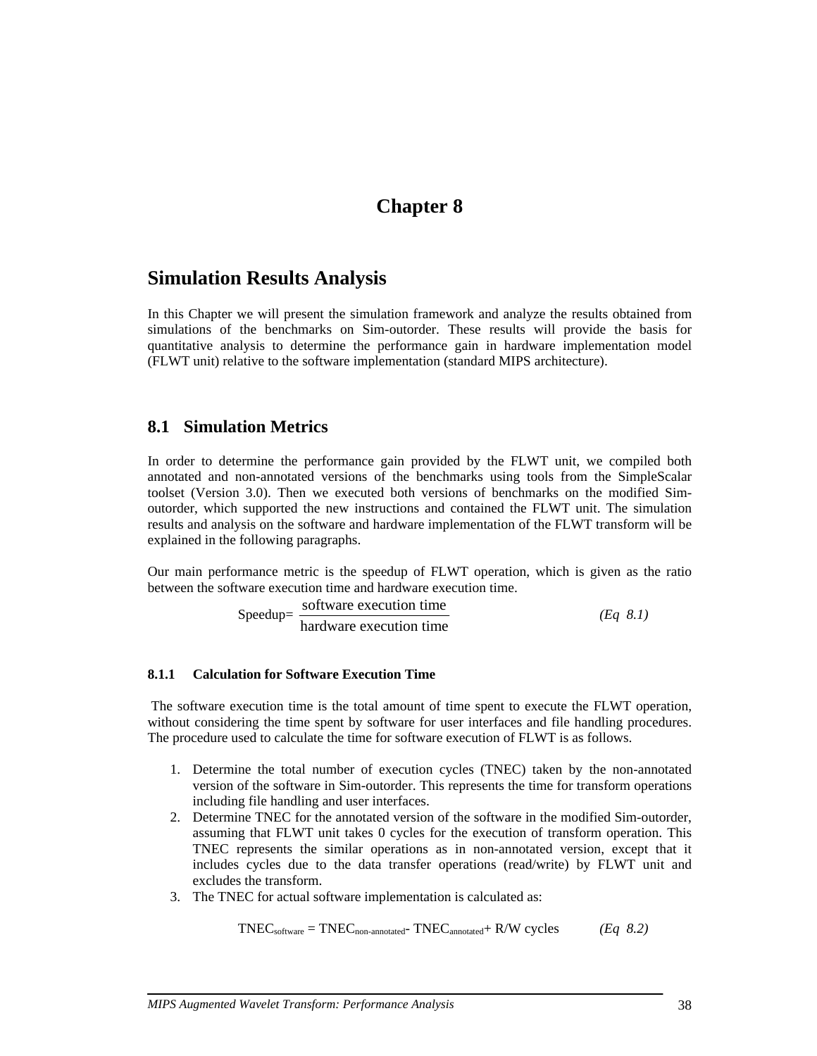# Chapter 8

# Simulation Results Analysis

In this Chapter we will present the simulation framework and analyze the results obtained from simulations of the benchmarks on Sim-outorder. These results will provide the basis for quantitative analysis to determine the performance gain in hardware implementation model (FLWT unit) relative to the software implementation (standard MIPS architecture).

## 8.1 Simulation Metrics

In order to determine the performance gain provided by the FLWT unit, we compiled both annotated and non-annotated versions of the benchmarks using tools from the SimpleScalar toolset (Version 3.0). Then we executed both versions of benchmarks on the modified Sim-outorder, which supported the new instructions and contained the FLWT unit. The simulation results and analysis on the software and hardware implementation of the FLWT transform will be explained in the following paragraphs.

Our main performance metric is the speedup of FLWT operation, which is given as the ratio between the software execution time and hardware execution time.

$$\text{Speedup} = \frac{\text{software execution time}}{\text{hardware execution time}} \qquad \textit{(Eq 8.1)}$$

### 8.1.1 Calculation for Software Execution Time

The software execution time is the total amount of time spent to execute the FLWT operation, without considering the time spent by software for user interfaces and file handling procedures. The procedure used to calculate the time for software execution of FLWT is as follows.

1. Determine the total number of execution cycles (TNEC) taken by the non-annotated version of the software in Sim-outorder. This represents the time for transform operations including file handling and user interfaces.
2. Determine TNEC for the annotated version of the software in the modified Sim-outorder, assuming that FLWT unit takes 0 cycles for the execution of transform operation. This TNEC represents the similar operations as in non-annotated version, except that it includes cycles due to the data transfer operations (read/write) by FLWT unit and excludes the transform.
3. The TNEC for actual software implementation is calculated as:

$$TNEC_{software} = TNEC_{non\text{-}annotated} - TNEC_{annotated} + \text{R/W cycles} \qquad \textit{(Eq 8.2)}$$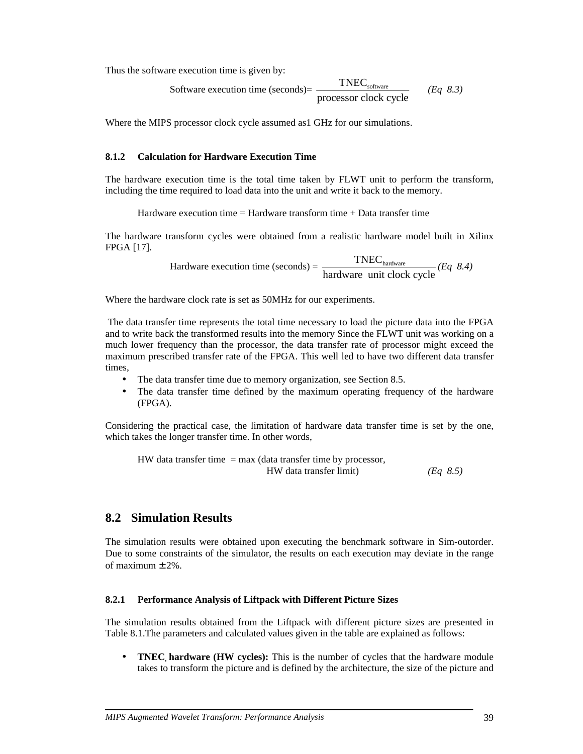Thus the software execution time is given by:

$$\text{Software execution time (seconds)} = \frac{\text{TNEC}_{\text{software}}}{\text{processor clock cycle}} \qquad \textit{(Eq 8.3)}$$

Where the MIPS processor clock cycle assumed as1 GHz for our simulations.

### 8.1.2 Calculation for Hardware Execution Time

The hardware execution time is the total time taken by FLWT unit to perform the transform, including the time required to load data into the unit and write it back to the memory.

Hardware execution time = Hardware transform time + Data transfer time

The hardware transform cycles were obtained from a realistic hardware model built in Xilinx FPGA [17].

$$\text{Hardware execution time (seconds)} = \frac{\text{TNEC}_{\text{hardware}}}{\text{hardware unit clock cycle}} \qquad \textit{(Eq 8.4)}$$

Where the hardware clock rate is set as 50MHz for our experiments.

The data transfer time represents the total time necessary to load the picture data into the FPGA and to write back the transformed results into the memory Since the FLWT unit was working on a much lower frequency than the processor, the data transfer rate of processor might exceed the maximum prescribed transfer rate of the FPGA. This well led to have two different data transfer times,

- The data transfer time due to memory organization, see Section 8.5.
- The data transfer time defined by the maximum operating frequency of the hardware (FPGA).

Considering the practical case, the limitation of hardware data transfer time is set by the one, which takes the longer transfer time. In other words,

HW data transfer time = max (data transfer time by processor, HW data transfer limit) *(Eq 8.5)*

## 8.2 Simulation Results

The simulation results were obtained upon executing the benchmark software in Sim-outorder. Due to some constraints of the simulator, the results on each execution may deviate in the range of maximum $\pm$ 2%.

### 8.2.1 Performance Analysis of Liftpack with Different Picture Sizes

The simulation results obtained from the Liftpack with different picture sizes are presented in Table 8.1.The parameters and calculated values given in the table are explained as follows:

- **TNEC, hardware (HW cycles):** This is the number of cycles that the hardware module takes to transform the picture and is defined by the architecture, the size of the picture and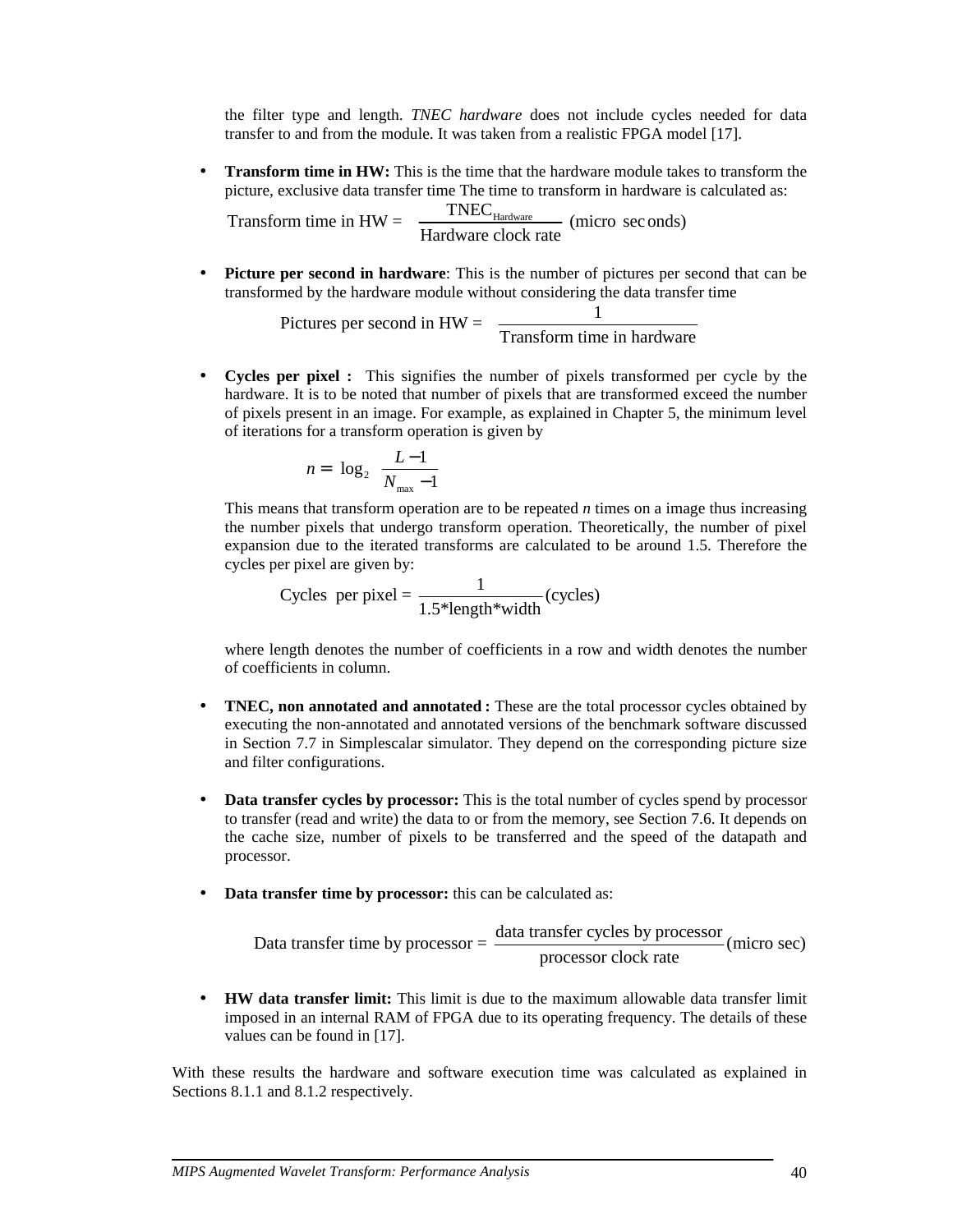the filter type and length. *TNEC hardware* does not include cycles needed for data transfer to and from the module. It was taken from a realistic FPGA model [17].

- **Transform time in HW:** This is the time that the hardware module takes to transform the picture, exclusive data transfer time The time to transform in hardware is calculated as:

$$\text{Transform time in HW} = \frac{\text{TNEC}_{\text{Hardware}}}{\text{Hardware clock rate}} \text{ (micro seconds)}$$

- **Picture per second in hardware**: This is the number of pictures per second that can be transformed by the hardware module without considering the data transfer time

$$\text{Pictures per second in HW} = \frac{1}{\text{Transform time in hardware}}$$

- **Cycles per pixel :** This signifies the number of pixels transformed per cycle by the hardware. It is to be noted that number of pixels that are transformed exceed the number of pixels present in an image. For example, as explained in Chapter 5, the minimum level of iterations for a transform operation is given by

$$n = \log_2 \frac{L-1}{N_{\max}-1}$$

This means that transform operation are to be repeated *n* times on a image thus increasing the number pixels that undergo transform operation. Theoretically, the number of pixel expansion due to the iterated transforms are calculated to be around 1.5. Therefore the cycles per pixel are given by:

$$\text{Cycles per pixel} = \frac{1}{1.5 * \text{length} * \text{width}} \text{ (cycles)}$$

where length denotes the number of coefficients in a row and width denotes the number of coefficients in column.

- **TNEC, non annotated and annotated :** These are the total processor cycles obtained by executing the non-annotated and annotated versions of the benchmark software discussed in Section 7.7 in Simplescalar simulator. They depend on the corresponding picture size and filter configurations.

- **Data transfer cycles by processor:** This is the total number of cycles spend by processor to transfer (read and write) the data to or from the memory, see Section 7.6. It depends on the cache size, number of pixels to be transferred and the speed of the datapath and processor.

- **Data transfer time by processor:** this can be calculated as:

$$\text{Data transfer time by processor} = \frac{\text{data transfer cycles by processor}}{\text{processor clock rate}} \text{ (micro sec)}$$

- **HW data transfer limit:** This limit is due to the maximum allowable data transfer limit imposed in an internal RAM of FPGA due to its operating frequency. The details of these values can be found in [17].

With these results the hardware and software execution time was calculated as explained in Sections 8.1.1 and 8.1.2 respectively.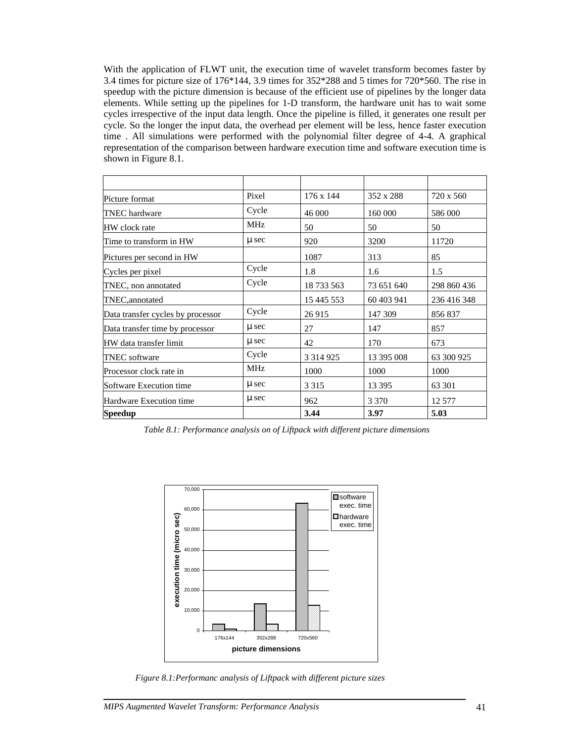With the application of FLWT unit, the execution time of wavelet transform becomes faster by 3.4 times for picture size of 176*144, 3.9 times for 352*288 and 5 times for 720*560. The rise in speedup with the picture dimension is because of the efficient use of pipelines by the longer data elements. While setting up the pipelines for 1-D transform, the hardware unit has to wait some cycles irrespective of the input data length. Once the pipeline is filled, it generates one result per cycle. So the longer the input data, the overhead per element will be less, hence faster execution time . All simulations were performed with the polynomial filter degree of 4-4. A graphical representation of the comparison between hardware execution time and software execution time is shown in Figure 8.1.

| | | | | |
|---|---|---|---|---|
| Picture format | Pixel | 176 x 144 | 352 x 288 | 720 x 560 |
| TNEC hardware | Cycle | 46 000 | 160 000 | 586 000 |
| HW clock rate | MHz | 50 | 50 | 50 |
| Time to transform in HW | µ sec | 920 | 3200 | 11720 |
| Pictures per second in HW | | 1087 | 313 | 85 |
| Cycles per pixel | Cycle | 1.8 | 1.6 | 1.5 |
| TNEC, non annotated | Cycle | 18 733 563 | 73 651 640 | 298 860 436 |
| TNEC,annotated | | 15 445 553 | 60 403 941 | 236 416 348 |
| Data transfer cycles by processor | Cycle | 26 915 | 147 309 | 856 837 |
| Data transfer time by processor | µ sec | 27 | 147 | 857 |
| HW data transfer limit | µ sec | 42 | 170 | 673 |
| TNEC software | Cycle | 3 314 925 | 13 395 008 | 63 300 925 |
| Processor clock rate in | MHz | 1000 | 1000 | 1000 |
| Software Execution time | µ sec | 3 315 | 13 395 | 63 301 |
| Hardware Execution time | µ sec | 962 | 3 370 | 12 577 |
| **Speedup** | | **3.44** | **3.97** | **5.03** |

*Table 8.1: Performance analysis on of Liftpack with different picture dimensions*

*Figure 8.1:Performanc analysis of Liftpack with different picture sizes*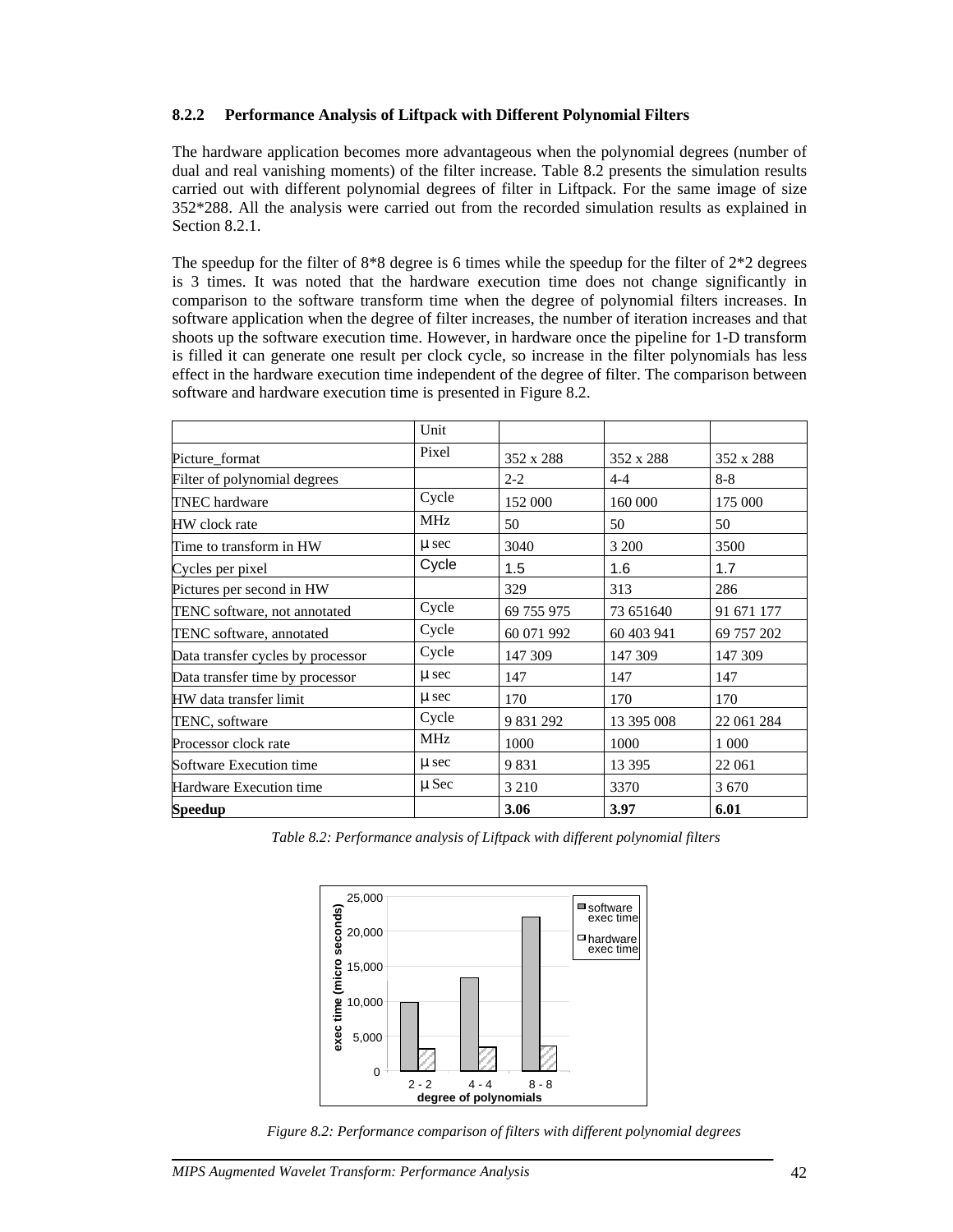### 8.2.2 Performance Analysis of Liftpack with Different Polynomial Filters

The hardware application becomes more advantageous when the polynomial degrees (number of dual and real vanishing moments) of the filter increase. Table 8.2 presents the simulation results carried out with different polynomial degrees of filter in Liftpack. For the same image of size 352*288. All the analysis were carried out from the recorded simulation results as explained in Section 8.2.1.

The speedup for the filter of 8*8 degree is 6 times while the speedup for the filter of 2*2 degrees is 3 times. It was noted that the hardware execution time does not change significantly in comparison to the software transform time when the degree of polynomial filters increases. In software application when the degree of filter increases, the number of iteration increases and that shoots up the software execution time. However, in hardware once the pipeline for 1-D transform is filled it can generate one result per clock cycle, so increase in the filter polynomials has less effect in the hardware execution time independent of the degree of filter. The comparison between software and hardware execution time is presented in Figure 8.2.

| | Unit | | | |
|---|---|---|---|---|
| Picture_format | Pixel | 352 x 288 | 352 x 288 | 352 x 288 |
| Filter of polynomial degrees | | 2-2 | 4-4 | 8-8 |
| TNEC hardware | Cycle | 152 000 | 160 000 | 175 000 |
| HW clock rate | MHz | 50 | 50 | 50 |
| Time to transform in HW | µ sec | 3040 | 3 200 | 3500 |
| Cycles per pixel | Cycle | 1.5 | 1.6 | 1.7 |
| Pictures per second in HW | | 329 | 313 | 286 |
| TENC software, not annotated | Cycle | 69 755 975 | 73 651640 | 91 671 177 |
| TENC software, annotated | Cycle | 60 071 992 | 60 403 941 | 69 757 202 |
| Data transfer cycles by processor | Cycle | 147 309 | 147 309 | 147 309 |
| Data transfer time by processor | µ sec | 147 | 147 | 147 |
| HW data transfer limit | µ sec | 170 | 170 | 170 |
| TENC, software | Cycle | 9 831 292 | 13 395 008 | 22 061 284 |
| Processor clock rate | MHz | 1000 | 1000 | 1 000 |
| Software Execution time | µ sec | 9 831 | 13 395 | 22 061 |
| Hardware Execution time | µ Sec | 3 210 | 3370 | 3 670 |
| **Speedup** | | **3.06** | **3.97** | **6.01** |

*Table 8.2: Performance analysis of Liftpack with different polynomial filters*

*Figure 8.2: Performance comparison of filters with different polynomial degrees*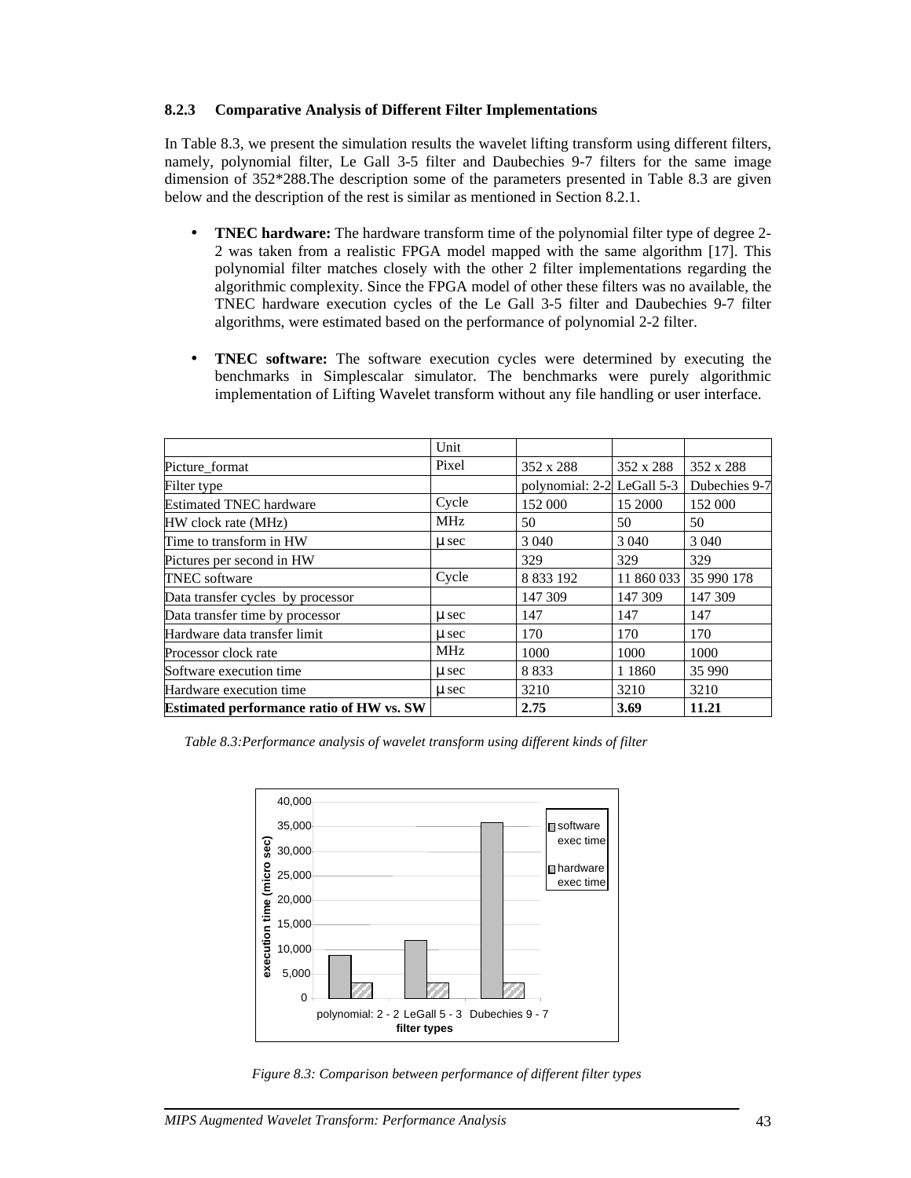### 8.2.3 Comparative Analysis of Different Filter Implementations

In Table 8.3, we present the simulation results the wavelet lifting transform using different filters, namely, polynomial filter, Le Gall 3-5 filter and Daubechies 9-7 filters for the same image dimension of 352*288.The description some of the parameters presented in Table 8.3 are given below and the description of the rest is similar as mentioned in Section 8.2.1.

- **TNEC hardware:** The hardware transform time of the polynomial filter type of degree 2-2 was taken from a realistic FPGA model mapped with the same algorithm [17]. This polynomial filter matches closely with the other 2 filter implementations regarding the algorithmic complexity. Since the FPGA model of other these filters was no available, the TNEC hardware execution cycles of the Le Gall 3-5 filter and Daubechies 9-7 filter algorithms, were estimated based on the performance of polynomial 2-2 filter.

- **TNEC software:** The software execution cycles were determined by executing the benchmarks in Simplescalar simulator. The benchmarks were purely algorithmic implementation of Lifting Wavelet transform without any file handling or user interface.

| | Unit | | | |
|---|---|---|---|---|
| Picture_format | Pixel | 352 x 288 | 352 x 288 | 352 x 288 |
| Filter type | | polynomial: 2-2 | LeGall 5-3 | Dubechies 9-7 |
| Estimated TNEC hardware | Cycle | 152 000 | 15 2000 | 152 000 |
| HW clock rate (MHz) | MHz | 50 | 50 | 50 |
| Time to transform in HW | µ sec | 3 040 | 3 040 | 3 040 |
| Pictures per second in HW | | 329 | 329 | 329 |
| TNEC software | Cycle | 8 833 192 | 11 860 033 | 35 990 178 |
| Data transfer cycles by processor | | 147 309 | 147 309 | 147 309 |
| Data transfer time by processor | µ sec | 147 | 147 | 147 |
| Hardware data transfer limit | µ sec | 170 | 170 | 170 |
| Processor clock rate | MHz | 1000 | 1000 | 1000 |
| Software execution time | µ sec | 8 833 | 1 1860 | 35 990 |
| Hardware execution time | µ sec | 3210 | 3210 | 3210 |
| **Estimated performance ratio of HW vs. SW** | | **2.75** | **3.69** | **11.21** |

*Table 8.3:Performance analysis of wavelet transform using different kinds of filter*

*Figure 8.3: Comparison between performance of different filter types*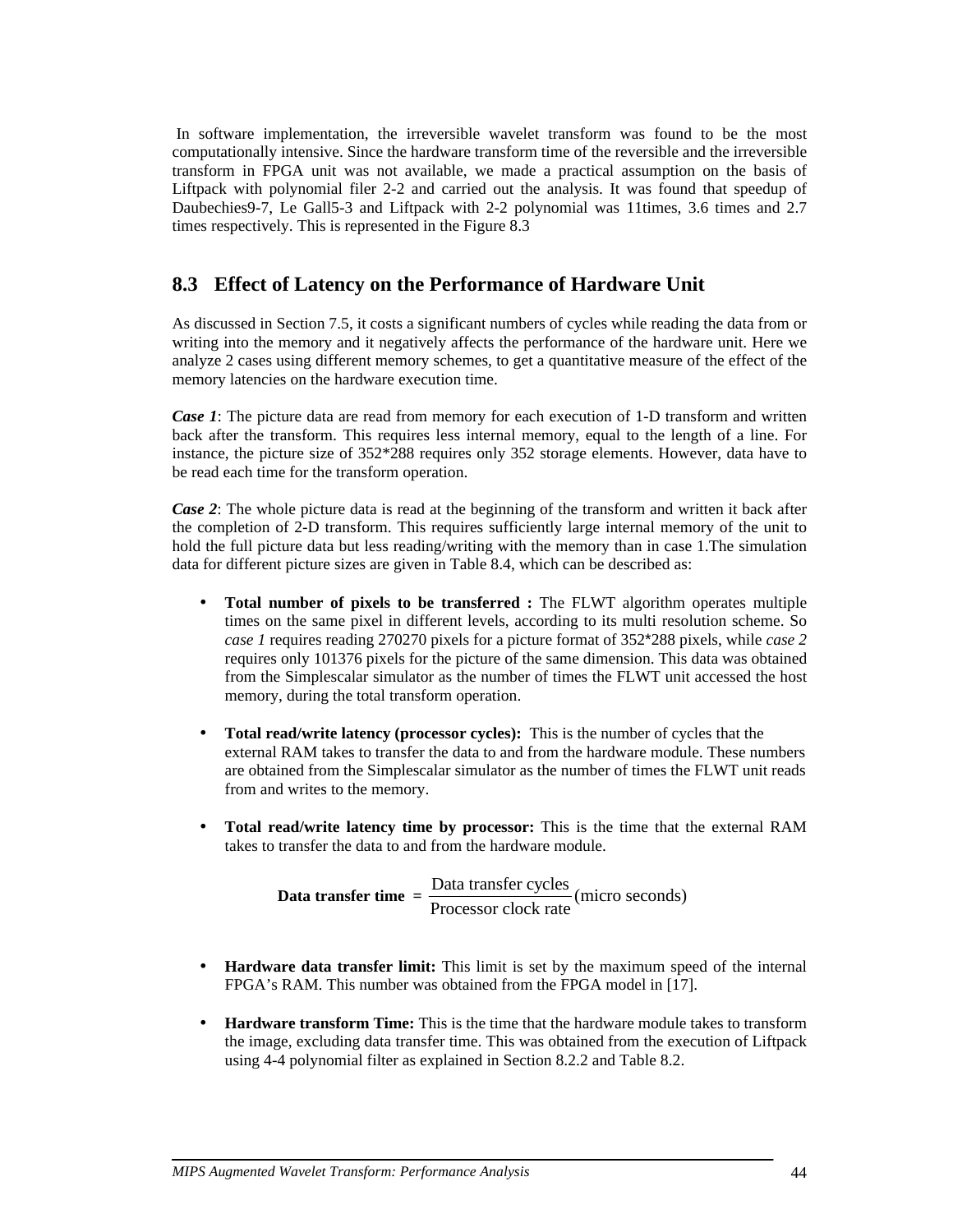In software implementation, the irreversible wavelet transform was found to be the most computationally intensive. Since the hardware transform time of the reversible and the irreversible transform in FPGA unit was not available, we made a practical assumption on the basis of Liftpack with polynomial filer 2-2 and carried out the analysis. It was found that speedup of Daubechies9-7, Le Gall5-3 and Liftpack with 2-2 polynomial was 11times, 3.6 times and 2.7 times respectively. This is represented in the Figure 8.3

## 8.3 Effect of Latency on the Performance of Hardware Unit

As discussed in Section 7.5, it costs a significant numbers of cycles while reading the data from or writing into the memory and it negatively affects the performance of the hardware unit. Here we analyze 2 cases using different memory schemes, to get a quantitative measure of the effect of the memory latencies on the hardware execution time.

***Case 1***: The picture data are read from memory for each execution of 1-D transform and written back after the transform. This requires less internal memory, equal to the length of a line. For instance, the picture size of 352*288 requires only 352 storage elements. However, data have to be read each time for the transform operation.

***Case 2***: The whole picture data is read at the beginning of the transform and written it back after the completion of 2-D transform. This requires sufficiently large internal memory of the unit to hold the full picture data but less reading/writing with the memory than in case 1.The simulation data for different picture sizes are given in Table 8.4, which can be described as:

- **Total number of pixels to be transferred :** The FLWT algorithm operates multiple times on the same pixel in different levels, according to its multi resolution scheme. So *case 1* requires reading 270270 pixels for a picture format of 352*288 pixels, while *case 2* requires only 101376 pixels for the picture of the same dimension. This data was obtained from the Simplescalar simulator as the number of times the FLWT unit accessed the host memory, during the total transform operation.

- **Total read/write latency (processor cycles):** This is the number of cycles that the external RAM takes to transfer the data to and from the hardware module. These numbers are obtained from the Simplescalar simulator as the number of times the FLWT unit reads from and writes to the memory.

- **Total read/write latency time by processor:** This is the time that the external RAM takes to transfer the data to and from the hardware module.

$$\textbf{Data transfer time} = \frac{\text{Data transfer cycles}}{\text{Processor clock rate}}(\text{micro seconds})$$

- **Hardware data transfer limit:** This limit is set by the maximum speed of the internal FPGA's RAM. This number was obtained from the FPGA model in [17].

- **Hardware transform Time:** This is the time that the hardware module takes to transform the image, excluding data transfer time. This was obtained from the execution of Liftpack using 4-4 polynomial filter as explained in Section 8.2.2 and Table 8.2.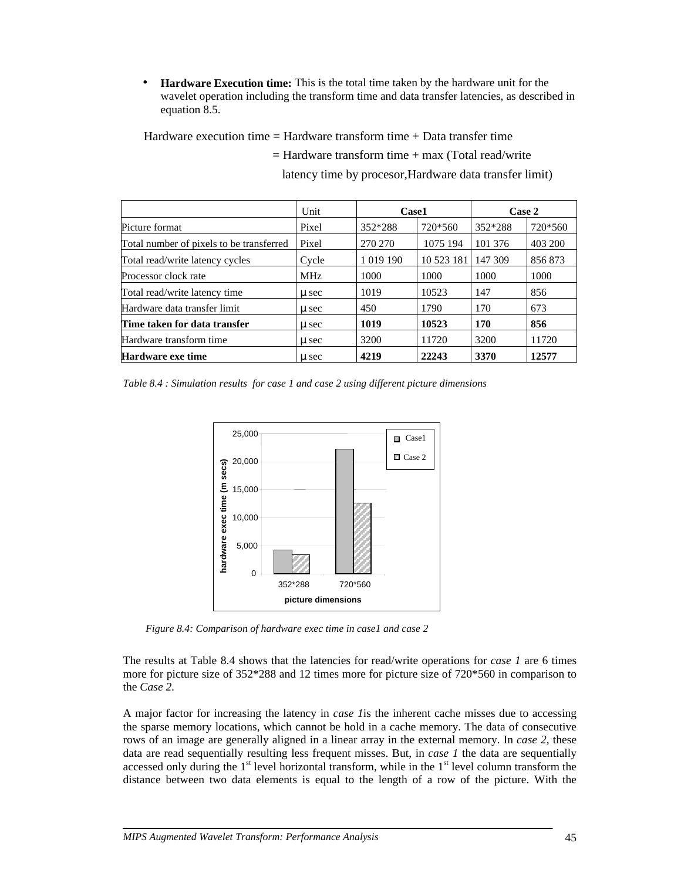- **Hardware Execution time:** This is the total time taken by the hardware unit for the wavelet operation including the transform time and data transfer latencies, as described in equation 8.5.

Hardware execution time = Hardware transform time + Data transfer time

= Hardware transform time + max (Total read/write latency time by procesor,Hardware data transfer limit)

| | Unit | Case1 | | Case 2 | |
|---|---|---|---|---|---|
| Picture format | Pixel | 352*288 | 720*560 | 352*288 | 720*560 |
| Total number of pixels to be transferred | Pixel | 270 270 | 1075 194 | 101 376 | 403 200 |
| Total read/write latency cycles | Cycle | 1 019 190 | 10 523 181 | 147 309 | 856 873 |
| Processor clock rate | MHz | 1000 | 1000 | 1000 | 1000 |
| Total read/write latency time | μ sec | 1019 | 10523 | 147 | 856 |
| Hardware data transfer limit | μ sec | 450 | 1790 | 170 | 673 |
| **Time taken for data transfer** | μ sec | **1019** | **10523** | **170** | **856** |
| Hardware transform time | μ sec | 3200 | 11720 | 3200 | 11720 |
| **Hardware exe time** | μ sec | **4219** | **22243** | **3370** | **12577** |

*Table 8.4 : Simulation results for case 1 and case 2 using different picture dimensions*

*Figure 8.4: Comparison of hardware exec time in case1 and case 2*

The results at Table 8.4 shows that the latencies for read/write operations for *case 1* are 6 times more for picture size of 352*288 and 12 times more for picture size of 720*560 in comparison to the *Case 2*.

A major factor for increasing the latency in *case 1*is the inherent cache misses due to accessing the sparse memory locations, which cannot be hold in a cache memory. The data of consecutive rows of an image are generally aligned in a linear array in the external memory. In *case 2*, these data are read sequentially resulting less frequent misses. But, in *case 1* the data are sequentially accessed only during the 1st level horizontal transform, while in the 1st level column transform the distance between two data elements is equal to the length of a row of the picture. With the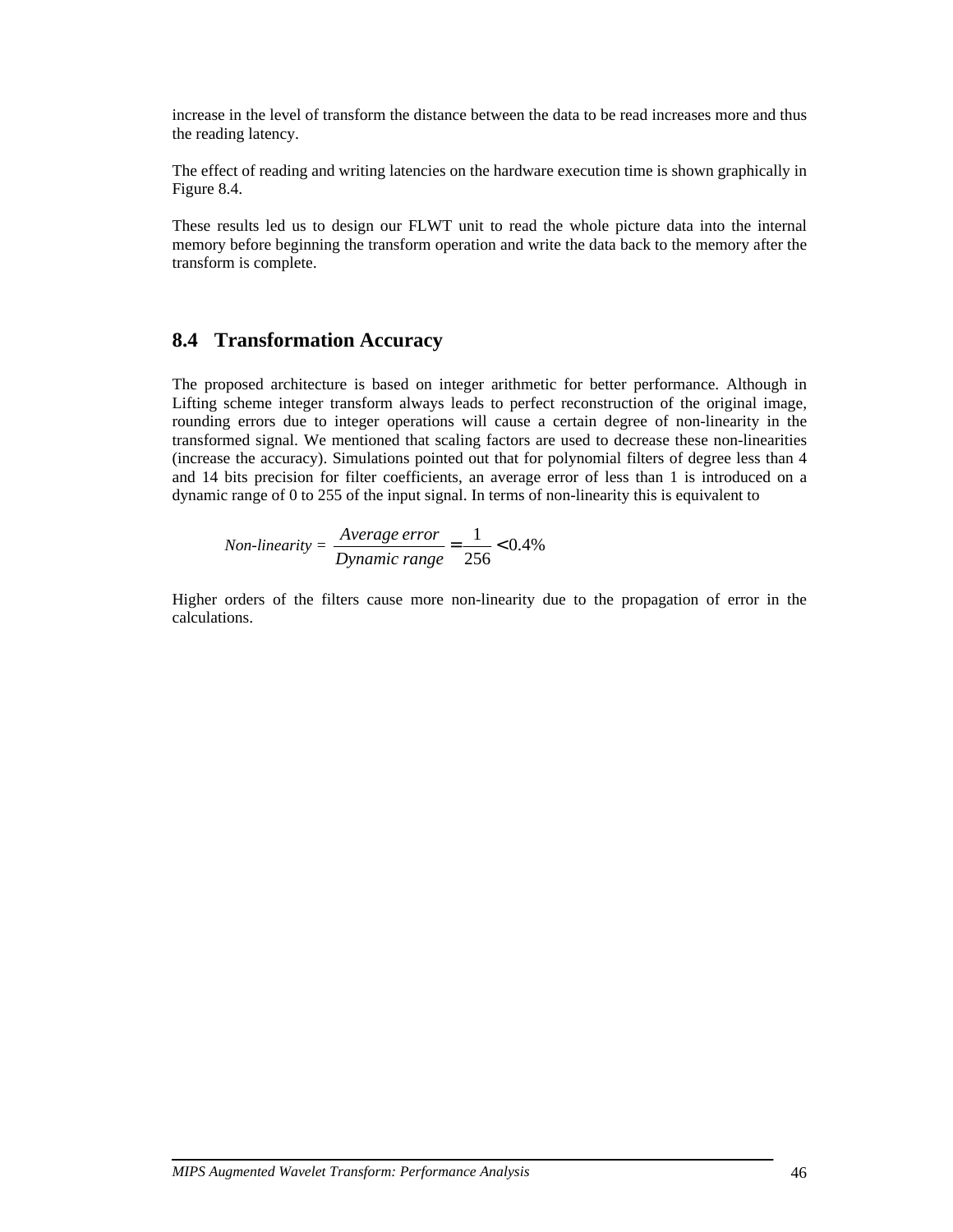increase in the level of transform the distance between the data to be read increases more and thus the reading latency.

The effect of reading and writing latencies on the hardware execution time is shown graphically in Figure 8.4.

These results led us to design our FLWT unit to read the whole picture data into the internal memory before beginning the transform operation and write the data back to the memory after the transform is complete.

## 8.4 Transformation Accuracy

The proposed architecture is based on integer arithmetic for better performance. Although in Lifting scheme integer transform always leads to perfect reconstruction of the original image, rounding errors due to integer operations will cause a certain degree of non-linearity in the transformed signal. We mentioned that scaling factors are used to decrease these non-linearities (increase the accuracy). Simulations pointed out that for polynomial filters of degree less than 4 and 14 bits precision for filter coefficients, an average error of less than 1 is introduced on a dynamic range of 0 to 255 of the input signal. In terms of non-linearity this is equivalent to

$$\textit{Non-linearity} = \frac{\textit{Average error}}{\textit{Dynamic range}} = \frac{1}{256} < 0.4\%$$

Higher orders of the filters cause more non-linearity due to the propagation of error in the calculations.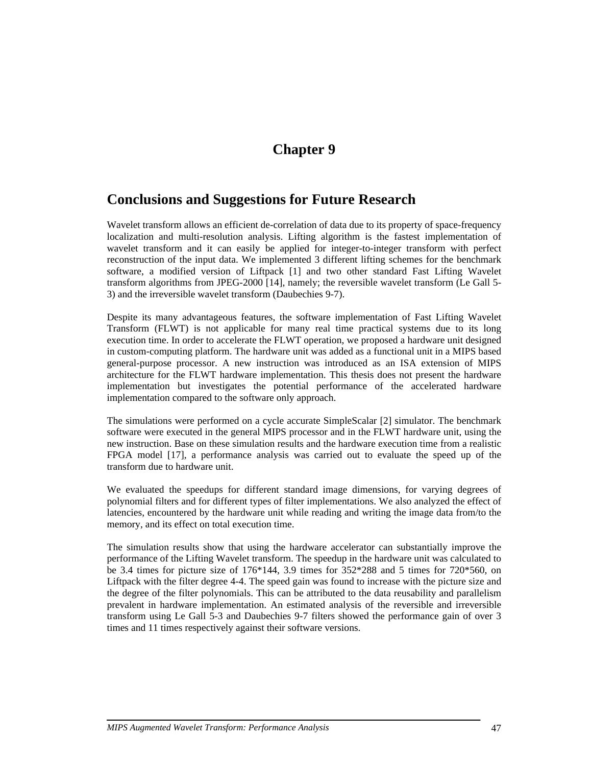# Chapter 9

## Conclusions and Suggestions for Future Research

Wavelet transform allows an efficient de-correlation of data due to its property of space-frequency localization and multi-resolution analysis. Lifting algorithm is the fastest implementation of wavelet transform and it can easily be applied for integer-to-integer transform with perfect reconstruction of the input data. We implemented 3 different lifting schemes for the benchmark software, a modified version of Liftpack [1] and two other standard Fast Lifting Wavelet transform algorithms from JPEG-2000 [14], namely; the reversible wavelet transform (Le Gall 5-3) and the irreversible wavelet transform (Daubechies 9-7).

Despite its many advantageous features, the software implementation of Fast Lifting Wavelet Transform (FLWT) is not applicable for many real time practical systems due to its long execution time. In order to accelerate the FLWT operation, we proposed a hardware unit designed in custom-computing platform. The hardware unit was added as a functional unit in a MIPS based general-purpose processor. A new instruction was introduced as an ISA extension of MIPS architecture for the FLWT hardware implementation. This thesis does not present the hardware implementation but investigates the potential performance of the accelerated hardware implementation compared to the software only approach.

The simulations were performed on a cycle accurate SimpleScalar [2] simulator. The benchmark software were executed in the general MIPS processor and in the FLWT hardware unit, using the new instruction. Base on these simulation results and the hardware execution time from a realistic FPGA model [17], a performance analysis was carried out to evaluate the speed up of the transform due to hardware unit.

We evaluated the speedups for different standard image dimensions, for varying degrees of polynomial filters and for different types of filter implementations. We also analyzed the effect of latencies, encountered by the hardware unit while reading and writing the image data from/to the memory, and its effect on total execution time.

The simulation results show that using the hardware accelerator can substantially improve the performance of the Lifting Wavelet transform. The speedup in the hardware unit was calculated to be 3.4 times for picture size of 176*144, 3.9 times for 352*288 and 5 times for 720*560, on Liftpack with the filter degree 4-4. The speed gain was found to increase with the picture size and the degree of the filter polynomials. This can be attributed to the data reusability and parallelism prevalent in hardware implementation. An estimated analysis of the reversible and irreversible transform using Le Gall 5-3 and Daubechies 9-7 filters showed the performance gain of over 3 times and 11 times respectively against their software versions.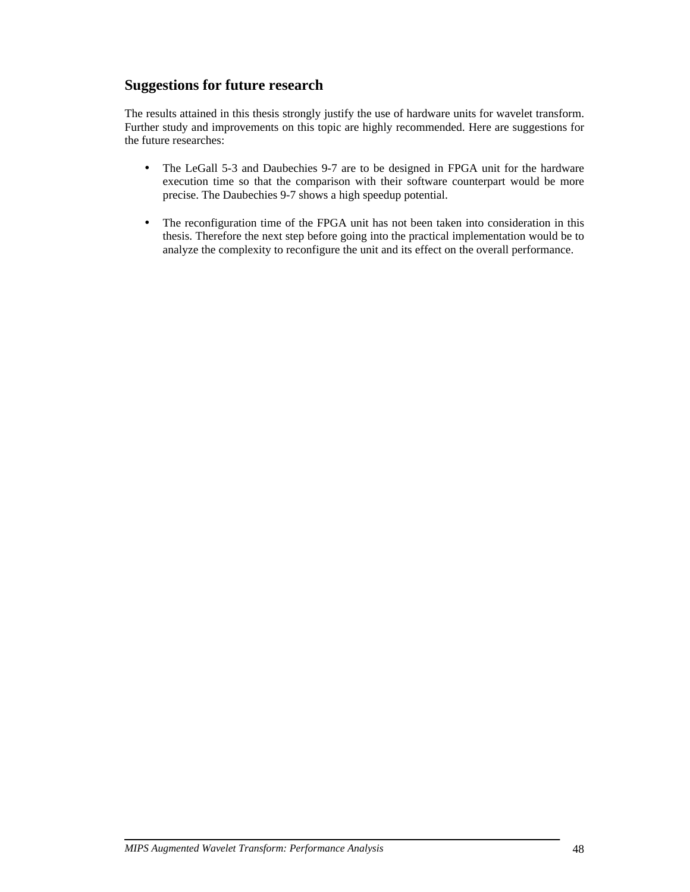## Suggestions for future research

The results attained in this thesis strongly justify the use of hardware units for wavelet transform. Further study and improvements on this topic are highly recommended. Here are suggestions for the future researches:

- The LeGall 5-3 and Daubechies 9-7 are to be designed in FPGA unit for the hardware execution time so that the comparison with their software counterpart would be more precise. The Daubechies 9-7 shows a high speedup potential.

- The reconfiguration time of the FPGA unit has not been taken into consideration in this thesis. Therefore the next step before going into the practical implementation would be to analyze the complexity to reconfigure the unit and its effect on the overall performance.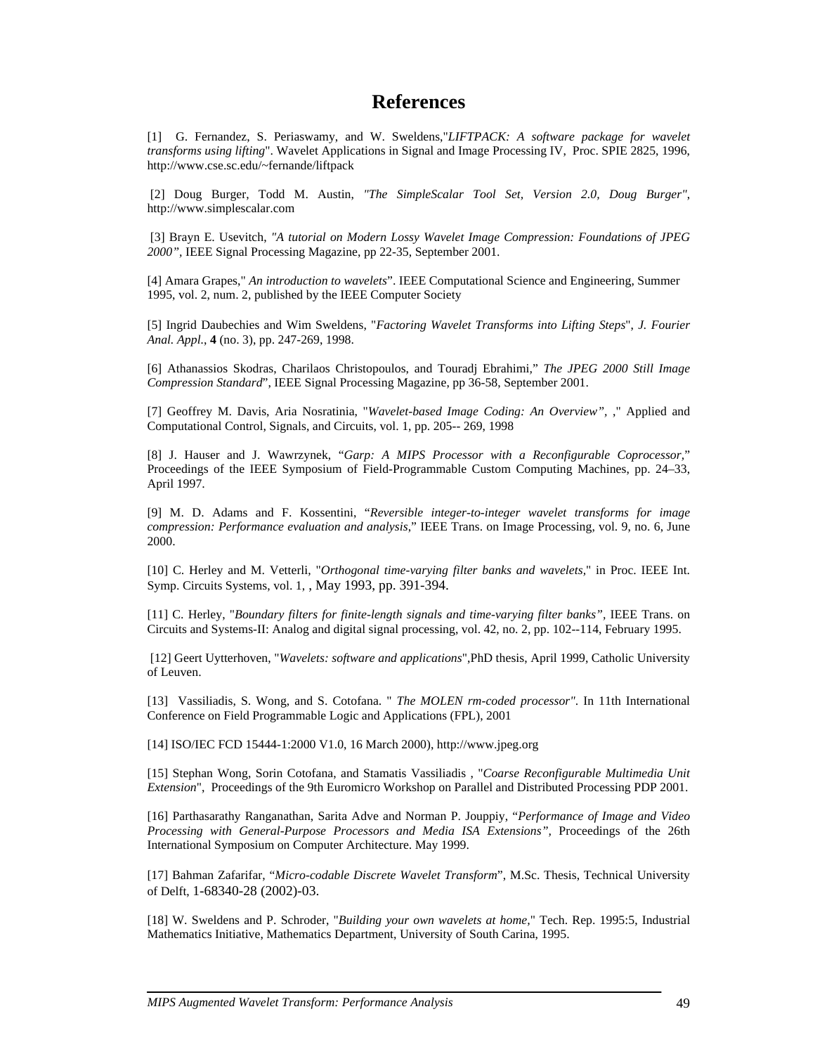# References

[1] G. Fernandez, S. Periaswamy, and W. Sweldens,"*LIFTPACK: A software package for wavelet transforms using lifting*". Wavelet Applications in Signal and Image Processing IV, Proc. SPIE 2825, 1996, http://www.cse.sc.edu/~fernande/liftpack

[2] Doug Burger, Todd M. Austin, *"The SimpleScalar Tool Set, Version 2.0, Doug Burger"*, http://www.simplescalar.com

[3] Brayn E. Usevitch, *"A tutorial on Modern Lossy Wavelet Image Compression: Foundations of JPEG 2000"*, IEEE Signal Processing Magazine, pp 22-35, September 2001.

[4] Amara Grapes," *An introduction to wavelets*". IEEE Computational Science and Engineering, Summer 1995, vol. 2, num. 2, published by the IEEE Computer Society

[5] Ingrid Daubechies and Wim Sweldens, "*Factoring Wavelet Transforms into Lifting Steps*", *J. Fourier Anal. Appl.*, **4** (no. 3), pp. 247-269, 1998.

[6] Athanassios Skodras, Charilaos Christopoulos, and Touradj Ebrahimi," *The JPEG 2000 Still Image Compression Standard*", IEEE Signal Processing Magazine, pp 36-58, September 2001.

[7] Geoffrey M. Davis, Aria Nosratinia, "*Wavelet-based Image Coding: An Overview"*, ," Applied and Computational Control, Signals, and Circuits, vol. 1, pp. 205-- 269, 1998

[8] J. Hauser and J. Wawrzynek, "*Garp: A MIPS Processor with a Reconfigurable Coprocessor*," Proceedings of the IEEE Symposium of Field-Programmable Custom Computing Machines, pp. 24–33, April 1997.

[9] M. D. Adams and F. Kossentini, "*Reversible integer-to-integer wavelet transforms for image compression: Performance evaluation and analysis*," IEEE Trans. on Image Processing, vol. 9, no. 6, June 2000.

[10] C. Herley and M. Vetterli, "*Orthogonal time-varying filter banks and wavelets*," in Proc. IEEE Int. Symp. Circuits Systems, vol. 1, , May 1993, pp. 391-394.

[11] C. Herley, "*Boundary filters for finite-length signals and time-varying filter banks"*, IEEE Trans. on Circuits and Systems-II: Analog and digital signal processing, vol. 42, no. 2, pp. 102--114, February 1995.

[12] Geert Uytterhoven, "*Wavelets: software and applications*",PhD thesis, April 1999, Catholic University of Leuven.

[13] Vassiliadis, S. Wong, and S. Cotofana. " *The MOLEN rm-coded processor"*. In 11th International Conference on Field Programmable Logic and Applications (FPL), 2001

[14] ISO/IEC FCD 15444-1:2000 V1.0, 16 March 2000), http://www.jpeg.org

[15] Stephan Wong, Sorin Cotofana, and Stamatis Vassiliadis , "*Coarse Reconfigurable Multimedia Unit Extension*", Proceedings of the 9th Euromicro Workshop on Parallel and Distributed Processing PDP 2001.

[16] Parthasarathy Ranganathan, Sarita Adve and Norman P. Jouppiy, "*Performance of Image and Video Processing with General-Purpose Processors and Media ISA Extensions"*, Proceedings of the 26th International Symposium on Computer Architecture. May 1999.

[17] Bahman Zafarifar, "*Micro-codable Discrete Wavelet Transform*", M.Sc. Thesis, Technical University of Delft, 1-68340-28 (2002)-03.

[18] W. Sweldens and P. Schroder, "*Building your own wavelets at home*," Tech. Rep. 1995:5, Industrial Mathematics Initiative, Mathematics Department, University of South Carina, 1995.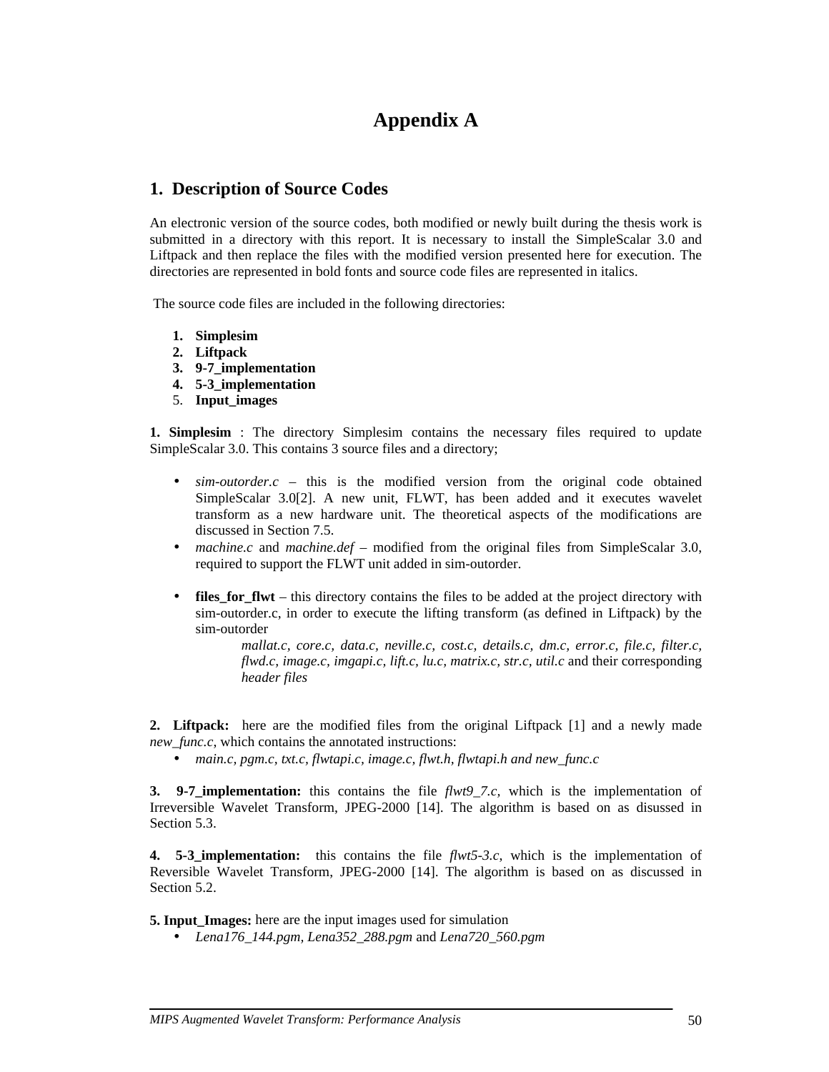# Appendix A

## 1. Description of Source Codes

An electronic version of the source codes, both modified or newly built during the thesis work is submitted in a directory with this report. It is necessary to install the SimpleScalar 3.0 and Liftpack and then replace the files with the modified version presented here for execution. The directories are represented in bold fonts and source code files are represented in italics.

The source code files are included in the following directories:

1. **Simplesim**
2. **Liftpack**
3. **9-7_implementation**
4. **5-3_implementation**
5. **Input_images**

**1. Simplesim** : The directory Simplesim contains the necessary files required to update SimpleScalar 3.0. This contains 3 source files and a directory;

- *sim-outorder.c* – this is the modified version from the original code obtained SimpleScalar 3.0[2]. A new unit, FLWT, has been added and it executes wavelet transform as a new hardware unit. The theoretical aspects of the modifications are discussed in Section 7.5.
- *machine.c* and *machine.def* – modified from the original files from SimpleScalar 3.0, required to support the FLWT unit added in sim-outorder.
- **files_for_flwt** – this directory contains the files to be added at the project directory with sim-outorder.c, in order to execute the lifting transform (as defined in Liftpack) by the sim-outorder

  *mallat.c, core.c, data.c, neville.c, cost.c, details.c, dm.c, error.c, file.c, filter.c, flwd.c, image.c, imgapi.c, lift.c, lu.c, matrix.c, str.c, util.c* and their corresponding *header files*

**2. Liftpack:** here are the modified files from the original Liftpack [1] and a newly made *new_func.c*, which contains the annotated instructions:

- *main.c, pgm.c, txt.c, flwtapi.c, image.c, flwt.h, flwtapi.h and new_func.c*

**3. 9-7_implementation:** this contains the file *flwt9_7.c,* which is the implementation of Irreversible Wavelet Transform, JPEG-2000 [14]. The algorithm is based on as disussed in Section 5.3.

**4. 5-3_implementation:** this contains the file *flwt5-3.c*, which is the implementation of Reversible Wavelet Transform, JPEG-2000 [14]. The algorithm is based on as discussed in Section 5.2.

**5. Input_Images:** here are the input images used for simulation

- *Lena176_144.pgm, Lena352_288.pgm* and *Lena720_560.pgm*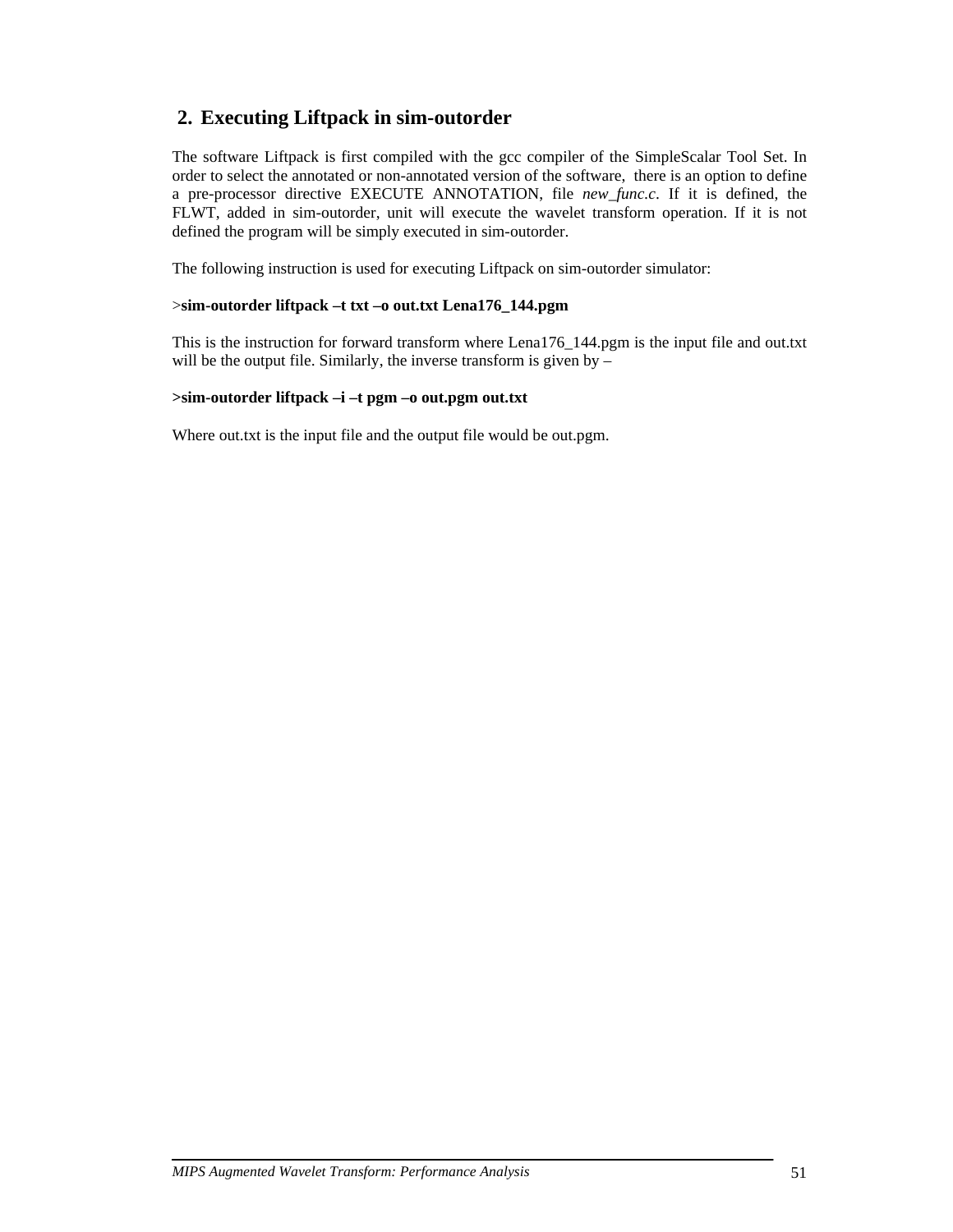## 2. Executing Liftpack in sim-outorder

The software Liftpack is first compiled with the gcc compiler of the SimpleScalar Tool Set. In order to select the annotated or non-annotated version of the software, there is an option to define a pre-processor directive EXECUTE ANNOTATION, file *new_func.c*. If it is defined, the FLWT, added in sim-outorder, unit will execute the wavelet transform operation. If it is not defined the program will be simply executed in sim-outorder.

The following instruction is used for executing Liftpack on sim-outorder simulator:

>**sim-outorder liftpack –t txt –o out.txt Lena176_144.pgm**

This is the instruction for forward transform where Lena176_144.pgm is the input file and out.txt will be the output file. Similarly, the inverse transform is given by –

**>sim-outorder liftpack –i –t pgm –o out.pgm out.txt**

Where out.txt is the input file and the output file would be out.pgm.